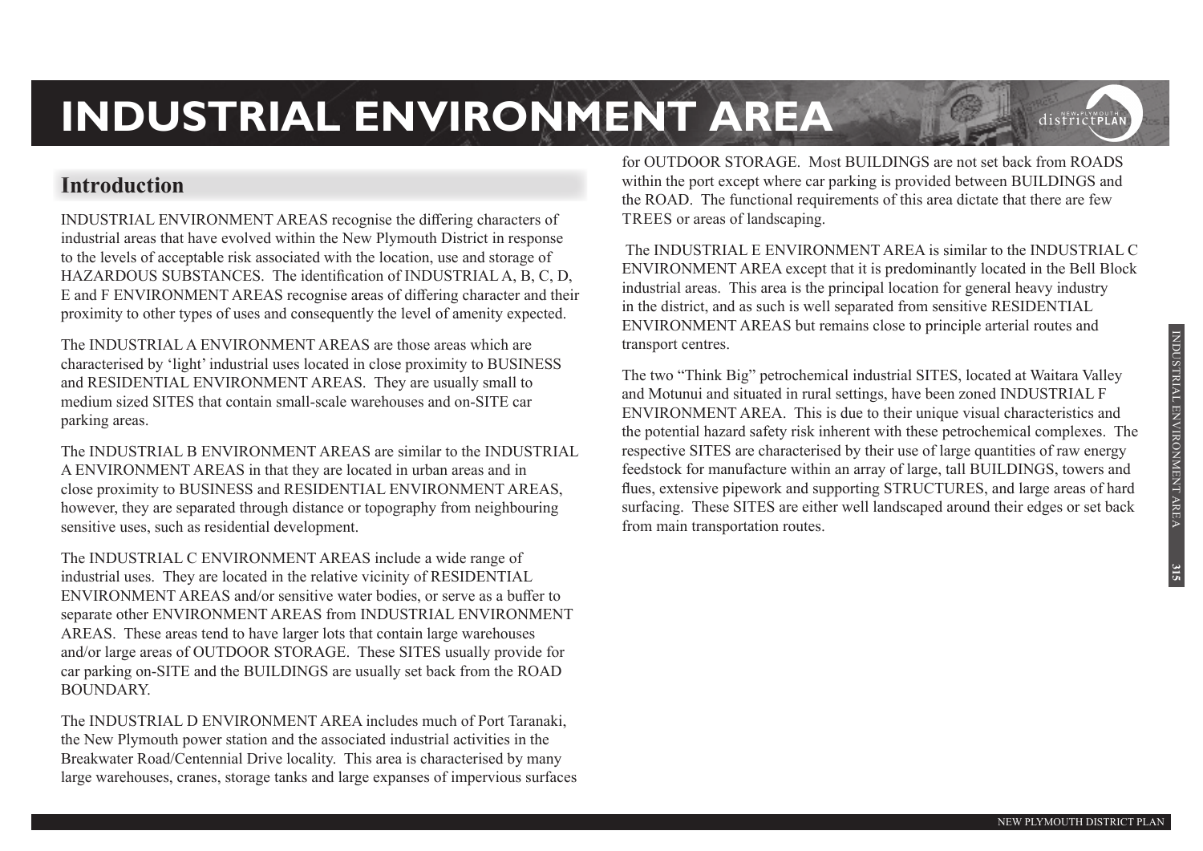# INDUSTRIAL ENVIRONMENT AREA

## Introduction

INDUSTRIAL ENVIRONMENT AREAS recognise the differing characters of industrial areas that have evolved within the New Plymouth District in response to the levels of acceptable risk associated with the location, use and storage of HAZARDOUS SUBSTANCES. The identification of INDUSTRIAL A, B, C, D, E and F ENVIRONMENT AREAS recognise areas of differing character and their proximity to other types of uses and consequently the level of amenity expected.

The INDUSTRIAL A ENVIRONMENT AREAS are those areas which are characterised by 'light' industrial uses located in close proximity to BUSINESS and RESIDENTIAL ENVIRONMENT AREAS. They are usually small to medium sized SITES that contain small-scale warehouses and on-SITE car parking areas.

The INDUSTRIAL B ENVIRONMENT AREAS are similar to the INDUSTRIAL A ENVIRONMENT AREAS in that they are located in urban areas and in close proximity to BUSINESS and RESIDENTIAL ENVIRONMENT AREAS, however, they are separated through distance or topography from neighbouring sensitive uses, such as residential development.

The INDUSTRIAL C ENVIRONMENT AREAS include a wide range of industrial uses. They are located in the relative vicinity of RESIDENTIAL ENVIRONMENT AREAS and/or sensitive water bodies, or serve as a buffer to separate other ENVIRONMENT AREAS from INDUSTRIAL ENVIRONMENT AREAS. These areas tend to have larger lots that contain large warehouses and/or large areas of OUTDOOR STORAGE. These SITES usually provide for car parking on-SITE and the BUILDINGS are usually set back from the ROAD BOUNDARY.

The INDUSTRIAL D ENVIRONMENT AREA includes much of Port Taranaki, the New Plymouth power station and the associated industrial activities in the Breakwater Road/Centennial Drive locality. This area is characterised by many large warehouses, cranes, storage tanks and large expanses of impervious surfaces for OUTDOOR STORAGE. Most BUILDINGS are not set back from ROADS within the port except where car parking is provided between BUILDINGS and the ROAD. The functional requirements of this area dictate that there are few TREES or areas of landscaping.

The INDUSTRIAL E ENVIRONMENT AREA is similar to the INDUSTRIAL C ENVIRONMENT AREA except that it is predominantly located in the Bell Block industrial areas. This area is the principal location for general heavy industry in the district, and as such is well separated from sensitive RESIDENTIAL ENVIRONMENT AREAS but remains close to principle arterial routes and transport centres.

The two "Think Big" petrochemical industrial SITES, located at Waitara Valley and Motunui and situated in rural settings, have been zoned INDUSTRIAL F ENVIRONMENT AREA. This is due to their unique visual characteristics and the potential hazard safety risk inherent with these petrochemical complexes. The respective SITES are characterised by their use of large quantities of raw energy feedstock for manufacture within an array of large, tall BUILDINGS, towers and flues, extensive pipework and supporting STRUCTURES, and large areas of hard surfacing. These SITES are either well landscaped around their edges or set back from main transportation routes.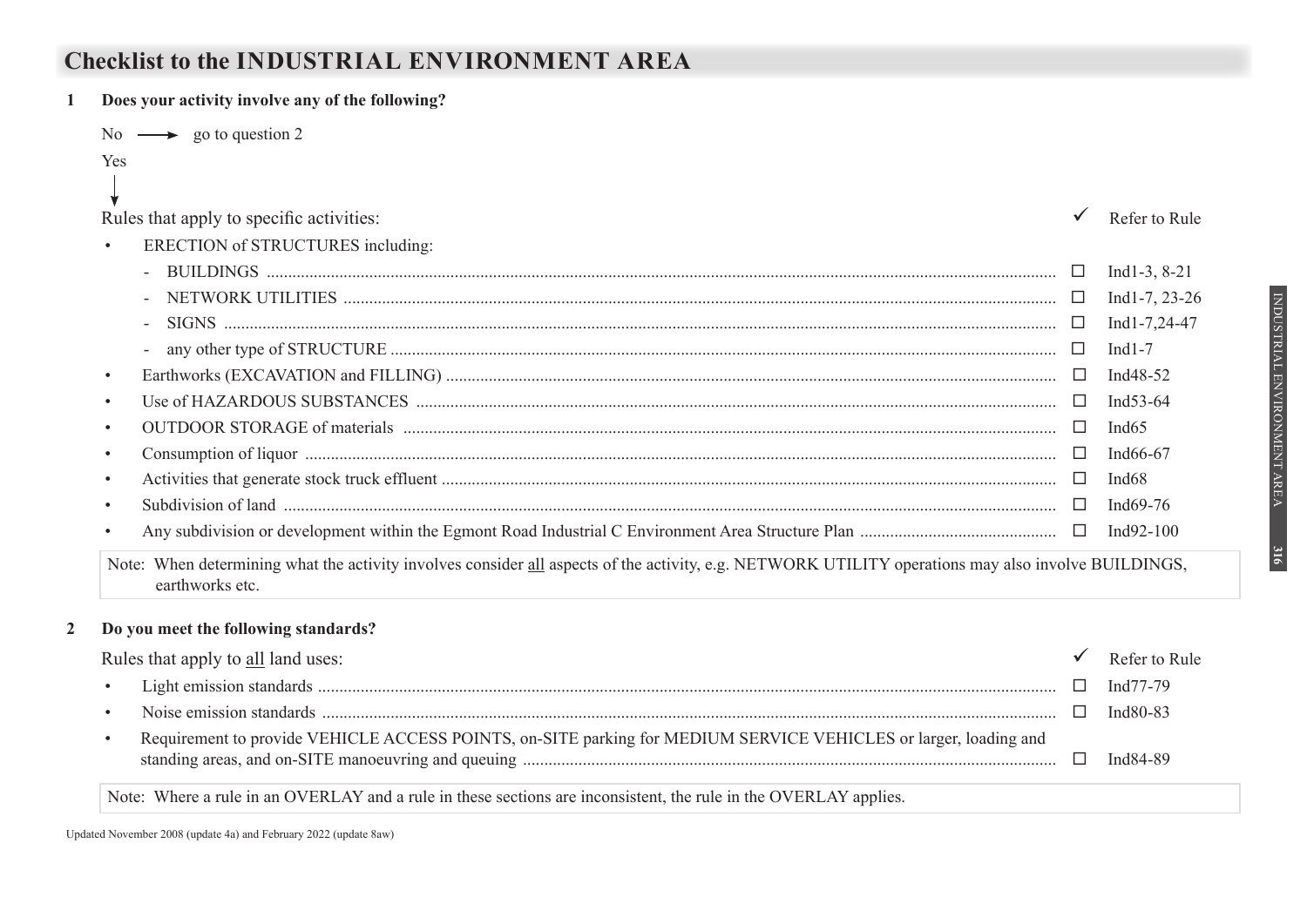## Checklist to the INDUSTRIAL ENVIRONMENT AREA

**1 Does your activity involve any of the following?**

No → go to question 2

Yes

↓

| Rules that apply to specific activities: | ✓ | Refer to Rule |
|---|---|---|
| • ERECTION of STRUCTURES including: | | |
| - BUILDINGS | ☐ | Ind1-3, 8-21 |
| - NETWORK UTILITIES | ☐ | Ind1-7, 23-26 |
| - SIGNS | ☐ | Ind1-7,24-47 |
| - any other type of STRUCTURE | ☐ | Ind1-7 |
| • Earthworks (EXCAVATION and FILLING) | ☐ | Ind48-52 |
| • Use of HAZARDOUS SUBSTANCES | ☐ | Ind53-64 |
| • OUTDOOR STORAGE of materials | ☐ | Ind65 |
| • Consumption of liquor | ☐ | Ind66-67 |
| • Activities that generate stock truck effluent | ☐ | Ind68 |
| • Subdivision of land | ☐ | Ind69-76 |
| • Any subdivision or development within the Egmont Road Industrial C Environment Area Structure Plan | ☐ | Ind92-100 |

Note: When determining what the activity involves consider all aspects of the activity, e.g. NETWORK UTILITY operations may also involve BUILDINGS, earthworks etc.

**2 Do you meet the following standards?**

| Rules that apply to all land uses: | ✓ | Refer to Rule |
|---|---|---|
| • Light emission standards | ☐ | Ind77-79 |
| • Noise emission standards | ☐ | Ind80-83 |
| • Requirement to provide VEHICLE ACCESS POINTS, on-SITE parking for MEDIUM SERVICE VEHICLES or larger, loading and standing areas, and on-SITE manoeuvring and queuing | ☐ | Ind84-89 |

Note: Where a rule in an OVERLAY and a rule in these sections are inconsistent, the rule in the OVERLAY applies.

Updated November 2008 (update 4a) and February 2022 (update 8aw)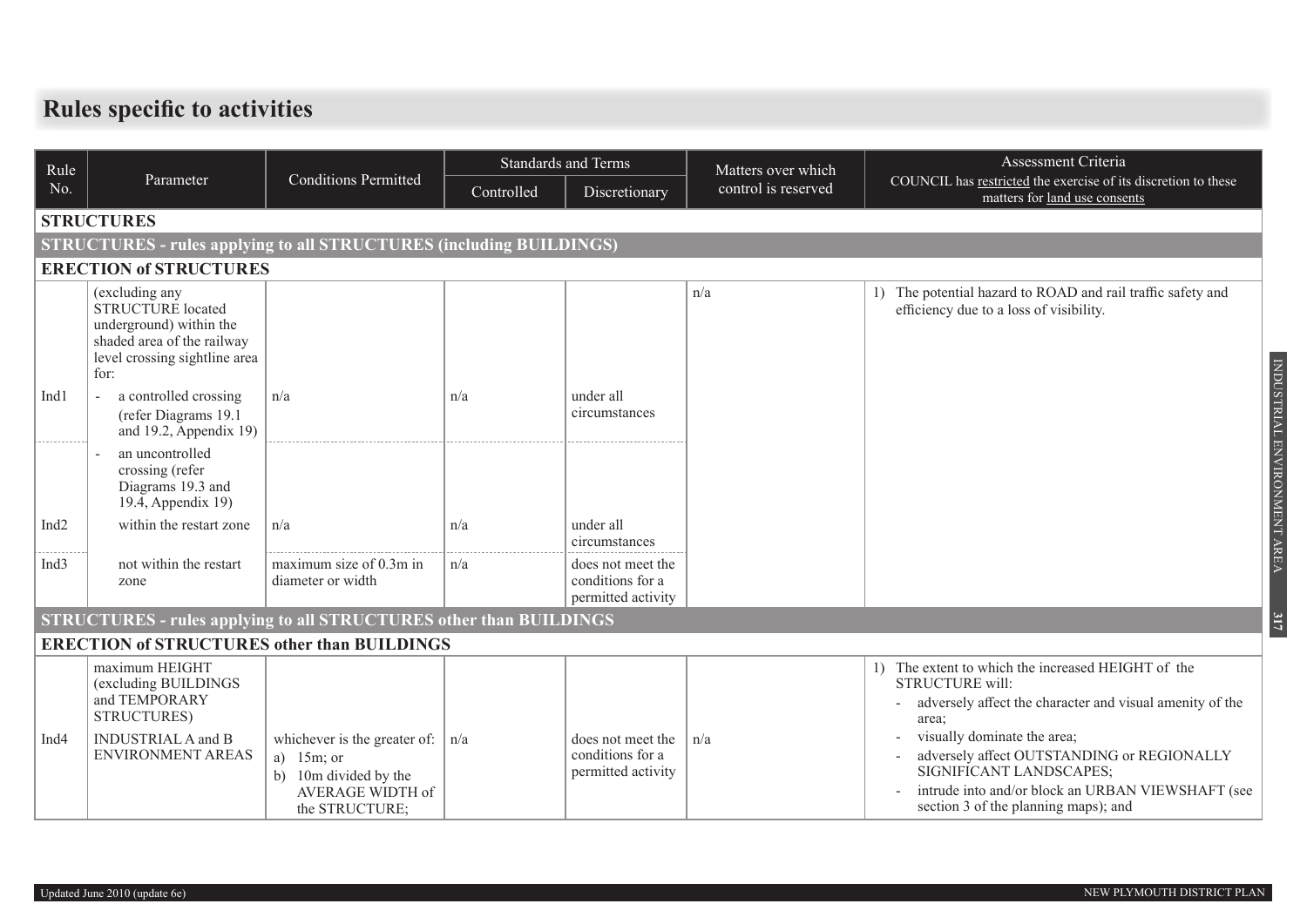# Rules specific to activities

| Rule No. | Parameter | Conditions Permitted | Standards and Terms | | Matters over which control is reserved | Assessment Criteria COUNCIL has restricted the exercise of its discretion to these matters for land use consents |
|---|---|---|---|---|---|---|
| | | | Controlled | Discretionary | | |
| **STRUCTURES** | | | | | | |
| **STRUCTURES - rules applying to all STRUCTURES (including BUILDINGS)** | | | | | | |
| **ERECTION of STRUCTURES** | | | | | | |
| | (excluding any STRUCTURE located underground) within the shaded area of the railway level crossing sightline area for: | | | | n/a | 1) The potential hazard to ROAD and rail traffic safety and efficiency due to a loss of visibility. |
| Ind1 | - a controlled crossing (refer Diagrams 19.1 and 19.2, Appendix 19) | n/a | n/a | under all circumstances | | |
| | - an uncontrolled crossing (refer Diagrams 19.3 and 19.4, Appendix 19) | | | | | |
| Ind2 | within the restart zone | n/a | n/a | under all circumstances | | |
| Ind3 | not within the restart zone | maximum size of 0.3m in diameter or width | n/a | does not meet the conditions for a permitted activity | | |
| **STRUCTURES - rules applying to all STRUCTURES other than BUILDINGS** | | | | | | |
| **ERECTION of STRUCTURES other than BUILDINGS** | | | | | | |
| Ind4 | maximum HEIGHT (excluding BUILDINGS and TEMPORARY STRUCTURES) INDUSTRIAL A and B ENVIRONMENT AREAS | whichever is the greater of: a) 15m; or b) 10m divided by the AVERAGE WIDTH of the STRUCTURE; | n/a | does not meet the conditions for a permitted activity | n/a | 1) The extent to which the increased HEIGHT of the STRUCTURE will: - adversely affect the character and visual amenity of the area; - visually dominate the area; - adversely affect OUTSTANDING or REGIONALLY SIGNIFICANT LANDSCAPES; - intrude into and/or block an URBAN VIEWSHAFT (see section 3 of the planning maps); and |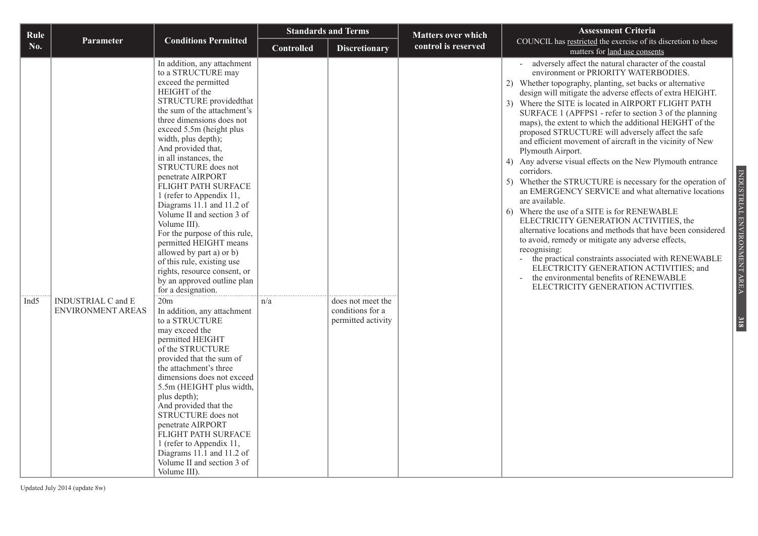| Rule No. | Parameter | Conditions Permitted | Standards and Terms | | Matters over which control is reserved | Assessment Criteria COUNCIL has restricted the exercise of its discretion to these matters for land use consents |
|---|---|---|---|---|---|---|
| | | | Controlled | Discretionary | | |
| | | In addition, any attachment to a STRUCTURE may exceed the permitted HEIGHT of the STRUCTURE providedthat the sum of the attachment's three dimensions does not exceed 5.5m (height plus width, plus depth); And provided that, in all instances, the STRUCTURE does not penetrate AIRPORT FLIGHT PATH SURFACE 1 (refer to Appendix 11, Diagrams 11.1 and 11.2 of Volume II and section 3 of Volume III). For the purpose of this rule, permitted HEIGHT means allowed by part a) or b) of this rule, existing use rights, resource consent, or by an approved outline plan for a designation. | | | | - adversely affect the natural character of the coastal environment or PRIORITY WATERBODIES. 2) Whether topography, planting, set backs or alternative design will mitigate the adverse effects of extra HEIGHT. 3) Where the SITE is located in AIRPORT FLIGHT PATH SURFACE 1 (APFPS1 - refer to section 3 of the planning maps), the extent to which the additional HEIGHT of the proposed STRUCTURE will adversely affect the safe and efficient movement of aircraft in the vicinity of New Plymouth Airport. 4) Any adverse visual effects on the New Plymouth entrance corridors. 5) Whether the STRUCTURE is necessary for the operation of an EMERGENCY SERVICE and what alternative locations are available. 6) Where the use of a SITE is for RENEWABLE ELECTRICITY GENERATION ACTIVITIES, the alternative locations and methods that have been considered to avoid, remedy or mitigate any adverse effects, recognising: - the practical constraints associated with RENEWABLE ELECTRICITY GENERATION ACTIVITIES; and - the environmental benefits of RENEWABLE ELECTRICITY GENERATION ACTIVITIES. |
| Ind5 | INDUSTRIAL C and E ENVIRONMENT AREAS | 20m In addition, any attachment to a STRUCTURE may exceed the permitted HEIGHT of the STRUCTURE provided that the sum of the attachment's three dimensions does not exceed 5.5m (HEIGHT plus width, plus depth); And provided that the STRUCTURE does not penetrate AIRPORT FLIGHT PATH SURFACE 1 (refer to Appendix 11, Diagrams 11.1 and 11.2 of Volume II and section 3 of Volume III). | n/a | does not meet the conditions for a permitted activity | | |

Updated July 2014 (update 8w)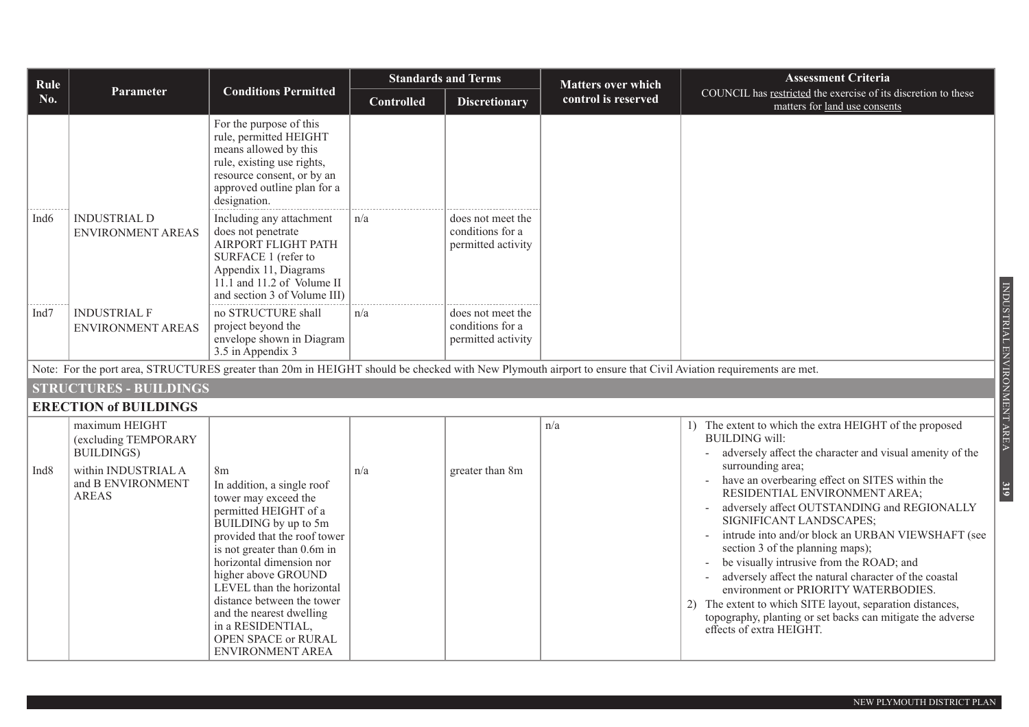| Rule No. | Parameter | Conditions Permitted | Standards and Terms | | Matters over which control is reserved | Assessment Criteria COUNCIL has restricted the exercise of its discretion to these matters for land use consents |
|---|---|---|---|---|---|---|
| | | | Controlled | Discretionary | | |
| | | For the purpose of this rule, permitted HEIGHT means allowed by this rule, existing use rights, resource consent, or by an approved outline plan for a designation. | | | | |
| Ind6 | INDUSTRIAL D ENVIRONMENT AREAS | Including any attachment does not penetrate AIRPORT FLIGHT PATH SURFACE 1 (refer to Appendix 11, Diagrams 11.1 and 11.2 of Volume II and section 3 of Volume III) | n/a | does not meet the conditions for a permitted activity | | |
| Ind7 | INDUSTRIAL F ENVIRONMENT AREAS | no STRUCTURE shall project beyond the envelope shown in Diagram 3.5 in Appendix 3 | n/a | does not meet the conditions for a permitted activity | | |

Note: For the port area, STRUCTURES greater than 20m in HEIGHT should be checked with New Plymouth airport to ensure that Civil Aviation requirements are met.

## STRUCTURES - BUILDINGS

### ERECTION of BUILDINGS

| Rule No. | Parameter | Conditions Permitted | Controlled | Discretionary | Matters over which control is reserved | Assessment Criteria |
|---|---|---|---|---|---|---|
| Ind8 | maximum HEIGHT (excluding TEMPORARY BUILDINGS) within INDUSTRIAL A and B ENVIRONMENT AREAS | 8m<br>In addition, a single roof tower may exceed the permitted HEIGHT of a BUILDING by up to 5m provided that the roof tower is not greater than 0.6m in horizontal dimension nor higher above GROUND LEVEL than the horizontal distance between the tower and the nearest dwelling in a RESIDENTIAL, OPEN SPACE or RURAL ENVIRONMENT AREA | n/a | greater than 8m | n/a | 1) The extent to which the extra HEIGHT of the proposed BUILDING will:<br>- adversely affect the character and visual amenity of the surrounding area;<br>- have an overbearing effect on SITES within the RESIDENTIAL ENVIRONMENT AREA;<br>- adversely affect OUTSTANDING and REGIONALLY SIGNIFICANT LANDSCAPES;<br>- intrude into and/or block an URBAN VIEWSHAFT (see section 3 of the planning maps);<br>- be visually intrusive from the ROAD; and<br>- adversely affect the natural character of the coastal environment or PRIORITY WATERBODIES.<br>2) The extent to which SITE layout, separation distances, topography, planting or set backs can mitigate the adverse effects of extra HEIGHT. |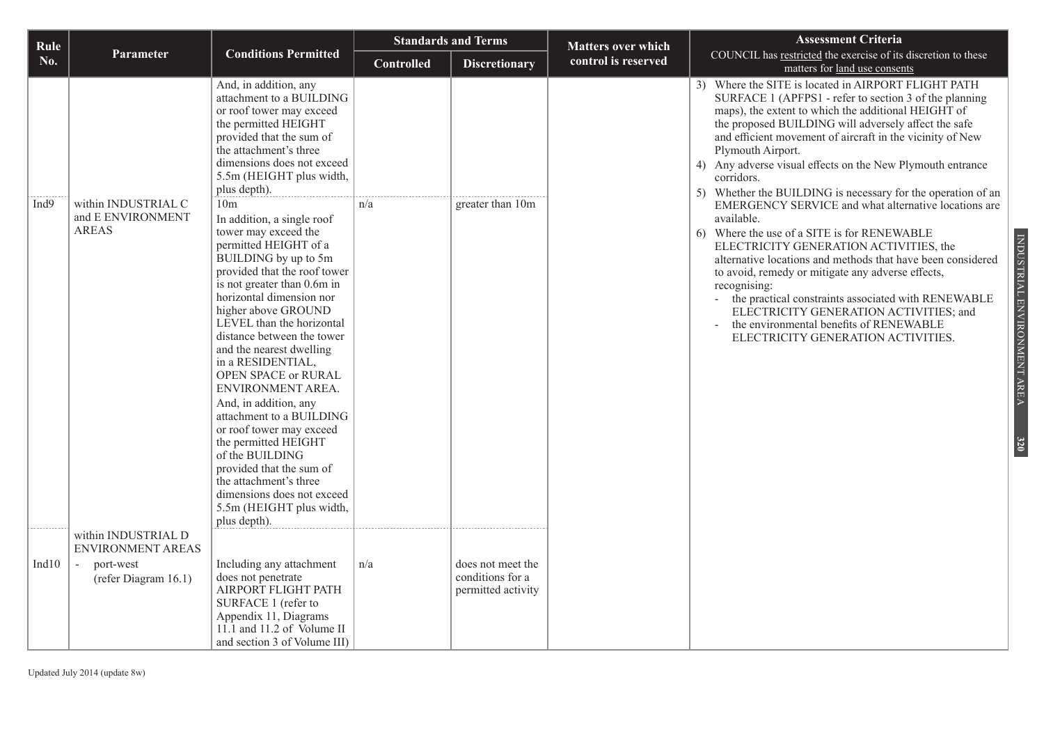| Rule No. | Parameter | Conditions Permitted | Standards and Terms | | Matters over which control is reserved | Assessment Criteria COUNCIL has restricted the exercise of its discretion to these matters for land use consents |
|---|---|---|---|---|---|---|
| | | | Controlled | Discretionary | | |
| | | And, in addition, any attachment to a BUILDING or roof tower may exceed the permitted HEIGHT provided that the sum of the attachment's three dimensions does not exceed 5.5m (HEIGHT plus width, plus depth). | | | | 3) Where the SITE is located in AIRPORT FLIGHT PATH SURFACE 1 (APFPS1 - refer to section 3 of the planning maps), the extent to which the additional HEIGHT of the proposed BUILDING will adversely affect the safe and efficient movement of aircraft in the vicinity of New Plymouth Airport.<br>4) Any adverse visual effects on the New Plymouth entrance corridors.<br>5) Whether the BUILDING is necessary for the operation of an EMERGENCY SERVICE and what alternative locations are available.<br>6) Where the use of a SITE is for RENEWABLE ELECTRICITY GENERATION ACTIVITIES, the alternative locations and methods that have been considered to avoid, remedy or mitigate any adverse effects, recognising:<br>- the practical constraints associated with RENEWABLE ELECTRICITY GENERATION ACTIVITIES; and<br>- the environmental benefits of RENEWABLE ELECTRICITY GENERATION ACTIVITIES. |
| Ind9 | within INDUSTRIAL C and E ENVIRONMENT AREAS | 10m<br>In addition, a single roof tower may exceed the permitted HEIGHT of a BUILDING by up to 5m provided that the roof tower is not greater than 0.6m in horizontal dimension nor higher above GROUND LEVEL than the horizontal distance between the tower and the nearest dwelling in a RESIDENTIAL, OPEN SPACE or RURAL ENVIRONMENT AREA.<br>And, in addition, any attachment to a BUILDING or roof tower may exceed the permitted HEIGHT of the BUILDING provided that the sum of the attachment's three dimensions does not exceed 5.5m (HEIGHT plus width, plus depth). | n/a | greater than 10m | | |
| Ind10 | within INDUSTRIAL D ENVIRONMENT AREAS<br>- port-west (refer Diagram 16.1) | Including any attachment does not penetrate AIRPORT FLIGHT PATH SURFACE 1 (refer to Appendix 11, Diagrams 11.1 and 11.2 of Volume II and section 3 of Volume III) | n/a | does not meet the conditions for a permitted activity | | |

Updated July 2014 (update 8w)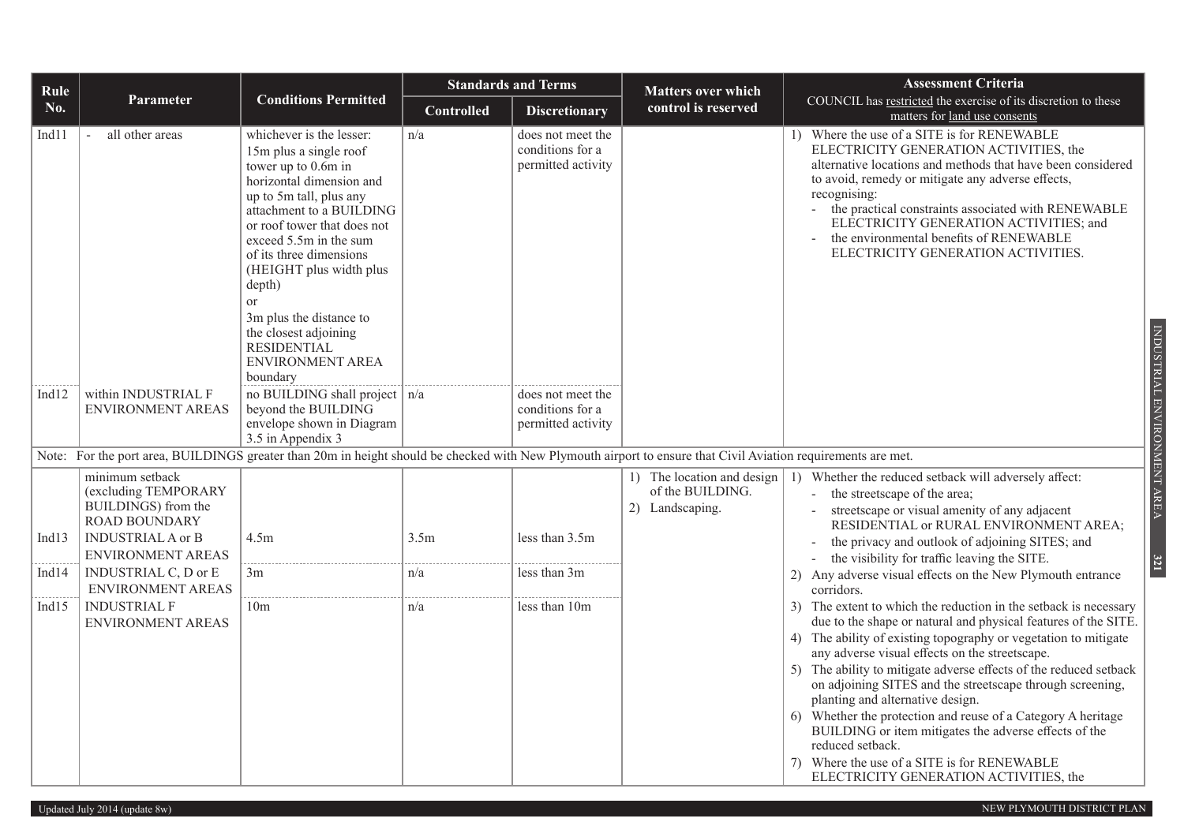| Rule No. | Parameter | Conditions Permitted | Standards and Terms | | Matters over which control is reserved | Assessment Criteria COUNCIL has restricted the exercise of its discretion to these matters for land use consents |
|---|---|---|---|---|---|---|
| | | | Controlled | Discretionary | | |
| Ind11 | - all other areas | whichever is the lesser: 15m plus a single roof tower up to 0.6m in horizontal dimension and up to 5m tall, plus any attachment to a BUILDING or roof tower that does not exceed 5.5m in the sum of its three dimensions (HEIGHT plus width plus depth) or 3m plus the distance to the closest adjoining RESIDENTIAL ENVIRONMENT AREA boundary | n/a | does not meet the conditions for a permitted activity | | 1) Where the use of a SITE is for RENEWABLE ELECTRICITY GENERATION ACTIVITIES, the alternative locations and methods that have been considered to avoid, remedy or mitigate any adverse effects, recognising: - the practical constraints associated with RENEWABLE ELECTRICITY GENERATION ACTIVITIES; and - the environmental benefits of RENEWABLE ELECTRICITY GENERATION ACTIVITIES. |
| Ind12 | within INDUSTRIAL F ENVIRONMENT AREAS | no BUILDING shall project beyond the BUILDING envelope shown in Diagram 3.5 in Appendix 3 | n/a | does not meet the conditions for a permitted activity | | |
| Note: For the port area, BUILDINGS greater than 20m in height should be checked with New Plymouth airport to ensure that Civil Aviation requirements are met. | | | | | | |
| | minimum setback (excluding TEMPORARY BUILDINGS) from the ROAD BOUNDARY | | | | 1) The location and design of the BUILDING. 2) Landscaping. | 1) Whether the reduced setback will adversely affect: - the streetscape of the area; - streetscape or visual amenity of any adjacent RESIDENTIAL or RURAL ENVIRONMENT AREA; - the privacy and outlook of adjoining SITES; and - the visibility for traffic leaving the SITE. 2) Any adverse visual effects on the New Plymouth entrance corridors. 3) The extent to which the reduction in the setback is necessary due to the shape or natural and physical features of the SITE. 4) The ability of existing topography or vegetation to mitigate any adverse visual effects on the streetscape. 5) The ability to mitigate adverse effects of the reduced setback on adjoining SITES and the streetscape through screening, planting and alternative design. 6) Whether the protection and reuse of a Category A heritage BUILDING or item mitigates the adverse effects of the reduced setback. 7) Where the use of a SITE is for RENEWABLE ELECTRICITY GENERATION ACTIVITIES, the |
| Ind13 | INDUSTRIAL A or B ENVIRONMENT AREAS | 4.5m | 3.5m | less than 3.5m | | |
| Ind14 | INDUSTRIAL C, D or E ENVIRONMENT AREAS | 3m | n/a | less than 3m | | |
| Ind15 | INDUSTRIAL F ENVIRONMENT AREAS | 10m | n/a | less than 10m | | |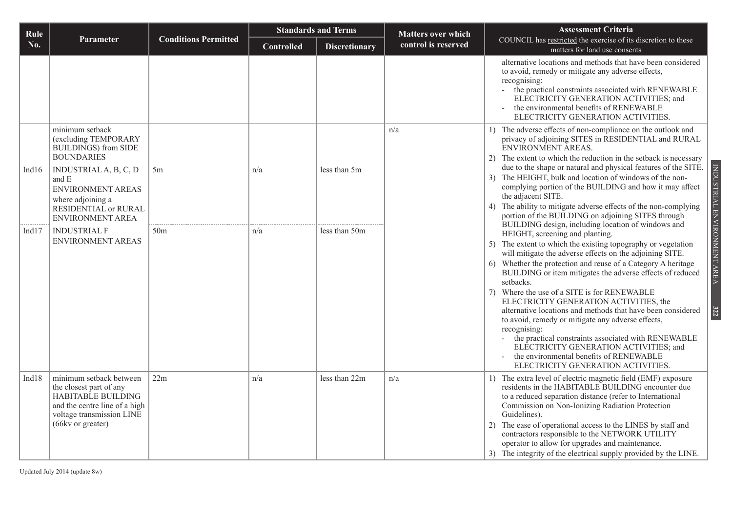| Rule No. | Parameter | Conditions Permitted | Standards and Terms | | Matters over which control is reserved | Assessment Criteria COUNCIL has restricted the exercise of its discretion to these matters for land use consents |
|---|---|---|---|---|---|---|
| | | | Controlled | Discretionary | | |
| | | | | | | alternative locations and methods that have been considered to avoid, remedy or mitigate any adverse effects, recognising: - the practical constraints associated with RENEWABLE ELECTRICITY GENERATION ACTIVITIES; and - the environmental benefits of RENEWABLE ELECTRICITY GENERATION ACTIVITIES. |
| Ind16 | minimum setback (excluding TEMPORARY BUILDINGS) from SIDE BOUNDARIES INDUSTRIAL A, B, C, D and E ENVIRONMENT AREAS where adjoining a RESIDENTIAL or RURAL ENVIRONMENT AREA | 5m | n/a | less than 5m | n/a | 1) The adverse effects of non-compliance on the outlook and privacy of adjoining SITES in RESIDENTIAL and RURAL ENVIRONMENT AREAS. 2) The extent to which the reduction in the setback is necessary due to the shape or natural and physical features of the SITE. 3) The HEIGHT, bulk and location of windows of the non-complying portion of the BUILDING and how it may affect the adjacent SITE. 4) The ability to mitigate adverse effects of the non-complying portion of the BUILDING on adjoining SITES through BUILDING design, including location of windows and HEIGHT, screening and planting. 5) The extent to which the existing topography or vegetation will mitigate the adverse effects on the adjoining SITE. 6) Whether the protection and reuse of a Category A heritage BUILDING or item mitigates the adverse effects of reduced setbacks. 7) Where the use of a SITE is for RENEWABLE ELECTRICITY GENERATION ACTIVITIES, the alternative locations and methods that have been considered to avoid, remedy or mitigate any adverse effects, recognising: - the practical constraints associated with RENEWABLE ELECTRICITY GENERATION ACTIVITIES; and - the environmental benefits of RENEWABLE ELECTRICITY GENERATION ACTIVITIES. |
| Ind17 | INDUSTRIAL F ENVIRONMENT AREAS | 50m | n/a | less than 50m | | |
| Ind18 | minimum setback between the closest part of any HABITABLE BUILDING and the centre line of a high voltage transmission LINE (66kv or greater) | 22m | n/a | less than 22m | n/a | 1) The extra level of electric magnetic field (EMF) exposure residents in the HABITABLE BUILDING encounter due to a reduced separation distance (refer to International Commission on Non-Ionizing Radiation Protection Guidelines). 2) The ease of operational access to the LINES by staff and contractors responsible to the NETWORK UTILITY operator to allow for upgrades and maintenance. 3) The integrity of the electrical supply provided by the LINE. |

Updated July 2014 (update 8w)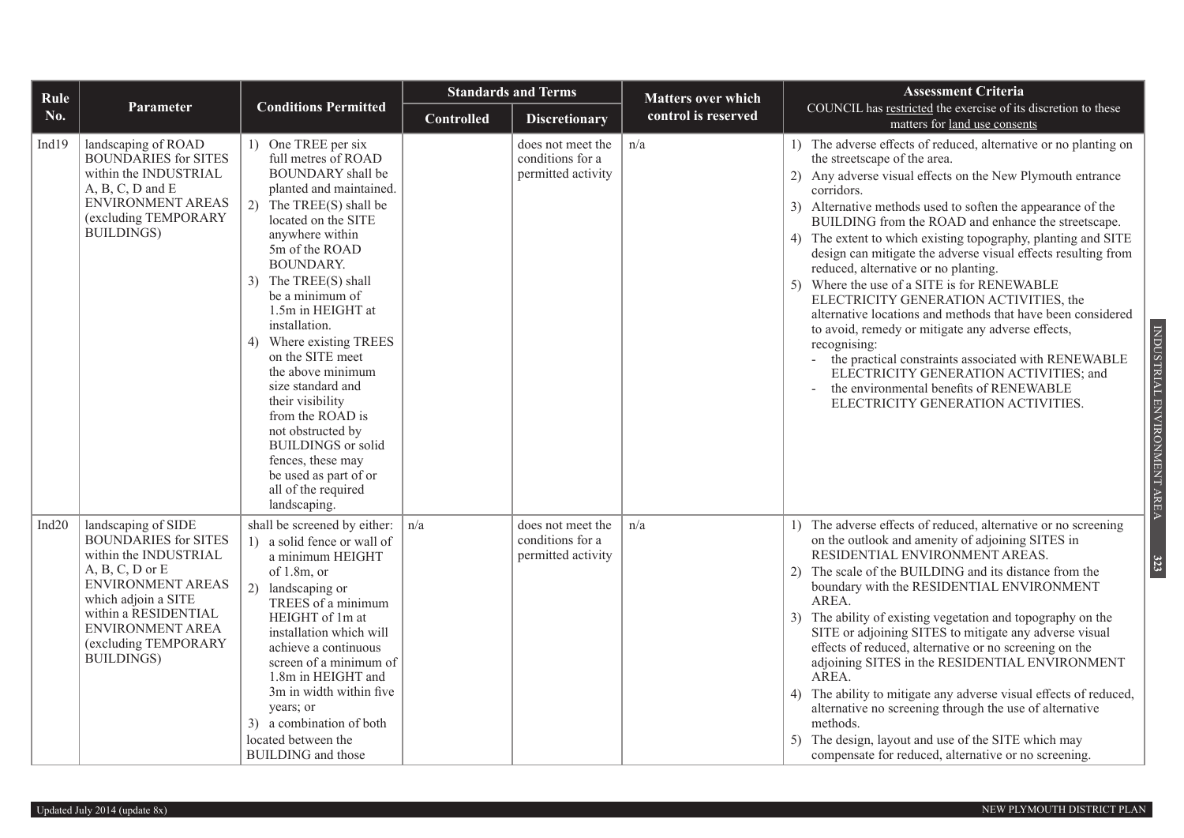| Rule No. | Parameter | Conditions Permitted | Standards and Terms | | Matters over which control is reserved | Assessment Criteria<br>COUNCIL has restricted the exercise of its discretion to these matters for land use consents |
|---|---|---|---|---|---|---|
| | | | Controlled | Discretionary | | |
| Ind19 | landscaping of ROAD BOUNDARIES for SITES within the INDUSTRIAL A, B, C, D and E ENVIRONMENT AREAS (excluding TEMPORARY BUILDINGS) | 1) One TREE per six full metres of ROAD BOUNDARY shall be planted and maintained.<br>2) The TREE(S) shall be located on the SITE anywhere within 5m of the ROAD BOUNDARY.<br>3) The TREE(S) shall be a minimum of 1.5m in HEIGHT at installation.<br>4) Where existing TREES on the SITE meet the above minimum size standard and their visibility from the ROAD is not obstructed by BUILDINGS or solid fences, these may be used as part of or all of the required landscaping. | | does not meet the conditions for a permitted activity | n/a | 1) The adverse effects of reduced, alternative or no planting on the streetscape of the area.<br>2) Any adverse visual effects on the New Plymouth entrance corridors.<br>3) Alternative methods used to soften the appearance of the BUILDING from the ROAD and enhance the streetscape.<br>4) The extent to which existing topography, planting and SITE design can mitigate the adverse visual effects resulting from reduced, alternative or no planting.<br>5) Where the use of a SITE is for RENEWABLE ELECTRICITY GENERATION ACTIVITIES, the alternative locations and methods that have been considered to avoid, remedy or mitigate any adverse effects, recognising:<br>- the practical constraints associated with RENEWABLE ELECTRICITY GENERATION ACTIVITIES; and<br>- the environmental benefits of RENEWABLE ELECTRICITY GENERATION ACTIVITIES. |
| Ind20 | landscaping of SIDE BOUNDARIES for SITES within the INDUSTRIAL A, B, C, D or E ENVIRONMENT AREAS which adjoin a SITE within a RESIDENTIAL ENVIRONMENT AREA (excluding TEMPORARY BUILDINGS) | shall be screened by either:<br>1) a solid fence or wall of a minimum HEIGHT of 1.8m, or<br>2) landscaping or TREES of a minimum HEIGHT of 1m at installation which will achieve a continuous screen of a minimum of 1.8m in HEIGHT and 3m in width within five years; or<br>3) a combination of both<br>located between the BUILDING and those | n/a | does not meet the conditions for a permitted activity | n/a | 1) The adverse effects of reduced, alternative or no screening on the outlook and amenity of adjoining SITES in RESIDENTIAL ENVIRONMENT AREAS.<br>2) The scale of the BUILDING and its distance from the boundary with the RESIDENTIAL ENVIRONMENT AREA.<br>3) The ability of existing vegetation and topography on the SITE or adjoining SITES to mitigate any adverse visual effects of reduced, alternative or no screening on the adjoining SITES in the RESIDENTIAL ENVIRONMENT AREA.<br>4) The ability to mitigate any adverse visual effects of reduced, alternative no screening through the use of alternative methods.<br>5) The design, layout and use of the SITE which may compensate for reduced, alternative or no screening. |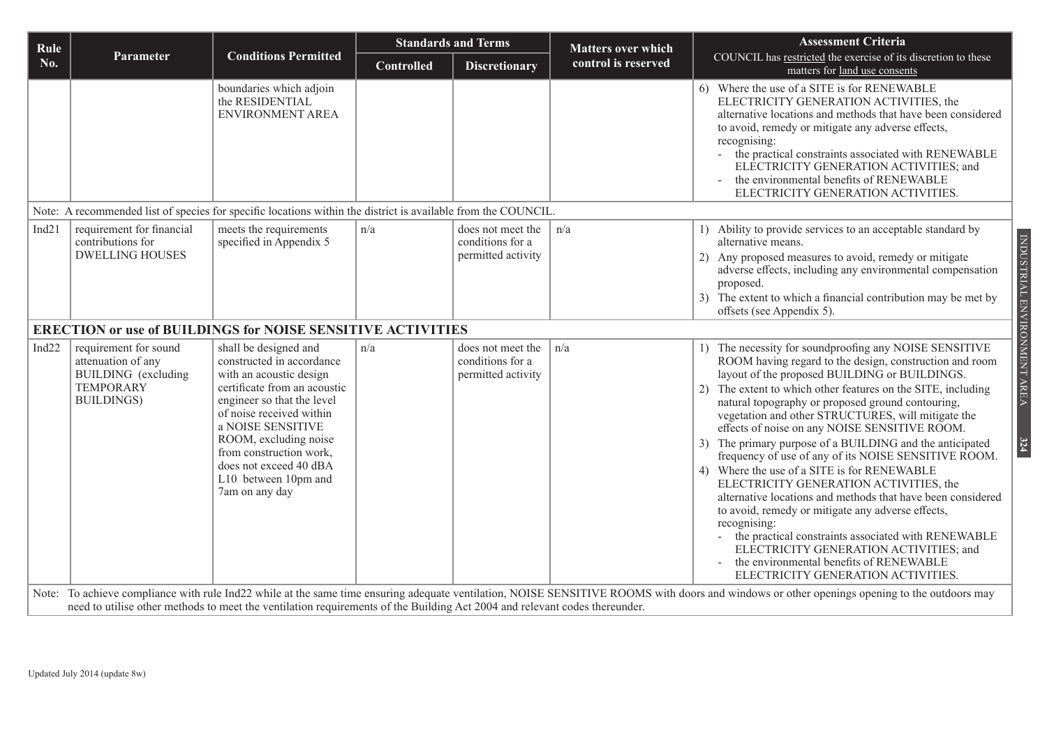| Rule No. | Parameter | Conditions Permitted | Standards and Terms | | Matters over which control is reserved | Assessment Criteria COUNCIL has restricted the exercise of its discretion to these matters for land use consents |
|---|---|---|---|---|---|---|
| | | | Controlled | Discretionary | | |
| | | boundaries which adjoin the RESIDENTIAL ENVIRONMENT AREA | | | | 6) Where the use of a SITE is for RENEWABLE ELECTRICITY GENERATION ACTIVITIES, the alternative locations and methods that have been considered to avoid, remedy or mitigate any adverse effects, recognising: - the practical constraints associated with RENEWABLE ELECTRICITY GENERATION ACTIVITIES; and - the environmental benefits of RENEWABLE ELECTRICITY GENERATION ACTIVITIES. |
| Note: A recommended list of species for specific locations within the district is available from the COUNCIL. | | | | | | |
| Ind21 | requirement for financial contributions for DWELLING HOUSES | meets the requirements specified in Appendix 5 | n/a | does not meet the conditions for a permitted activity | n/a | 1) Ability to provide services to an acceptable standard by alternative means. 2) Any proposed measures to avoid, remedy or mitigate adverse effects, including any environmental compensation proposed. 3) The extent to which a financial contribution may be met by offsets (see Appendix 5). |
| **ERECTION or use of BUILDINGS for NOISE SENSITIVE ACTIVITIES** | | | | | | |
| Ind22 | requirement for sound attenuation of any BUILDING (excluding TEMPORARY BUILDINGS) | shall be designed and constructed in accordance with an acoustic design certificate from an acoustic engineer so that the level of noise received within a NOISE SENSITIVE ROOM, excluding noise from construction work, does not exceed 40 dBA L10 between 10pm and 7am on any day | n/a | does not meet the conditions for a permitted activity | n/a | 1) The necessity for soundproofing any NOISE SENSITIVE ROOM having regard to the design, construction and room layout of the proposed BUILDING or BUILDINGS. 2) The extent to which other features on the SITE, including natural topography or proposed ground contouring, vegetation and other STRUCTURES, will mitigate the effects of noise on any NOISE SENSITIVE ROOM. 3) The primary purpose of a BUILDING and the anticipated frequency of use of any of its NOISE SENSITIVE ROOM. 4) Where the use of a SITE is for RENEWABLE ELECTRICITY GENERATION ACTIVITIES, the alternative locations and methods that have been considered to avoid, remedy or mitigate any adverse effects, recognising: - the practical constraints associated with RENEWABLE ELECTRICITY GENERATION ACTIVITIES; and - the environmental benefits of RENEWABLE ELECTRICITY GENERATION ACTIVITIES. |
| Note: To achieve compliance with rule Ind22 while at the same time ensuring adequate ventilation, NOISE SENSITIVE ROOMS with doors and windows or other openings opening to the outdoors may need to utilise other methods to meet the ventilation requirements of the Building Act 2004 and relevant codes thereunder. | | | | | | |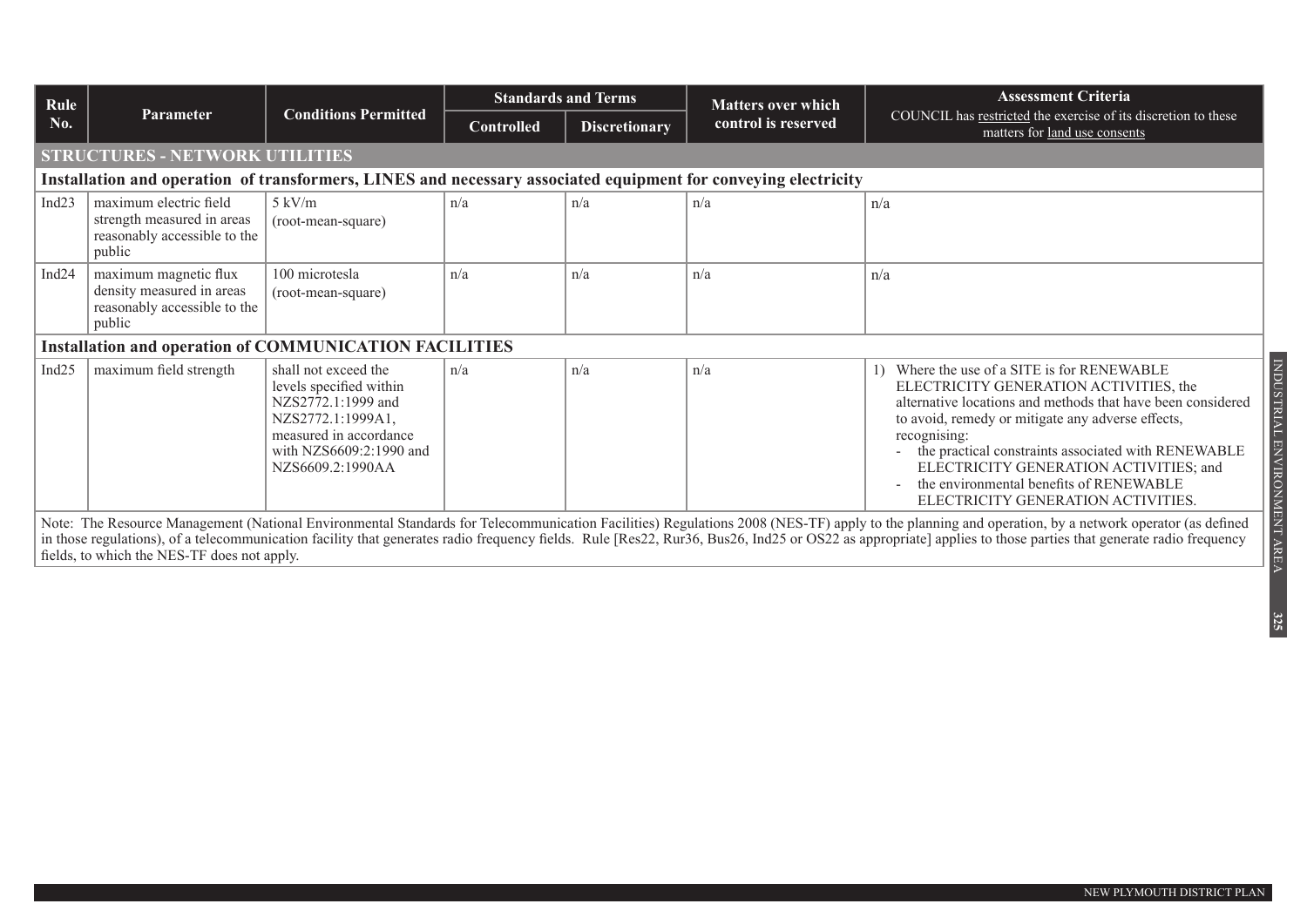| Rule No. | Parameter | Conditions Permitted | Standards and Terms | | Matters over which control is reserved | Assessment Criteria COUNCIL has restricted the exercise of its discretion to these matters for land use consents |
|---|---|---|---|---|---|---|
| | | | Controlled | Discretionary | | |
| **STRUCTURES - NETWORK UTILITIES** | | | | | | |
| **Installation and operation of transformers, LINES and necessary associated equipment for conveying electricity** | | | | | | |
| Ind23 | maximum electric field strength measured in areas reasonably accessible to the public | 5 kV/m (root-mean-square) | n/a | n/a | n/a | n/a |
| Ind24 | maximum magnetic flux density measured in areas reasonably accessible to the public | 100 microtesla (root-mean-square) | n/a | n/a | n/a | n/a |
| **Installation and operation of COMMUNICATION FACILITIES** | | | | | | |
| Ind25 | maximum field strength | shall not exceed the levels specified within NZS2772.1:1999 and NZS2772.1:1999A1, measured in accordance with NZS6609:2:1990 and NZS6609.2:1990AA | n/a | n/a | n/a | 1) Where the use of a SITE is for RENEWABLE ELECTRICITY GENERATION ACTIVITIES, the alternative locations and methods that have been considered to avoid, remedy or mitigate any adverse effects, recognising: - the practical constraints associated with RENEWABLE ELECTRICITY GENERATION ACTIVITIES; and - the environmental benefits of RENEWABLE ELECTRICITY GENERATION ACTIVITIES. |
| Note: The Resource Management (National Environmental Standards for Telecommunication Facilities) Regulations 2008 (NES-TF) apply to the planning and operation, by a network operator (as defined in those regulations), of a telecommunication facility that generates radio frequency fields. Rule [Res22, Rur36, Bus26, Ind25 or OS22 as appropriate] applies to those parties that generate radio frequency fields, to which the NES-TF does not apply. | | | | | | |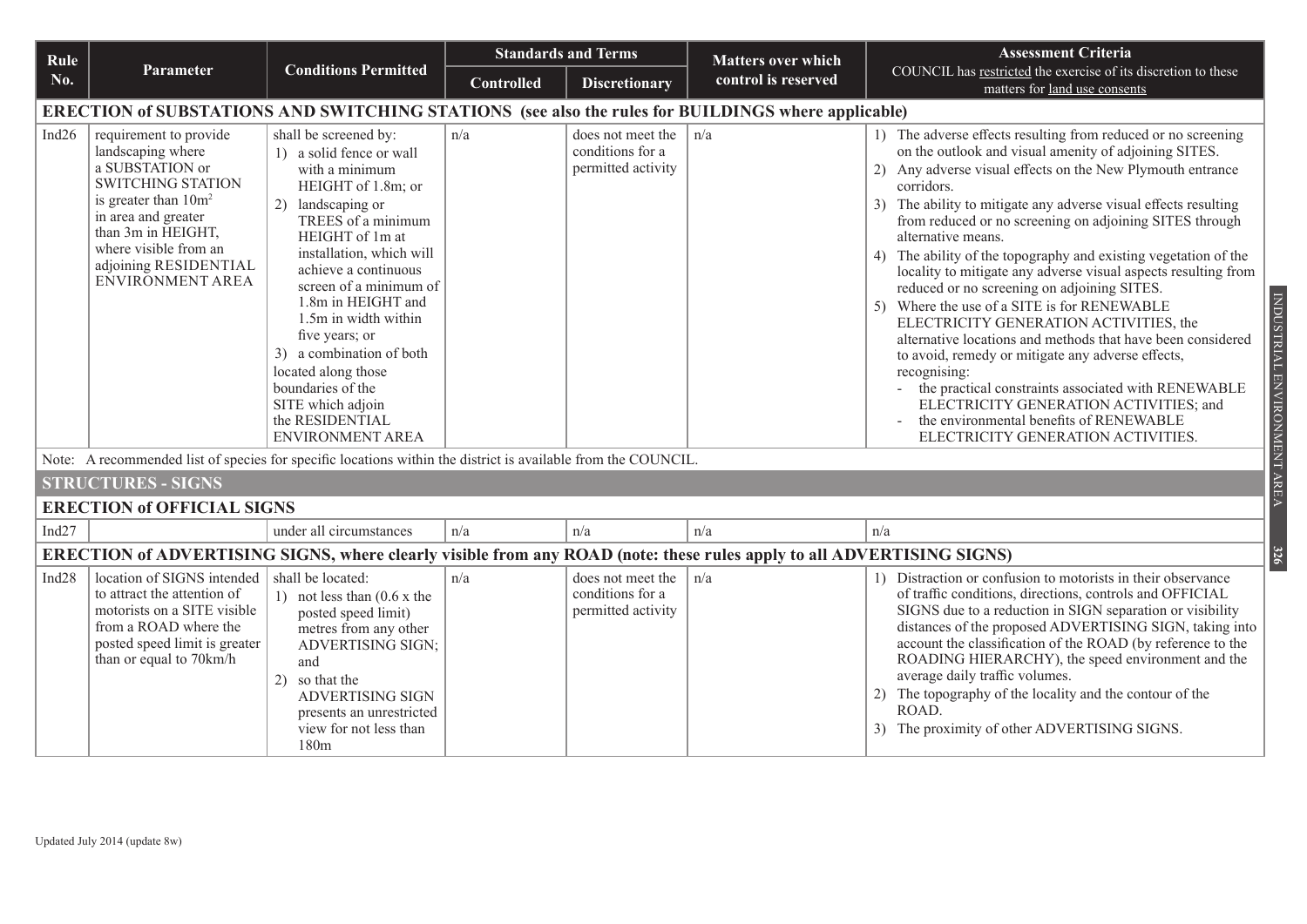| Rule No. | Parameter | Conditions Permitted | Standards and Terms | | Matters over which control is reserved | Assessment Criteria COUNCIL has restricted the exercise of its discretion to these matters for land use consents |
|---|---|---|---|---|---|---|
| | | | Controlled | Discretionary | | |
| **ERECTION of SUBSTATIONS AND SWITCHING STATIONS (see also the rules for BUILDINGS where applicable)** | | | | | | |
| Ind26 | requirement to provide landscaping where a SUBSTATION or SWITCHING STATION is greater than $10m^2$ in area and greater than 3m in HEIGHT, where visible from an adjoining RESIDENTIAL ENVIRONMENT AREA | shall be screened by: 1) a solid fence or wall with a minimum HEIGHT of 1.8m; or 2) landscaping or TREES of a minimum HEIGHT of 1m at installation, which will achieve a continuous screen of a minimum of 1.8m in HEIGHT and 1.5m in width within five years; or 3) a combination of both located along those boundaries of the SITE which adjoin the RESIDENTIAL ENVIRONMENT AREA | n/a | does not meet the conditions for a permitted activity | n/a | 1) The adverse effects resulting from reduced or no screening on the outlook and visual amenity of adjoining SITES. 2) Any adverse visual effects on the New Plymouth entrance corridors. 3) The ability to mitigate any adverse visual effects resulting from reduced or no screening on adjoining SITES through alternative means. 4) The ability of the topography and existing vegetation of the locality to mitigate any adverse visual aspects resulting from reduced or no screening on adjoining SITES. 5) Where the use of a SITE is for RENEWABLE ELECTRICITY GENERATION ACTIVITIES, the alternative locations and methods that have been considered to avoid, remedy or mitigate any adverse effects, recognising: - the practical constraints associated with RENEWABLE ELECTRICITY GENERATION ACTIVITIES; and - the environmental benefits of RENEWABLE ELECTRICITY GENERATION ACTIVITIES. |
| Note: A recommended list of species for specific locations within the district is available from the COUNCIL. | | | | | | |
| **STRUCTURES - SIGNS** | | | | | | |
| **ERECTION of OFFICIAL SIGNS** | | | | | | |
| Ind27 | | under all circumstances | n/a | n/a | n/a | n/a |
| **ERECTION of ADVERTISING SIGNS, where clearly visible from any ROAD (note: these rules apply to all ADVERTISING SIGNS)** | | | | | | |
| Ind28 | location of SIGNS intended to attract the attention of motorists on a SITE visible from a ROAD where the posted speed limit is greater than or equal to 70km/h | shall be located: 1) not less than (0.6 x the posted speed limit) metres from any other ADVERTISING SIGN; and 2) so that the ADVERTISING SIGN presents an unrestricted view for not less than 180m | n/a | does not meet the conditions for a permitted activity | n/a | 1) Distraction or confusion to motorists in their observance of traffic conditions, directions, controls and OFFICIAL SIGNS due to a reduction in SIGN separation or visibility distances of the proposed ADVERTISING SIGN, taking into account the classification of the ROAD (by reference to the ROADING HIERARCHY), the speed environment and the average daily traffic volumes. 2) The topography of the locality and the contour of the ROAD. 3) The proximity of other ADVERTISING SIGNS. |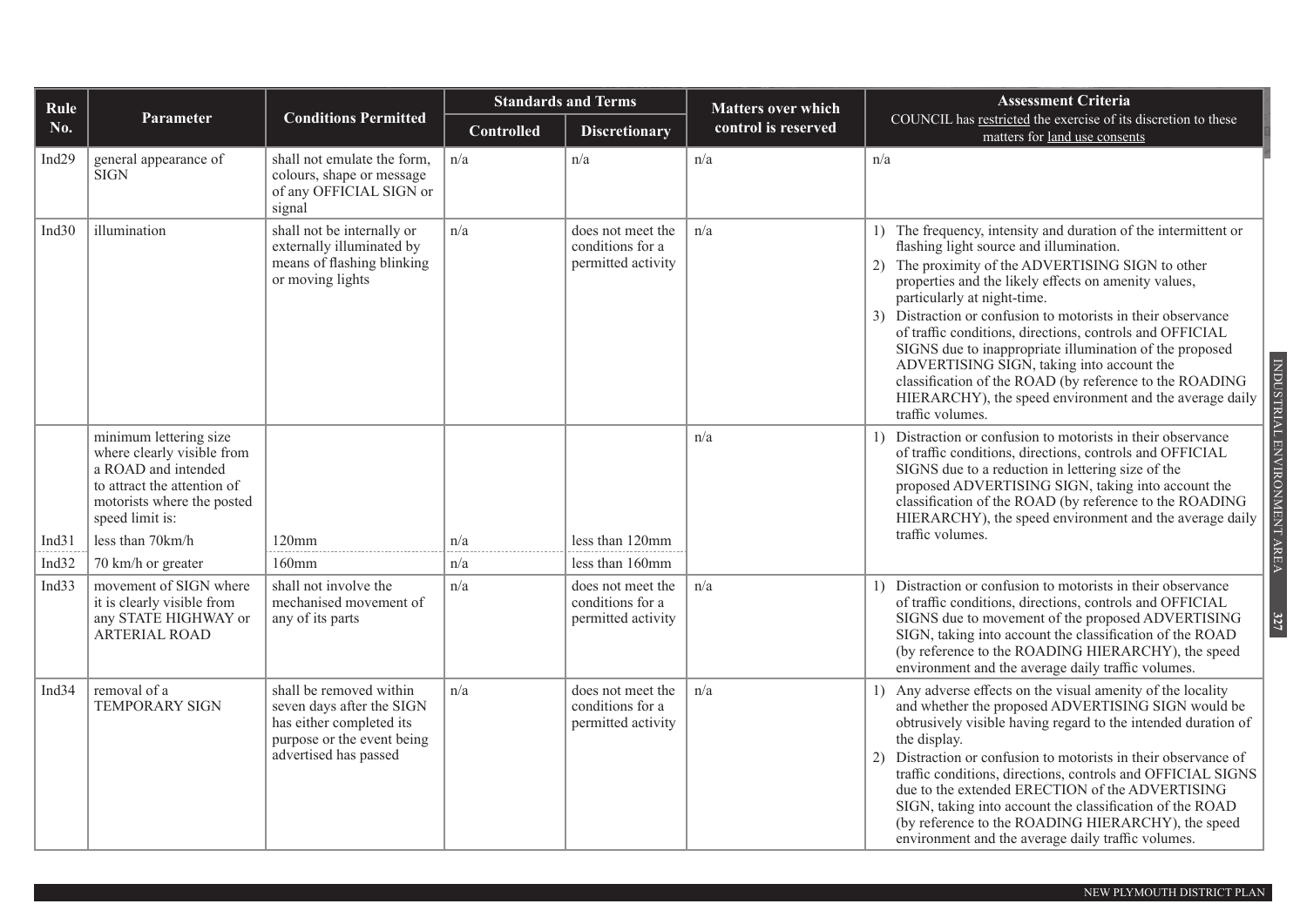| Rule No. | Parameter | Conditions Permitted | Standards and Terms | | Matters over which control is reserved | Assessment Criteria COUNCIL has restricted the exercise of its discretion to these matters for land use consents |
|---|---|---|---|---|---|---|
| | | | Controlled | Discretionary | | |
| Ind29 | general appearance of SIGN | shall not emulate the form, colours, shape or message of any OFFICIAL SIGN or signal | n/a | n/a | n/a | n/a |
| Ind30 | illumination | shall not be internally or externally illuminated by means of flashing blinking or moving lights | n/a | does not meet the conditions for a permitted activity | n/a | 1) The frequency, intensity and duration of the intermittent or flashing light source and illumination. 2) The proximity of the ADVERTISING SIGN to other properties and the likely effects on amenity values, particularly at night-time. 3) Distraction or confusion to motorists in their observance of traffic conditions, directions, controls and OFFICIAL SIGNS due to inappropriate illumination of the proposed ADVERTISING SIGN, taking into account the classification of the ROAD (by reference to the ROADING HIERARCHY), the speed environment and the average daily traffic volumes. |
| | minimum lettering size where clearly visible from a ROAD and intended to attract the attention of motorists where the posted speed limit is: | | | | n/a | 1) Distraction or confusion to motorists in their observance of traffic conditions, directions, controls and OFFICIAL SIGNS due to a reduction in lettering size of the proposed ADVERTISING SIGN, taking into account the classification of the ROAD (by reference to the ROADING HIERARCHY), the speed environment and the average daily traffic volumes. |
| Ind31 | less than 70km/h | 120mm | n/a | less than 120mm | | |
| Ind32 | 70 km/h or greater | 160mm | n/a | less than 160mm | | |
| Ind33 | movement of SIGN where it is clearly visible from any STATE HIGHWAY or ARTERIAL ROAD | shall not involve the mechanised movement of any of its parts | n/a | does not meet the conditions for a permitted activity | n/a | 1) Distraction or confusion to motorists in their observance of traffic conditions, directions, controls and OFFICIAL SIGNS due to movement of the proposed ADVERTISING SIGN, taking into account the classification of the ROAD (by reference to the ROADING HIERARCHY), the speed environment and the average daily traffic volumes. |
| Ind34 | removal of a TEMPORARY SIGN | shall be removed within seven days after the SIGN has either completed its purpose or the event being advertised has passed | n/a | does not meet the conditions for a permitted activity | n/a | 1) Any adverse effects on the visual amenity of the locality and whether the proposed ADVERTISING SIGN would be obtrusively visible having regard to the intended duration of the display. 2) Distraction or confusion to motorists in their observance of traffic conditions, directions, controls and OFFICIAL SIGNS due to the extended ERECTION of the ADVERTISING SIGN, taking into account the classification of the ROAD (by reference to the ROADING HIERARCHY), the speed environment and the average daily traffic volumes. |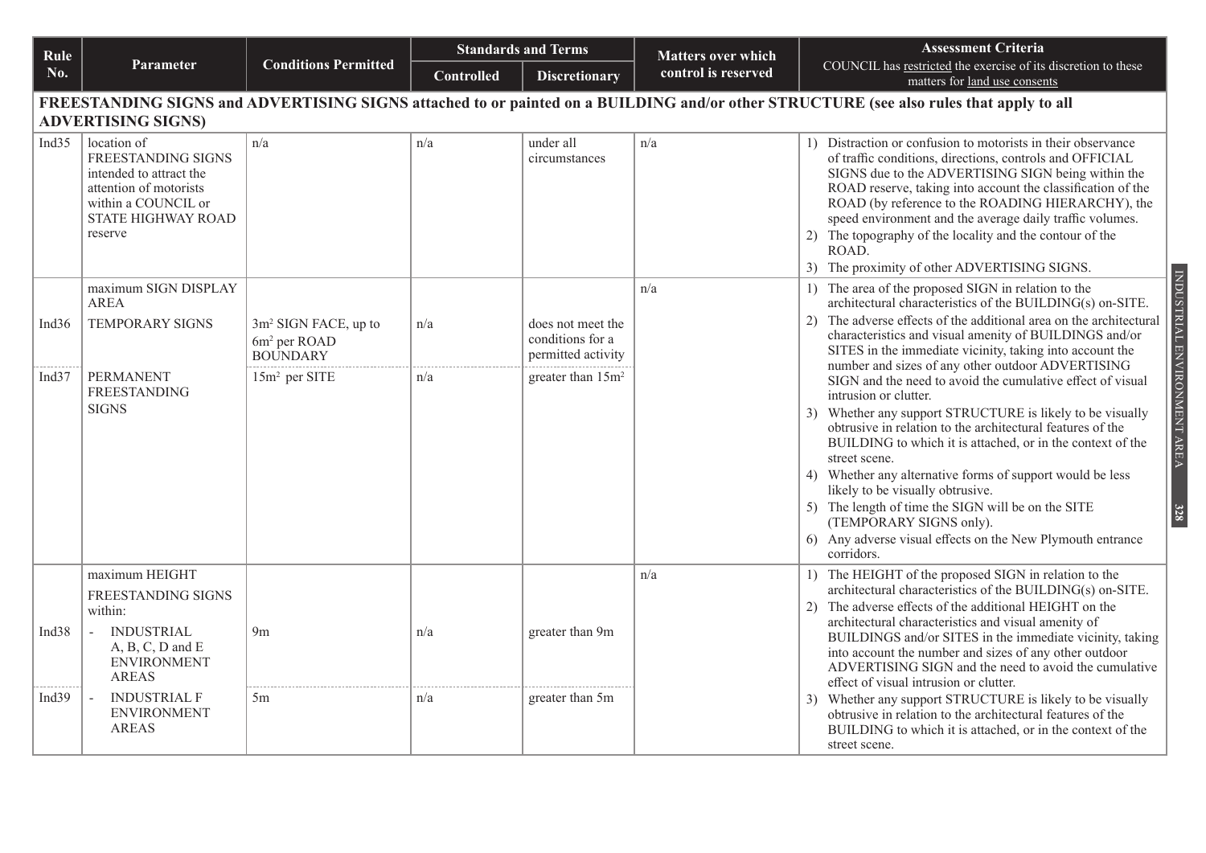| Rule No. | Parameter | Conditions Permitted | Standards and Terms | | Matters over which control is reserved | Assessment Criteria COUNCIL has restricted the exercise of its discretion to these matters for land use consents |
|---|---|---|---|---|---|---|
| | | | Controlled | Discretionary | | |
| **FREESTANDING SIGNS and ADVERTISING SIGNS attached to or painted on a BUILDING and/or other STRUCTURE (see also rules that apply to all ADVERTISING SIGNS)** | | | | | | |
| Ind35 | location of FREESTANDING SIGNS intended to attract the attention of motorists within a COUNCIL or STATE HIGHWAY ROAD reserve | n/a | n/a | under all circumstances | n/a | 1) Distraction or confusion to motorists in their observance of traffic conditions, directions, controls and OFFICIAL SIGNS due to the ADVERTISING SIGN being within the ROAD reserve, taking into account the classification of the ROAD (by reference to the ROADING HIERARCHY), the speed environment and the average daily traffic volumes.<br>2) The topography of the locality and the contour of the ROAD.<br>3) The proximity of other ADVERTISING SIGNS. |
| | maximum SIGN DISPLAY AREA | | | | n/a | 1) The area of the proposed SIGN in relation to the architectural characteristics of the BUILDING(s) on-SITE.<br>2) The adverse effects of the additional area on the architectural characteristics and visual amenity of BUILDINGS and/or SITES in the immediate vicinity, taking into account the number and sizes of any other outdoor ADVERTISING SIGN and the need to avoid the cumulative effect of visual intrusion or clutter.<br>3) Whether any support STRUCTURE is likely to be visually obtrusive in relation to the architectural features of the BUILDING to which it is attached, or in the context of the street scene.<br>4) Whether any alternative forms of support would be less likely to be visually obtrusive.<br>5) The length of time the SIGN will be on the SITE (TEMPORARY SIGNS only).<br>6) Any adverse visual effects on the New Plymouth entrance corridors. |
| Ind36 | TEMPORARY SIGNS | 3m² SIGN FACE, up to 6m² per ROAD BOUNDARY | n/a | does not meet the conditions for a permitted activity | | |
| Ind37 | PERMANENT FREESTANDING SIGNS | 15m² per SITE | n/a | greater than 15m² | | |
| | maximum HEIGHT FREESTANDING SIGNS within: | | | | n/a | 1) The HEIGHT of the proposed SIGN in relation to the architectural characteristics of the BUILDING(s) on-SITE.<br>2) The adverse effects of the additional HEIGHT on the architectural characteristics and visual amenity of BUILDINGS and/or SITES in the immediate vicinity, taking into account the number and sizes of any other outdoor ADVERTISING SIGN and the need to avoid the cumulative effect of visual intrusion or clutter.<br>3) Whether any support STRUCTURE is likely to be visually obtrusive in relation to the architectural features of the BUILDING to which it is attached, or in the context of the street scene. |
| Ind38 | - INDUSTRIAL A, B, C, D and E ENVIRONMENT AREAS | 9m | n/a | greater than 9m | | |
| Ind39 | - INDUSTRIAL F ENVIRONMENT AREAS | 5m | n/a | greater than 5m | | |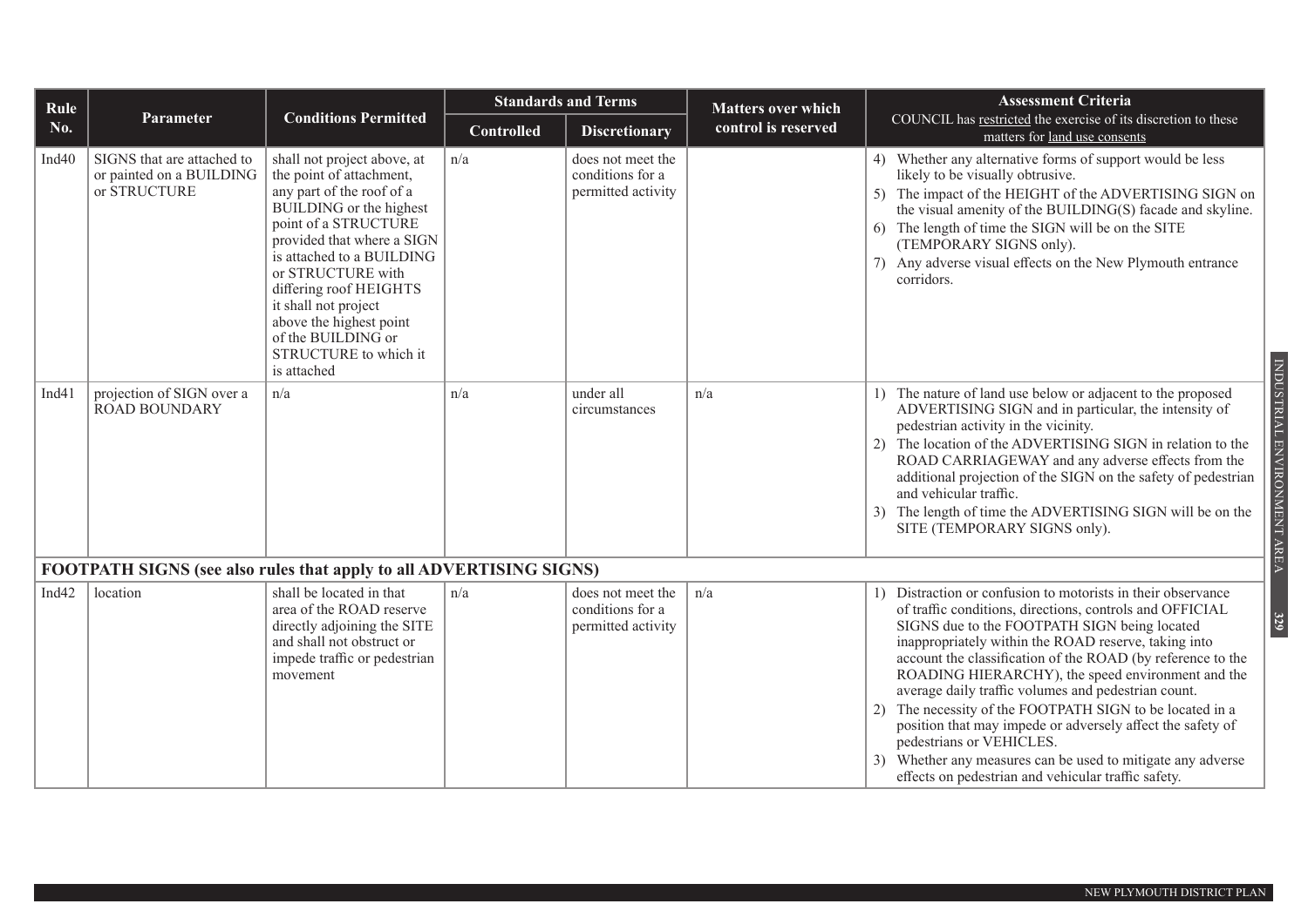| Rule No. | Parameter | Conditions Permitted | Standards and Terms | | Matters over which control is reserved | Assessment Criteria COUNCIL has restricted the exercise of its discretion to these matters for land use consents |
|---|---|---|---|---|---|---|
| | | | Controlled | Discretionary | | |
| Ind40 | SIGNS that are attached to or painted on a BUILDING or STRUCTURE | shall not project above, at the point of attachment, any part of the roof of a BUILDING or the highest point of a STRUCTURE provided that where a SIGN is attached to a BUILDING or STRUCTURE with differing roof HEIGHTS it shall not project above the highest point of the BUILDING or STRUCTURE to which it is attached | n/a | does not meet the conditions for a permitted activity | | 4) Whether any alternative forms of support would be less likely to be visually obtrusive.<br>5) The impact of the HEIGHT of the ADVERTISING SIGN on the visual amenity of the BUILDING(S) facade and skyline.<br>6) The length of time the SIGN will be on the SITE (TEMPORARY SIGNS only).<br>7) Any adverse visual effects on the New Plymouth entrance corridors. |
| Ind41 | projection of SIGN over a ROAD BOUNDARY | n/a | n/a | under all circumstances | n/a | 1) The nature of land use below or adjacent to the proposed ADVERTISING SIGN and in particular, the intensity of pedestrian activity in the vicinity.<br>2) The location of the ADVERTISING SIGN in relation to the ROAD CARRIAGEWAY and any adverse effects from the additional projection of the SIGN on the safety of pedestrian and vehicular traffic.<br>3) The length of time the ADVERTISING SIGN will be on the SITE (TEMPORARY SIGNS only). |
| **FOOTPATH SIGNS (see also rules that apply to all ADVERTISING SIGNS)** | | | | | | |
| Ind42 | location | shall be located in that area of the ROAD reserve directly adjoining the SITE and shall not obstruct or impede traffic or pedestrian movement | n/a | does not meet the conditions for a permitted activity | n/a | 1) Distraction or confusion to motorists in their observance of traffic conditions, directions, controls and OFFICIAL SIGNS due to the FOOTPATH SIGN being located inappropriately within the ROAD reserve, taking into account the classification of the ROAD (by reference to the ROADING HIERARCHY), the speed environment and the average daily traffic volumes and pedestrian count.<br>2) The necessity of the FOOTPATH SIGN to be located in a position that may impede or adversely affect the safety of pedestrians or VEHICLES.<br>3) Whether any measures can be used to mitigate any adverse effects on pedestrian and vehicular traffic safety. |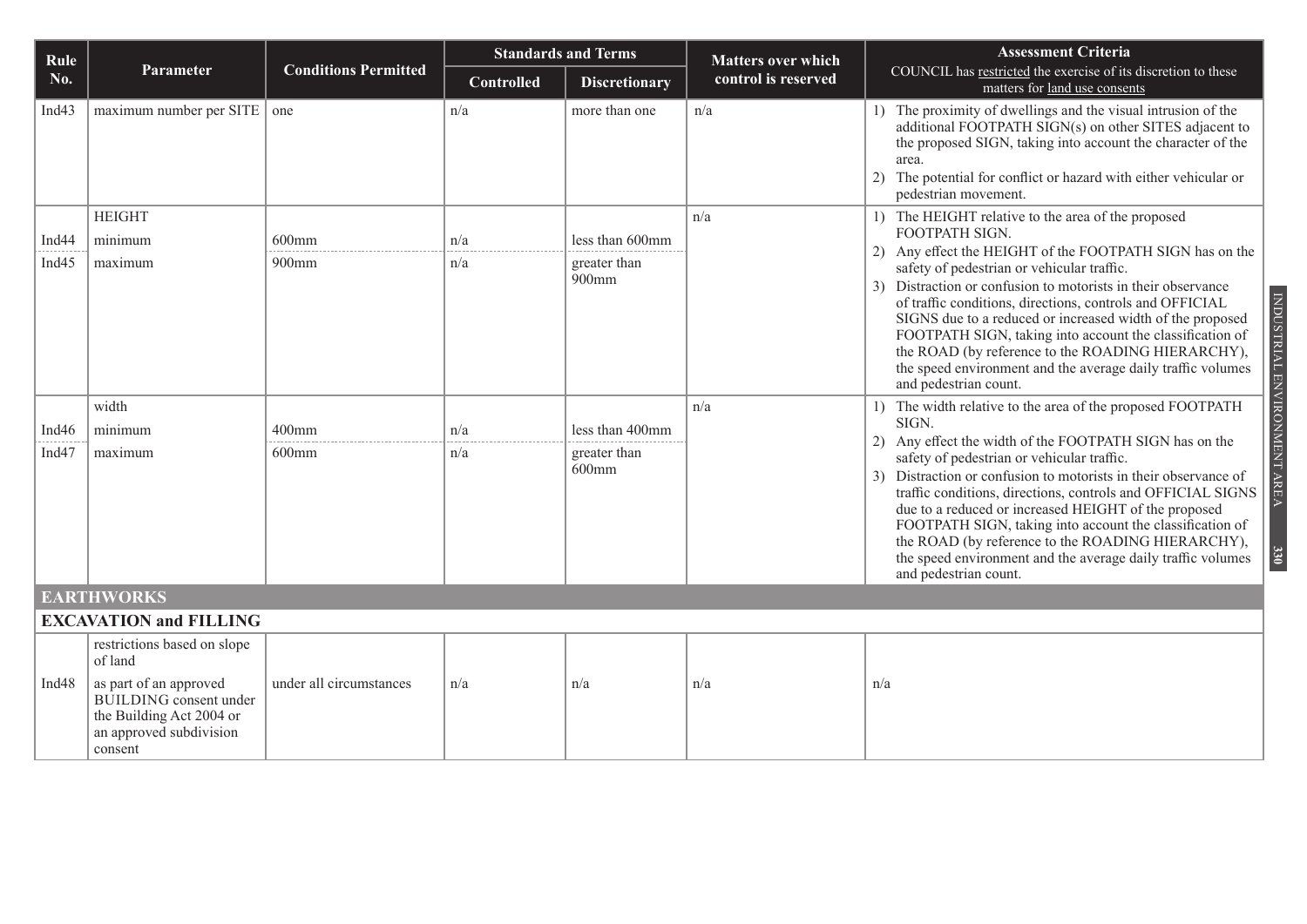| Rule No. | Parameter | Conditions Permitted | Standards and Terms | | Matters over which control is reserved | Assessment Criteria |
|---|---|---|---|---|---|---|
| | | | Controlled | Discretionary | | COUNCIL has restricted the exercise of its discretion to these matters for land use consents |
| Ind43 | maximum number per SITE | one | n/a | more than one | n/a | 1) The proximity of dwellings and the visual intrusion of the additional FOOTPATH SIGN(s) on other SITES adjacent to the proposed SIGN, taking into account the character of the area. 2) The potential for conflict or hazard with either vehicular or pedestrian movement. |
| | HEIGHT | | | | n/a | 1) The HEIGHT relative to the area of the proposed FOOTPATH SIGN. 2) Any effect the HEIGHT of the FOOTPATH SIGN has on the safety of pedestrian or vehicular traffic. 3) Distraction or confusion to motorists in their observance of traffic conditions, directions, controls and OFFICIAL SIGNS due to a reduced or increased width of the proposed FOOTPATH SIGN, taking into account the classification of the ROAD (by reference to the ROADING HIERARCHY), the speed environment and the average daily traffic volumes and pedestrian count. |
| Ind44 | minimum | 600mm | n/a | less than 600mm | | |
| Ind45 | maximum | 900mm | n/a | greater than 900mm | | |
| | width | | | | n/a | 1) The width relative to the area of the proposed FOOTPATH SIGN. 2) Any effect the width of the FOOTPATH SIGN has on the safety of pedestrian or vehicular traffic. 3) Distraction or confusion to motorists in their observance of traffic conditions, directions, controls and OFFICIAL SIGNS due to a reduced or increased HEIGHT of the proposed FOOTPATH SIGN, taking into account the classification of the ROAD (by reference to the ROADING HIERARCHY), the speed environment and the average daily traffic volumes and pedestrian count. |
| Ind46 | minimum | 400mm | n/a | less than 400mm | | |
| Ind47 | maximum | 600mm | n/a | greater than 600mm | | |
| **EARTHWORKS** | | | | | | |
| **EXCAVATION and FILLING** | | | | | | |
| | restrictions based on slope of land | | | | | |
| Ind48 | as part of an approved BUILDING consent under the Building Act 2004 or an approved subdivision consent | under all circumstances | n/a | n/a | n/a | n/a |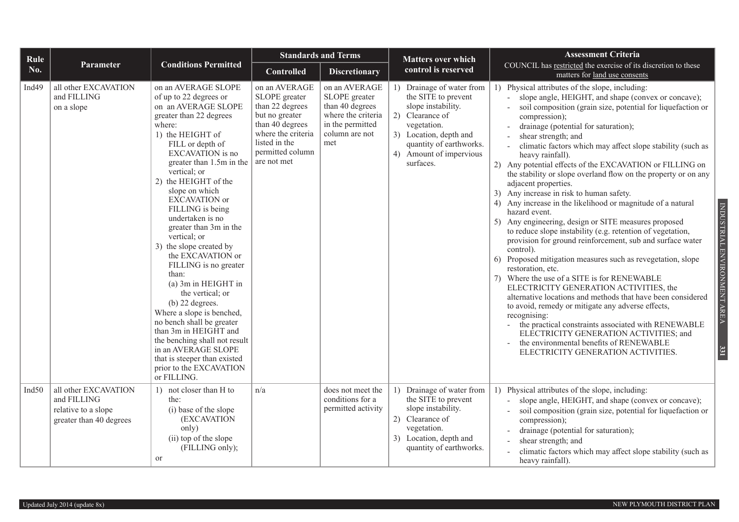| Rule No. | Parameter | Conditions Permitted | Standards and Terms | | Matters over which control is reserved | Assessment Criteria COUNCIL has restricted the exercise of its discretion to these matters for land use consents |
|---|---|---|---|---|---|---|
| | | | Controlled | Discretionary | | |
| Ind49 | all other EXCAVATION and FILLING on a slope | on an AVERAGE SLOPE of up to 22 degrees or on an AVERAGE SLOPE greater than 22 degrees where:<br>1) the HEIGHT of FILL or depth of EXCAVATION is no greater than 1.5m in the vertical; or<br>2) the HEIGHT of the slope on which EXCAVATION or FILLING is being undertaken is no greater than 3m in the vertical; or<br>3) the slope created by the EXCAVATION or FILLING is no greater than:<br>(a) 3m in HEIGHT in the vertical; or<br>(b) 22 degrees.<br>Where a slope is benched, no bench shall be greater than 3m in HEIGHT and the benching shall not result in an AVERAGE SLOPE that is steeper than existed prior to the EXCAVATION or FILLING. | on an AVERAGE SLOPE greater than 22 degrees but no greater than 40 degrees where the criteria listed in the permitted column are not met | on an AVERAGE SLOPE greater than 40 degrees where the criteria in the permitted column are not met | 1) Drainage of water from the SITE to prevent slope instability.<br>2) Clearance of vegetation.<br>3) Location, depth and quantity of earthworks.<br>4) Amount of impervious surfaces. | 1) Physical attributes of the slope, including:<br>- slope angle, HEIGHT, and shape (convex or concave);<br>- soil composition (grain size, potential for liquefaction or compression);<br>- drainage (potential for saturation);<br>- shear strength; and<br>- climatic factors which may affect slope stability (such as heavy rainfall).<br>2) Any potential effects of the EXCAVATION or FILLING on the stability or slope overland flow on the property or on any adjacent properties.<br>3) Any increase in risk to human safety.<br>4) Any increase in the likelihood or magnitude of a natural hazard event.<br>5) Any engineering, design or SITE measures proposed to reduce slope instability (e.g. retention of vegetation, provision for ground reinforcement, sub and surface water control).<br>6) Proposed mitigation measures such as revegetation, slope restoration, etc.<br>7) Where the use of a SITE is for RENEWABLE ELECTRICITY GENERATION ACTIVITIES, the alternative locations and methods that have been considered to avoid, remedy or mitigate any adverse effects, recognising:<br>- the practical constraints associated with RENEWABLE ELECTRICITY GENERATION ACTIVITIES; and<br>- the environmental benefits of RENEWABLE ELECTRICITY GENERATION ACTIVITIES. |
| Ind50 | all other EXCAVATION and FILLING relative to a slope greater than 40 degrees | 1) not closer than H to the:<br>(i) base of the slope (EXCAVATION only)<br>(ii) top of the slope (FILLING only);<br>or | n/a | does not meet the conditions for a permitted activity | 1) Drainage of water from the SITE to prevent slope instability.<br>2) Clearance of vegetation.<br>3) Location, depth and quantity of earthworks. | 1) Physical attributes of the slope, including:<br>- slope angle, HEIGHT, and shape (convex or concave);<br>- soil composition (grain size, potential for liquefaction or compression);<br>- drainage (potential for saturation);<br>- shear strength; and<br>- climatic factors which may affect slope stability (such as heavy rainfall). |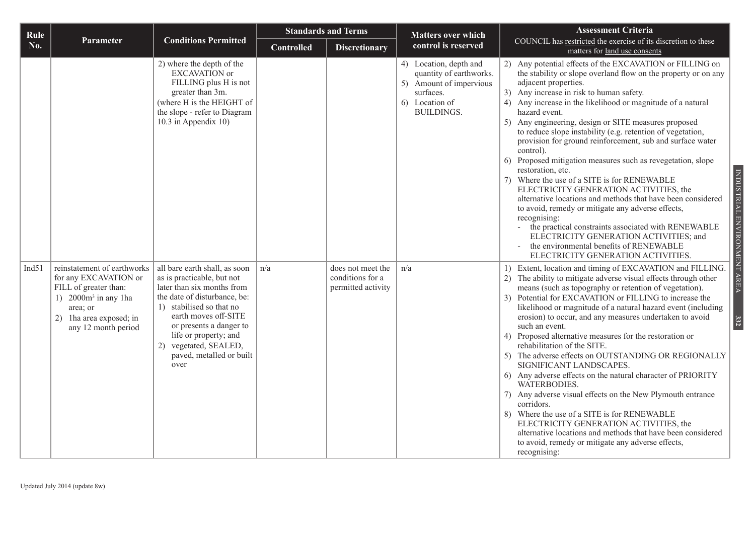| Rule No. | Parameter | Conditions Permitted | Standards and Terms | | Matters over which control is reserved | Assessment Criteria COUNCIL has restricted the exercise of its discretion to these matters for land use consents |
|---|---|---|---|---|---|---|
| | | | Controlled | Discretionary | | |
| | | 2) where the depth of the EXCAVATION or FILLING plus H is not greater than 3m. (where H is the HEIGHT of the slope - refer to Diagram 10.3 in Appendix 10) | | | 4) Location, depth and quantity of earthworks. 5) Amount of impervious surfaces. 6) Location of BUILDINGS. | 2) Any potential effects of the EXCAVATION or FILLING on the stability or slope overland flow on the property or on any adjacent properties. 3) Any increase in risk to human safety. 4) Any increase in the likelihood or magnitude of a natural hazard event. 5) Any engineering, design or SITE measures proposed to reduce slope instability (e.g. retention of vegetation, provision for ground reinforcement, sub and surface water control). 6) Proposed mitigation measures such as revegetation, slope restoration, etc. 7) Where the use of a SITE is for RENEWABLE ELECTRICITY GENERATION ACTIVITIES, the alternative locations and methods that have been considered to avoid, remedy or mitigate any adverse effects, recognising: - the practical constraints associated with RENEWABLE ELECTRICITY GENERATION ACTIVITIES; and - the environmental benefits of RENEWABLE ELECTRICITY GENERATION ACTIVITIES. |
| Ind51 | reinstatement of earthworks for any EXCAVATION or FILL of greater than: 1) 2000m$^3$ in any 1ha area; or 2) 1ha area exposed; in any 12 month period | all bare earth shall, as soon as is practicable, but not later than six months from the date of disturbance, be: 1) stabilised so that no earth moves off-SITE or presents a danger to life or property; and 2) vegetated, SEALED, paved, metalled or built over | n/a | does not meet the conditions for a permitted activity | n/a | 1) Extent, location and timing of EXCAVATION and FILLING. 2) The ability to mitigate adverse visual effects through other means (such as topography or retention of vegetation). 3) Potential for EXCAVATION or FILLING to increase the likelihood or magnitude of a natural hazard event (including erosion) to occur, and any measures undertaken to avoid such an event. 4) Proposed alternative measures for the restoration or rehabilitation of the SITE. 5) The adverse effects on OUTSTANDING OR REGIONALLY SIGNIFICANT LANDSCAPES. 6) Any adverse effects on the natural character of PRIORITY WATERBODIES. 7) Any adverse visual effects on the New Plymouth entrance corridors. 8) Where the use of a SITE is for RENEWABLE ELECTRICITY GENERATION ACTIVITIES, the alternative locations and methods that have been considered to avoid, remedy or mitigate any adverse effects, recognising: |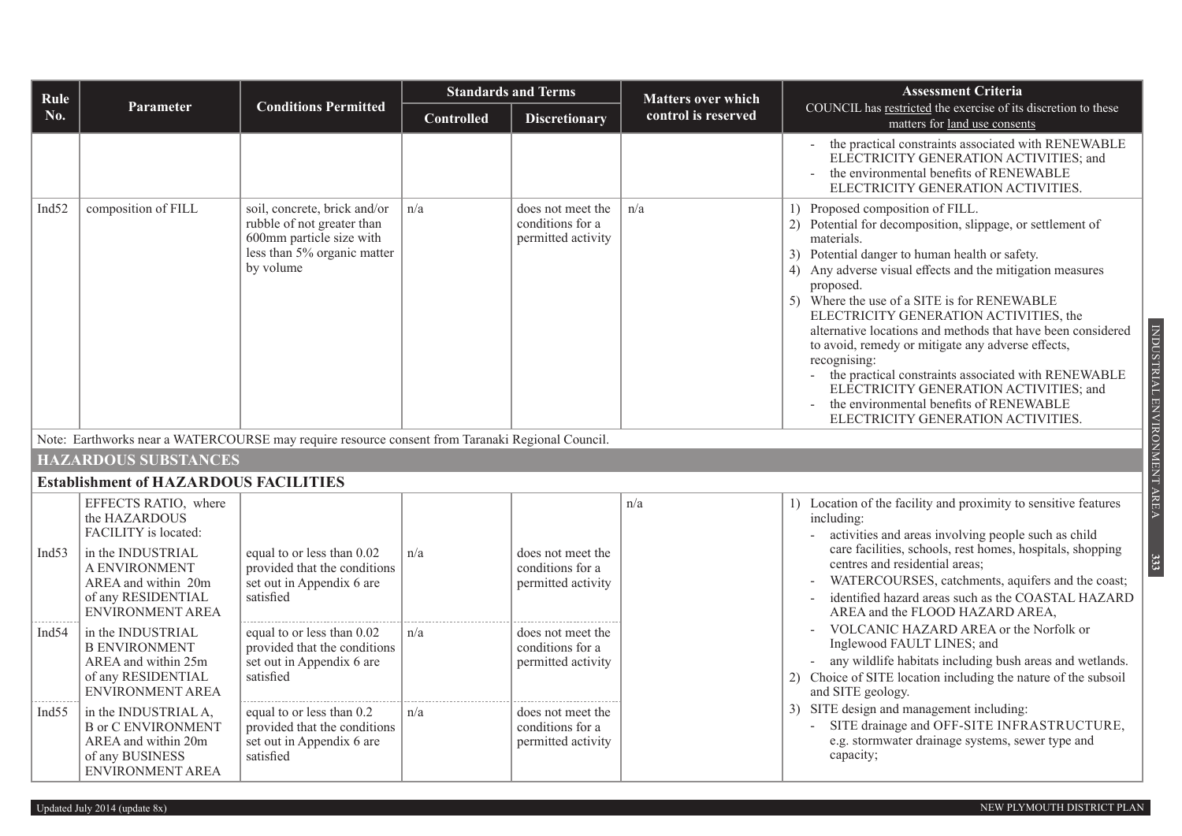| Rule No. | Parameter | Conditions Permitted | Standards and Terms | | Matters over which control is reserved | Assessment Criteria<br>COUNCIL has restricted the exercise of its discretion to these matters for land use consents |
|---|---|---|---|---|---|---|
| | | | Controlled | Discretionary | | |
| | | | | | | - the practical constraints associated with RENEWABLE ELECTRICITY GENERATION ACTIVITIES; and<br>- the environmental benefits of RENEWABLE ELECTRICITY GENERATION ACTIVITIES. |
| Ind52 | composition of FILL | soil, concrete, brick and/or rubble of not greater than 600mm particle size with less than 5% organic matter by volume | n/a | does not meet the conditions for a permitted activity | n/a | 1) Proposed composition of FILL.<br>2) Potential for decomposition, slippage, or settlement of materials.<br>3) Potential danger to human health or safety.<br>4) Any adverse visual effects and the mitigation measures proposed.<br>5) Where the use of a SITE is for RENEWABLE ELECTRICITY GENERATION ACTIVITIES, the alternative locations and methods that have been considered to avoid, remedy or mitigate any adverse effects, recognising:<br>- the practical constraints associated with RENEWABLE ELECTRICITY GENERATION ACTIVITIES; and<br>- the environmental benefits of RENEWABLE ELECTRICITY GENERATION ACTIVITIES. |

Note: Earthworks near a WATERCOURSE may require resource consent from Taranaki Regional Council.

## HAZARDOUS SUBSTANCES

### Establishment of HAZARDOUS FACILITIES

| Rule No. | Parameter | Conditions Permitted | Controlled | Discretionary | Matters over which control is reserved | Assessment Criteria |
|---|---|---|---|---|---|---|
| | EFFECTS RATIO, where the HAZARDOUS FACILITY is located: | | | | n/a | 1) Location of the facility and proximity to sensitive features including:<br>- activities and areas involving people such as child care facilities, schools, rest homes, hospitals, shopping centres and residential areas;<br>- WATERCOURSES, catchments, aquifers and the coast;<br>- identified hazard areas such as the COASTAL HAZARD AREA and the FLOOD HAZARD AREA,<br>- VOLCANIC HAZARD AREA or the Norfolk or Inglewood FAULT LINES; and<br>- any wildlife habitats including bush areas and wetlands.<br>2) Choice of SITE location including the nature of the subsoil and SITE geology.<br>3) SITE design and management including:<br>- SITE drainage and OFF-SITE INFRASTRUCTURE, e.g. stormwater drainage systems, sewer type and capacity; |
| Ind53 | in the INDUSTRIAL A ENVIRONMENT AREA and within 20m of any RESIDENTIAL ENVIRONMENT AREA | equal to or less than 0.02 provided that the conditions set out in Appendix 6 are satisfied | n/a | does not meet the conditions for a permitted activity | | |
| Ind54 | in the INDUSTRIAL B ENVIRONMENT AREA and within 25m of any RESIDENTIAL ENVIRONMENT AREA | equal to or less than 0.02 provided that the conditions set out in Appendix 6 are satisfied | n/a | does not meet the conditions for a permitted activity | | |
| Ind55 | in the INDUSTRIAL A, B or C ENVIRONMENT AREA and within 20m of any BUSINESS ENVIRONMENT AREA | equal to or less than 0.2 provided that the conditions set out in Appendix 6 are satisfied | n/a | does not meet the conditions for a permitted activity | | |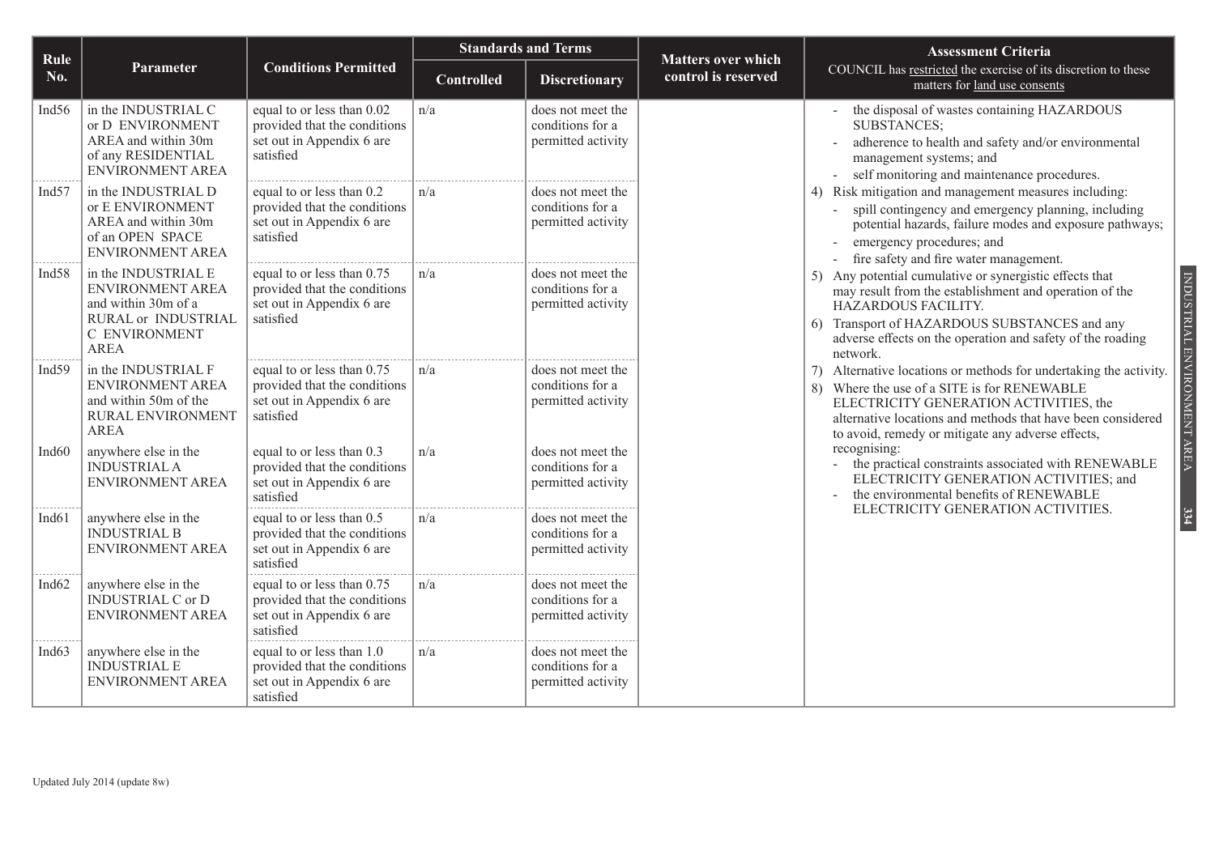| Rule No. | Parameter | Conditions Permitted | Standards and Terms | | Matters over which control is reserved | Assessment Criteria COUNCIL has restricted the exercise of its discretion to these matters for land use consents |
|---|---|---|---|---|---|---|
| | | | Controlled | Discretionary | | |
| Ind56 | in the INDUSTRIAL C or D ENVIRONMENT AREA and within 30m of any RESIDENTIAL ENVIRONMENT AREA | equal to or less than 0.02 provided that the conditions set out in Appendix 6 are satisfied | n/a | does not meet the conditions for a permitted activity | | - the disposal of wastes containing HAZARDOUS SUBSTANCES; - adherence to health and safety and/or environmental management systems; and - self monitoring and maintenance procedures. 4) Risk mitigation and management measures including: - spill contingency and emergency planning, including potential hazards, failure modes and exposure pathways; - emergency procedures; and - fire safety and fire water management. 5) Any potential cumulative or synergistic effects that may result from the establishment and operation of the HAZARDOUS FACILITY. 6) Transport of HAZARDOUS SUBSTANCES and any adverse effects on the operation and safety of the roading network. 7) Alternative locations or methods for undertaking the activity. 8) Where the use of a SITE is for RENEWABLE ELECTRICITY GENERATION ACTIVITIES, the alternative locations and methods that have been considered to avoid, remedy or mitigate any adverse effects, recognising: - the practical constraints associated with RENEWABLE ELECTRICITY GENERATION ACTIVITIES; and - the environmental benefits of RENEWABLE ELECTRICITY GENERATION ACTIVITIES. |
| Ind57 | in the INDUSTRIAL D or E ENVIRONMENT AREA and within 30m of an OPEN SPACE ENVIRONMENT AREA | equal to or less than 0.2 provided that the conditions set out in Appendix 6 are satisfied | n/a | does not meet the conditions for a permitted activity | | |
| Ind58 | in the INDUSTRIAL E ENVIRONMENT AREA and within 30m of a RURAL or INDUSTRIAL C ENVIRONMENT AREA | equal to or less than 0.75 provided that the conditions set out in Appendix 6 are satisfied | n/a | does not meet the conditions for a permitted activity | | |
| Ind59 | in the INDUSTRIAL F ENVIRONMENT AREA and within 50m of the RURAL ENVIRONMENT AREA | equal to or less than 0.75 provided that the conditions set out in Appendix 6 are satisfied | n/a | does not meet the conditions for a permitted activity | | |
| Ind60 | anywhere else in the INDUSTRIAL A ENVIRONMENT AREA | equal to or less than 0.3 provided that the conditions set out in Appendix 6 are satisfied | n/a | does not meet the conditions for a permitted activity | | |
| Ind61 | anywhere else in the INDUSTRIAL B ENVIRONMENT AREA | equal to or less than 0.5 provided that the conditions set out in Appendix 6 are satisfied | n/a | does not meet the conditions for a permitted activity | | |
| Ind62 | anywhere else in the INDUSTRIAL C or D ENVIRONMENT AREA | equal to or less than 0.75 provided that the conditions set out in Appendix 6 are satisfied | n/a | does not meet the conditions for a permitted activity | | |
| Ind63 | anywhere else in the INDUSTRIAL E ENVIRONMENT AREA | equal to or less than 1.0 provided that the conditions set out in Appendix 6 are satisfied | n/a | does not meet the conditions for a permitted activity | | |

Updated July 2014 (update 8w)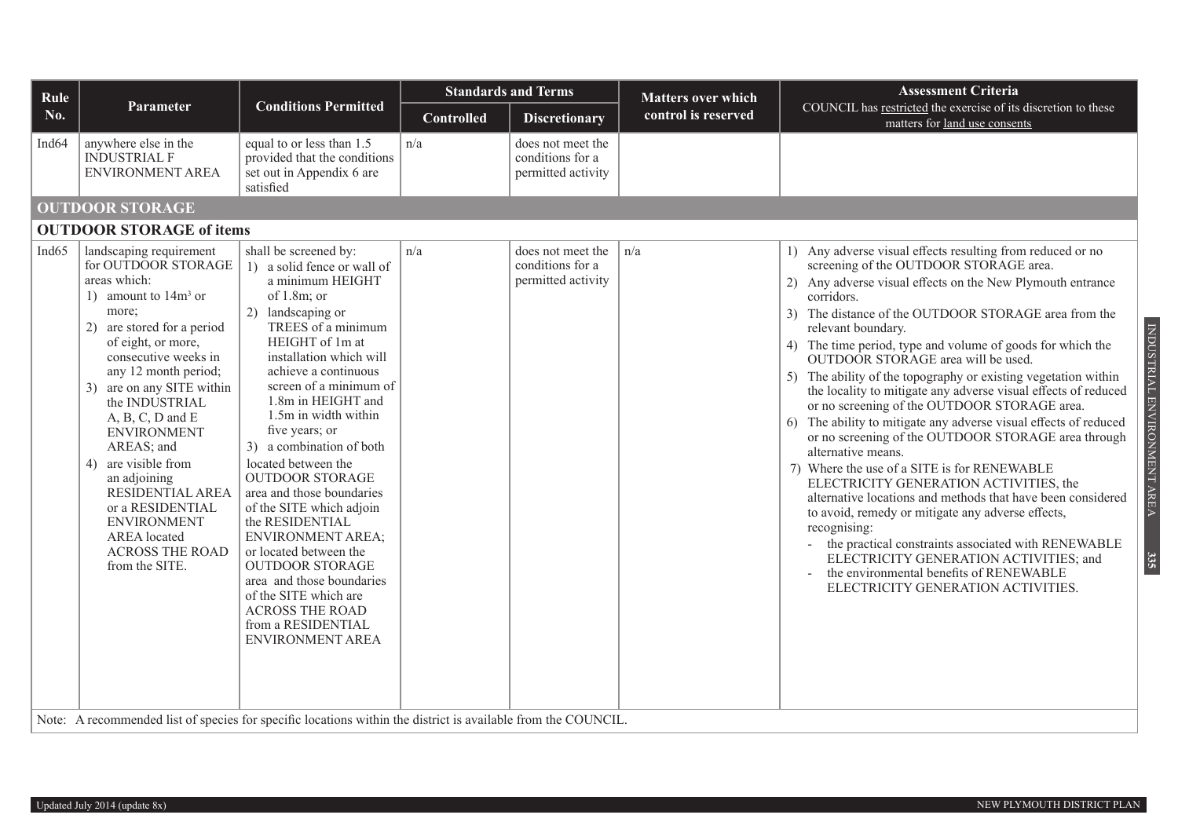| Rule No. | Parameter | Conditions Permitted | Standards and Terms | | Matters over which control is reserved | Assessment Criteria COUNCIL has restricted the exercise of its discretion to these matters for land use consents |
|---|---|---|---|---|---|---|
| | | | Controlled | Discretionary | | |
| Ind64 | anywhere else in the INDUSTRIAL F ENVIRONMENT AREA | equal to or less than 1.5 provided that the conditions set out in Appendix 6 are satisfied | n/a | does not meet the conditions for a permitted activity | | |
| **OUTDOOR STORAGE** | | | | | | |
| **OUTDOOR STORAGE of items** | | | | | | |
| Ind65 | landscaping requirement for OUTDOOR STORAGE areas which: 1) amount to 14m³ or more; 2) are stored for a period of eight, or more, consecutive weeks in any 12 month period; 3) are on any SITE within the INDUSTRIAL A, B, C, D and E ENVIRONMENT AREAS; and 4) are visible from an adjoining RESIDENTIAL AREA or a RESIDENTIAL ENVIRONMENT AREA located ACROSS THE ROAD from the SITE. | shall be screened by: 1) a solid fence or wall of a minimum HEIGHT of 1.8m; or 2) landscaping or TREES of a minimum HEIGHT of 1m at installation which will achieve a continuous screen of a minimum of 1.8m in HEIGHT and 1.5m in width within five years; or 3) a combination of both located between the OUTDOOR STORAGE area and those boundaries of the SITE which adjoin the RESIDENTIAL ENVIRONMENT AREA; or located between the OUTDOOR STORAGE area and those boundaries of the SITE which are ACROSS THE ROAD from a RESIDENTIAL ENVIRONMENT AREA | n/a | does not meet the conditions for a permitted activity | n/a | 1) Any adverse visual effects resulting from reduced or no screening of the OUTDOOR STORAGE area. 2) Any adverse visual effects on the New Plymouth entrance corridors. 3) The distance of the OUTDOOR STORAGE area from the relevant boundary. 4) The time period, type and volume of goods for which the OUTDOOR STORAGE area will be used. 5) The ability of the topography or existing vegetation within the locality to mitigate any adverse visual effects of reduced or no screening of the OUTDOOR STORAGE area. 6) The ability to mitigate any adverse visual effects of reduced or no screening of the OUTDOOR STORAGE area through alternative means. 7) Where the use of a SITE is for RENEWABLE ELECTRICITY GENERATION ACTIVITIES, the alternative locations and methods that have been considered to avoid, remedy or mitigate any adverse effects, recognising: - the practical constraints associated with RENEWABLE ELECTRICITY GENERATION ACTIVITIES; and - the environmental benefits of RENEWABLE ELECTRICITY GENERATION ACTIVITIES. |

Note: A recommended list of species for specific locations within the district is available from the COUNCIL.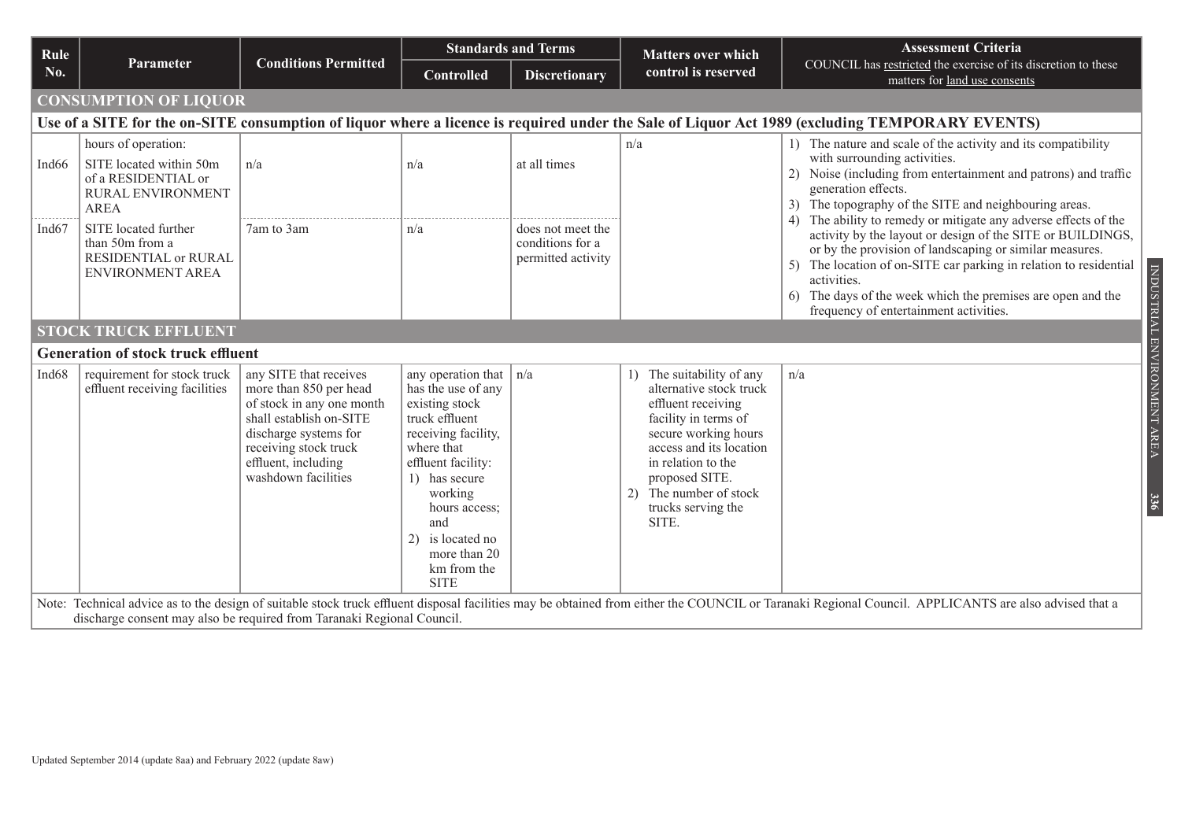| Rule No. | Parameter | Conditions Permitted | Standards and Terms | | Matters over which control is reserved | Assessment Criteria COUNCIL has restricted the exercise of its discretion to these matters for land use consents |
|---|---|---|---|---|---|---|
| | | | Controlled | Discretionary | | |
| **CONSUMPTION OF LIQUOR** | | | | | | |
| **Use of a SITE for the on-SITE consumption of liquor where a licence is required under the Sale of Liquor Act 1989 (excluding TEMPORARY EVENTS)** | | | | | | |
| Ind66 | hours of operation: SITE located within 50m of a RESIDENTIAL or RURAL ENVIRONMENT AREA | n/a | n/a | at all times | n/a | 1) The nature and scale of the activity and its compatibility with surrounding activities. 2) Noise (including from entertainment and patrons) and traffic generation effects. 3) The topography of the SITE and neighbouring areas. 4) The ability to remedy or mitigate any adverse effects of the activity by the layout or design of the SITE or BUILDINGS, or by the provision of landscaping or similar measures. 5) The location of on-SITE car parking in relation to residential activities. 6) The days of the week which the premises are open and the frequency of entertainment activities. |
| Ind67 | SITE located further than 50m from a RESIDENTIAL or RURAL ENVIRONMENT AREA | 7am to 3am | n/a | does not meet the conditions for a permitted activity | | |
| **STOCK TRUCK EFFLUENT** | | | | | | |
| **Generation of stock truck effluent** | | | | | | |
| Ind68 | requirement for stock truck effluent receiving facilities | any SITE that receives more than 850 per head of stock in any one month shall establish on-SITE discharge systems for receiving stock truck effluent, including washdown facilities | any operation that has the use of any existing stock truck effluent receiving facility, where that effluent facility: 1) has secure working hours access; and 2) is located no more than 20 km from the SITE | n/a | 1) The suitability of any alternative stock truck effluent receiving facility in terms of secure working hours access and its location in relation to the proposed SITE. 2) The number of stock trucks serving the SITE. | n/a |

Note: Technical advice as to the design of suitable stock truck effluent disposal facilities may be obtained from either the COUNCIL or Taranaki Regional Council. APPLICANTS are also advised that a discharge consent may also be required from Taranaki Regional Council.

Updated September 2014 (update 8aa) and February 2022 (update 8aw)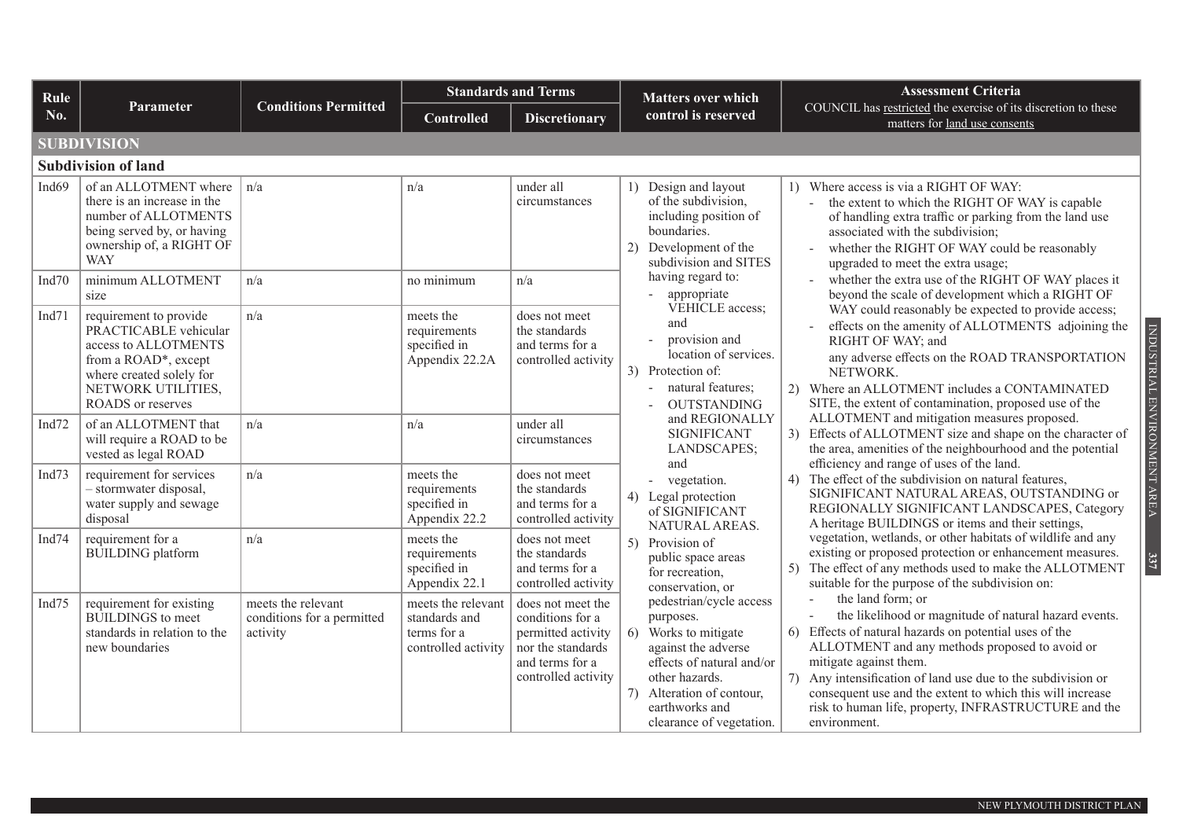| Rule No. | Parameter | Conditions Permitted | Standards and Terms | | Matters over which control is reserved | Assessment Criteria<br>COUNCIL has restricted the exercise of its discretion to these matters for land use consents |
|---|---|---|---|---|---|---|
| | | | Controlled | Discretionary | | |
| **SUBDIVISION** | | | | | | |
| **Subdivision of land** | | | | | | |
| Ind69 | of an ALLOTMENT where there is an increase in the number of ALLOTMENTS being served by, or having ownership of, a RIGHT OF WAY | n/a | n/a | under all circumstances | 1) Design and layout of the subdivision, including position of boundaries.<br>2) Development of the subdivision and SITES having regard to:<br>- appropriate VEHICLE access; and<br>- provision and location of services.<br>3) Protection of:<br>- natural features;<br>- OUTSTANDING and REGIONALLY SIGNIFICANT LANDSCAPES; and<br>- vegetation.<br>4) Legal protection of SIGNIFICANT NATURAL AREAS.<br>5) Provision of public space areas for recreation, conservation, or pedestrian/cycle access purposes.<br>6) Works to mitigate against the adverse effects of natural and/or other hazards.<br>7) Alteration of contour, earthworks and clearance of vegetation. | 1) Where access is via a RIGHT OF WAY:<br>- the extent to which the RIGHT OF WAY is capable of handling extra traffic or parking from the land use associated with the subdivision;<br>- whether the RIGHT OF WAY could be reasonably upgraded to meet the extra usage;<br>- whether the extra use of the RIGHT OF WAY places it beyond the scale of development which a RIGHT OF WAY could reasonably be expected to provide access;<br>- effects on the amenity of ALLOTMENTS adjoining the RIGHT OF WAY; and<br>any adverse effects on the ROAD TRANSPORTATION NETWORK.<br>2) Where an ALLOTMENT includes a CONTAMINATED SITE, the extent of contamination, proposed use of the ALLOTMENT and mitigation measures proposed.<br>3) Effects of ALLOTMENT size and shape on the character of the area, amenities of the neighbourhood and the potential efficiency and range of uses of the land.<br>4) The effect of the subdivision on natural features, SIGNIFICANT NATURAL AREAS, OUTSTANDING or REGIONALLY SIGNIFICANT LANDSCAPES, Category A heritage BUILDINGS or items and their settings, vegetation, wetlands, or other habitats of wildlife and any existing or proposed protection or enhancement measures.<br>5) The effect of any methods used to make the ALLOTMENT suitable for the purpose of the subdivision on:<br>- the land form; or<br>- the likelihood or magnitude of natural hazard events.<br>6) Effects of natural hazards on potential uses of the ALLOTMENT and any methods proposed to avoid or mitigate against them.<br>7) Any intensification of land use due to the subdivision or consequent use and the extent to which this will increase risk to human life, property, INFRASTRUCTURE and the environment. |
| Ind70 | minimum ALLOTMENT size | n/a | no minimum | n/a | | |
| Ind71 | requirement to provide PRACTICABLE vehicular access to ALLOTMENTS from a ROAD*, except where created solely for NETWORK UTILITIES, ROADS or reserves | n/a | meets the requirements specified in Appendix 22.2A | does not meet the standards and terms for a controlled activity | | |
| Ind72 | of an ALLOTMENT that will require a ROAD to be vested as legal ROAD | n/a | n/a | under all circumstances | | |
| Ind73 | requirement for services – stormwater disposal, water supply and sewage disposal | n/a | meets the requirements specified in Appendix 22.2 | does not meet the standards and terms for a controlled activity | | |
| Ind74 | requirement for a BUILDING platform | n/a | meets the requirements specified in Appendix 22.1 | does not meet the standards and terms for a controlled activity | | |
| Ind75 | requirement for existing BUILDINGS to meet standards in relation to the new boundaries | meets the relevant conditions for a permitted activity | meets the relevant standards and terms for a controlled activity | does not meet the conditions for a permitted activity nor the standards and terms for a controlled activity | | |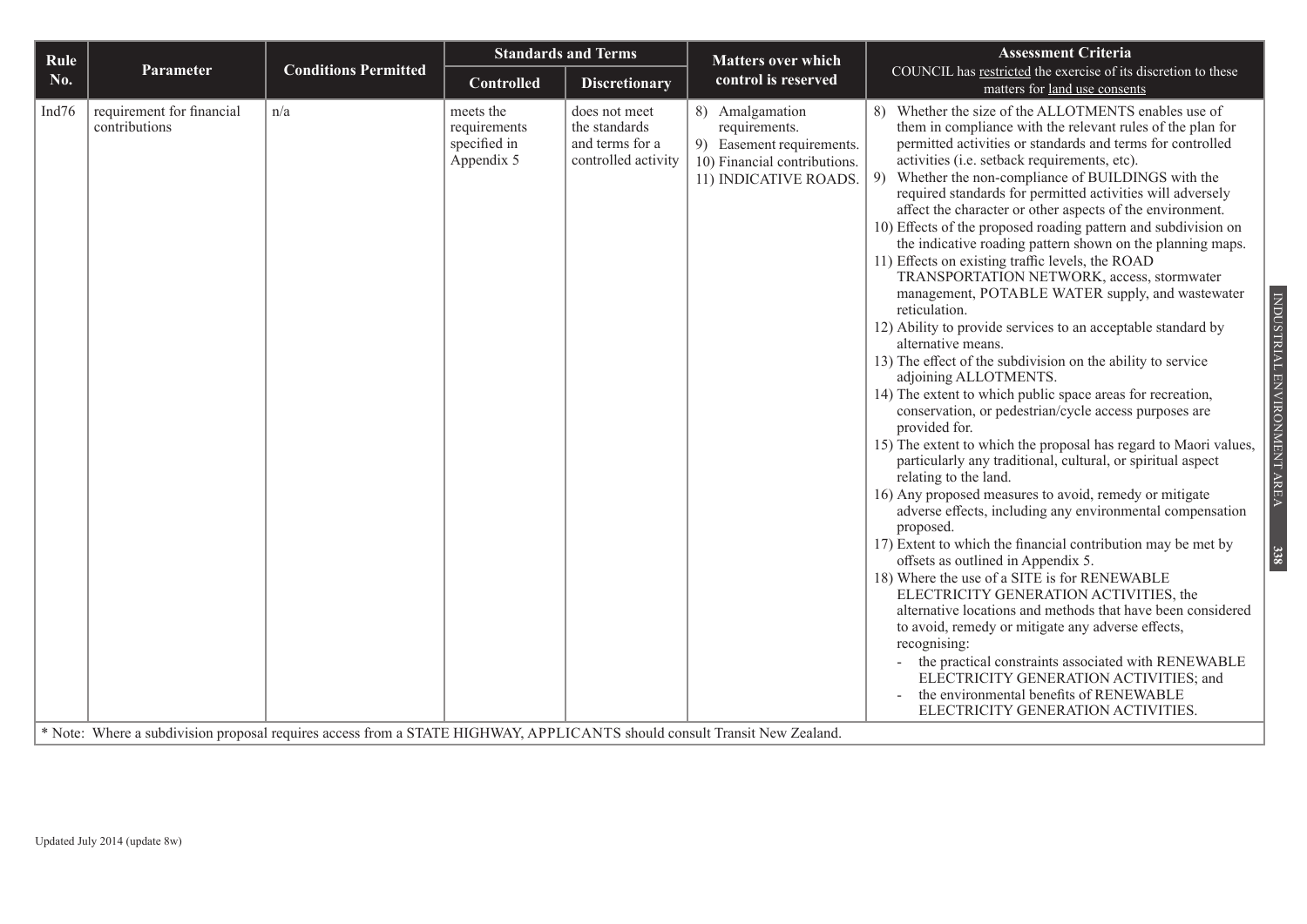| Rule No. | Parameter | Conditions Permitted | Standards and Terms | | Matters over which control is reserved | Assessment Criteria<br>COUNCIL has restricted the exercise of its discretion to these matters for land use consents |
|---|---|---|---|---|---|---|
| | | | Controlled | Discretionary | | |
| Ind76 | requirement for financial contributions | n/a | meets the requirements specified in Appendix 5 | does not meet the standards and terms for a controlled activity | 8) Amalgamation requirements.<br>9) Easement requirements.<br>10) Financial contributions.<br>11) INDICATIVE ROADS. | 8) Whether the size of the ALLOTMENTS enables use of them in compliance with the relevant rules of the plan for permitted activities or standards and terms for controlled activities (i.e. setback requirements, etc).<br>9) Whether the non-compliance of BUILDINGS with the required standards for permitted activities will adversely affect the character or other aspects of the environment.<br>10) Effects of the proposed roading pattern and subdivision on the indicative roading pattern shown on the planning maps.<br>11) Effects on existing traffic levels, the ROAD TRANSPORTATION NETWORK, access, stormwater management, POTABLE WATER supply, and wastewater reticulation.<br>12) Ability to provide services to an acceptable standard by alternative means.<br>13) The effect of the subdivision on the ability to service adjoining ALLOTMENTS.<br>14) The extent to which public space areas for recreation, conservation, or pedestrian/cycle access purposes are provided for.<br>15) The extent to which the proposal has regard to Maori values, particularly any traditional, cultural, or spiritual aspect relating to the land.<br>16) Any proposed measures to avoid, remedy or mitigate adverse effects, including any environmental compensation proposed.<br>17) Extent to which the financial contribution may be met by offsets as outlined in Appendix 5.<br>18) Where the use of a SITE is for RENEWABLE ELECTRICITY GENERATION ACTIVITIES, the alternative locations and methods that have been considered to avoid, remedy or mitigate any adverse effects, recognising:<br>- the practical constraints associated with RENEWABLE ELECTRICITY GENERATION ACTIVITIES; and<br>- the environmental benefits of RENEWABLE ELECTRICITY GENERATION ACTIVITIES. |

* Note: Where a subdivision proposal requires access from a STATE HIGHWAY, APPLICANTS should consult Transit New Zealand.

Updated July 2014 (update 8w)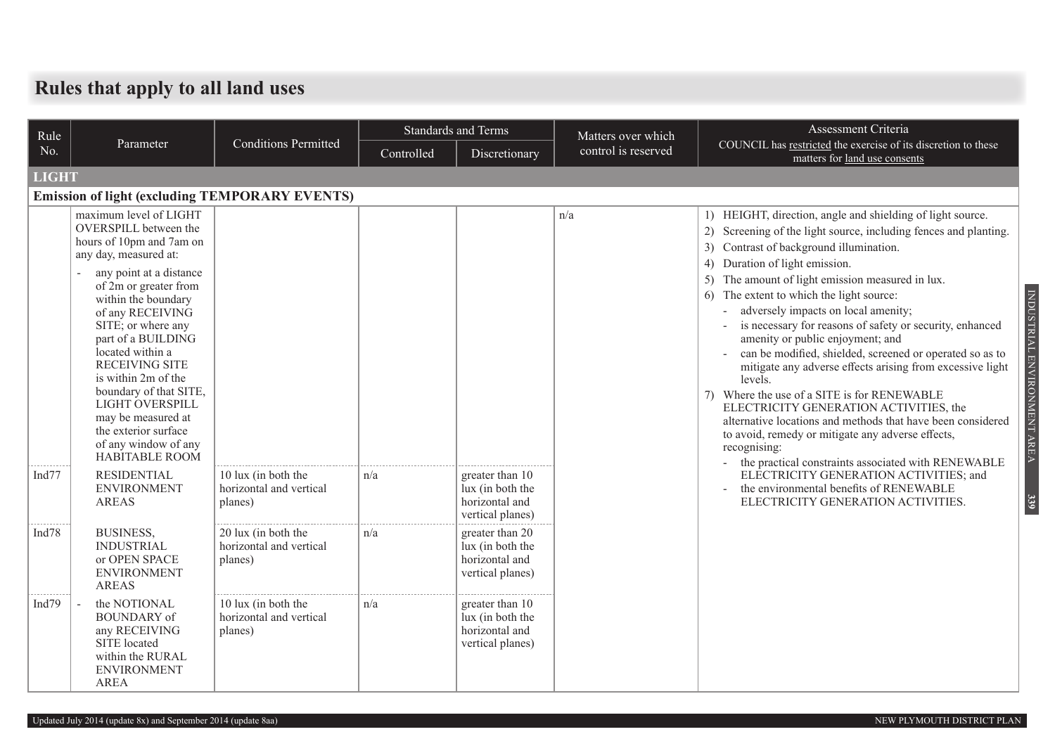# Rules that apply to all land uses

| Rule No. | Parameter | Conditions Permitted | Standards and Terms | | Matters over which control is reserved | Assessment Criteria COUNCIL has restricted the exercise of its discretion to these matters for land use consents |
|---|---|---|---|---|---|---|
| | | | Controlled | Discretionary | | |
| **LIGHT** | | | | | | |
| **Emission of light (excluding TEMPORARY EVENTS)** | | | | | | |
| | maximum level of LIGHT OVERSPILL between the hours of 10pm and 7am on any day, measured at: - any point at a distance of 2m or greater from within the boundary of any RECEIVING SITE; or where any part of a BUILDING located within a RECEIVING SITE is within 2m of the boundary of that SITE, LIGHT OVERSPILL may be measured at the exterior surface of any window of any HABITABLE ROOM | | | | n/a | 1) HEIGHT, direction, angle and shielding of light source. 2) Screening of the light source, including fences and planting. 3) Contrast of background illumination. 4) Duration of light emission. 5) The amount of light emission measured in lux. 6) The extent to which the light source: - adversely impacts on local amenity; - is necessary for reasons of safety or security, enhanced amenity or public enjoyment; and - can be modified, shielded, screened or operated so as to mitigate any adverse effects arising from excessive light levels. 7) Where the use of a SITE is for RENEWABLE ELECTRICITY GENERATION ACTIVITIES, the alternative locations and methods that have been considered to avoid, remedy or mitigate any adverse effects, recognising: - the practical constraints associated with RENEWABLE ELECTRICITY GENERATION ACTIVITIES; and - the environmental benefits of RENEWABLE ELECTRICITY GENERATION ACTIVITIES. |
| Ind77 | RESIDENTIAL ENVIRONMENT AREAS | 10 lux (in both the horizontal and vertical planes) | n/a | greater than 10 lux (in both the horizontal and vertical planes) | | |
| Ind78 | BUSINESS, INDUSTRIAL or OPEN SPACE ENVIRONMENT AREAS | 20 lux (in both the horizontal and vertical planes) | n/a | greater than 20 lux (in both the horizontal and vertical planes) | | |
| Ind79 | - the NOTIONAL BOUNDARY of any RECEIVING SITE located within the RURAL ENVIRONMENT AREA | 10 lux (in both the horizontal and vertical planes) | n/a | greater than 10 lux (in both the horizontal and vertical planes) | | |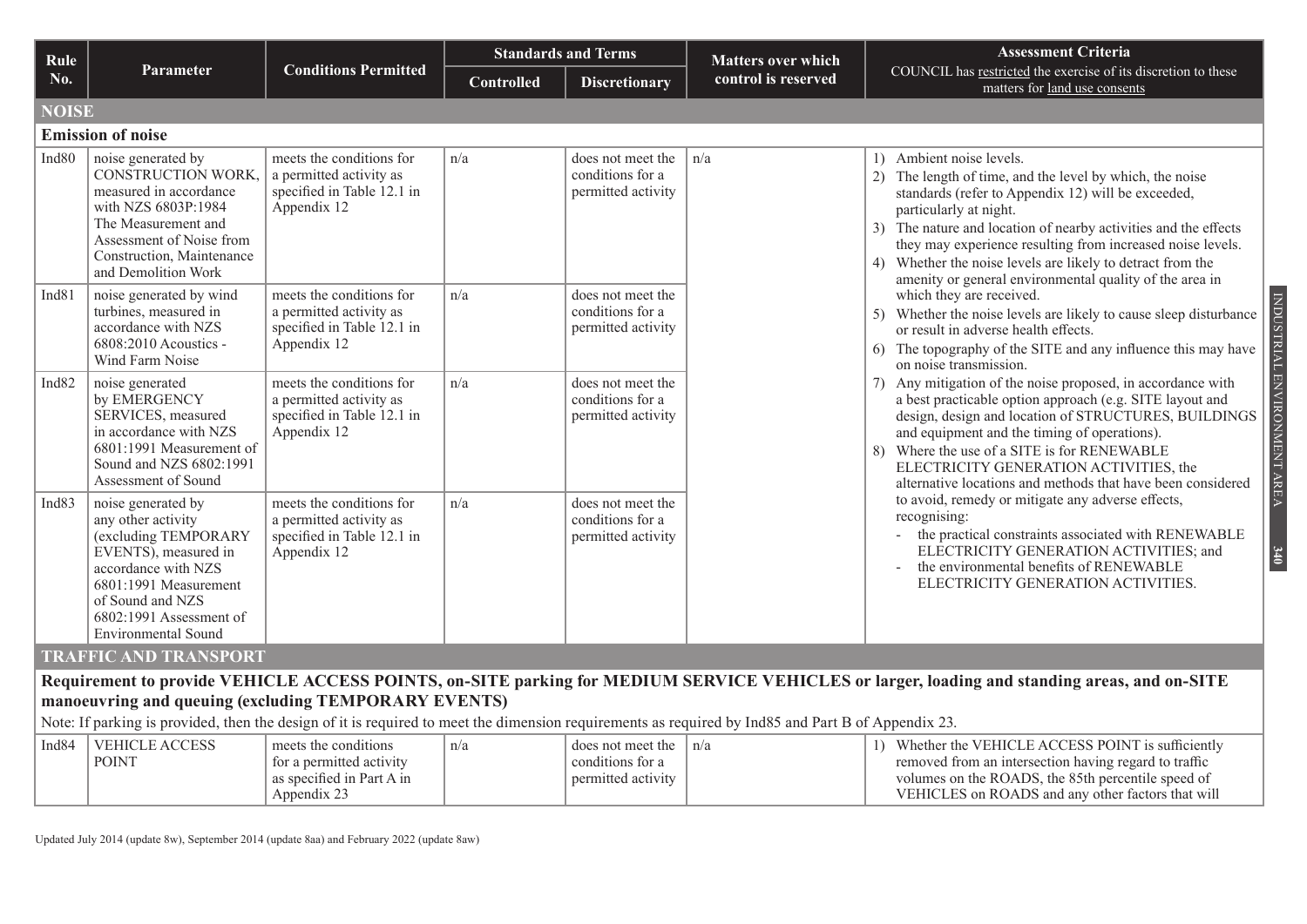| Rule No. | Parameter | Conditions Permitted | Standards and Terms | | Matters over which control is reserved | Assessment Criteria COUNCIL has restricted the exercise of its discretion to these matters for land use consents |
|---|---|---|---|---|---|---|
| | | | Controlled | Discretionary | | |
| **NOISE** | | | | | | |
| **Emission of noise** | | | | | | |
| Ind80 | noise generated by CONSTRUCTION WORK, measured in accordance with NZS 6803P:1984 The Measurement and Assessment of Noise from Construction, Maintenance and Demolition Work | meets the conditions for a permitted activity as specified in Table 12.1 in Appendix 12 | n/a | does not meet the conditions for a permitted activity | n/a | 1) Ambient noise levels.<br>2) The length of time, and the level by which, the noise standards (refer to Appendix 12) will be exceeded, particularly at night.<br>3) The nature and location of nearby activities and the effects they may experience resulting from increased noise levels.<br>4) Whether the noise levels are likely to detract from the amenity or general environmental quality of the area in which they are received.<br>5) Whether the noise levels are likely to cause sleep disturbance or result in adverse health effects.<br>6) The topography of the SITE and any influence this may have on noise transmission.<br>7) Any mitigation of the noise proposed, in accordance with a best practicable option approach (e.g. SITE layout and design, design and location of STRUCTURES, BUILDINGS and equipment and the timing of operations).<br>8) Where the use of a SITE is for RENEWABLE ELECTRICITY GENERATION ACTIVITIES, the alternative locations and methods that have been considered to avoid, remedy or mitigate any adverse effects, recognising:<br>- the practical constraints associated with RENEWABLE ELECTRICITY GENERATION ACTIVITIES; and<br>- the environmental benefits of RENEWABLE ELECTRICITY GENERATION ACTIVITIES. |
| Ind81 | noise generated by wind turbines, measured in accordance with NZS 6808:2010 Acoustics - Wind Farm Noise | meets the conditions for a permitted activity as specified in Table 12.1 in Appendix 12 | n/a | does not meet the conditions for a permitted activity | | |
| Ind82 | noise generated by EMERGENCY SERVICES, measured in accordance with NZS 6801:1991 Measurement of Sound and NZS 6802:1991 Assessment of Sound | meets the conditions for a permitted activity as specified in Table 12.1 in Appendix 12 | n/a | does not meet the conditions for a permitted activity | | |
| Ind83 | noise generated by any other activity (excluding TEMPORARY EVENTS), measured in accordance with NZS 6801:1991 Measurement of Sound and NZS 6802:1991 Assessment of Environmental Sound | meets the conditions for a permitted activity as specified in Table 12.1 in Appendix 12 | n/a | does not meet the conditions for a permitted activity | | |
| **TRAFFIC AND TRANSPORT** | | | | | | |
| **Requirement to provide VEHICLE ACCESS POINTS, on-SITE parking for MEDIUM SERVICE VEHICLES or larger, loading and standing areas, and on-SITE manoeuvring and queuing (excluding TEMPORARY EVENTS)** | | | | | | |
| Note: If parking is provided, then the design of it is required to meet the dimension requirements as required by Ind85 and Part B of Appendix 23. | | | | | | |
| Ind84 | VEHICLE ACCESS POINT | meets the conditions for a permitted activity as specified in Part A in Appendix 23 | n/a | does not meet the conditions for a permitted activity | n/a | 1) Whether the VEHICLE ACCESS POINT is sufficiently removed from an intersection having regard to traffic volumes on the ROADS, the 85th percentile speed of VEHICLES on ROADS and any other factors that will |

Updated July 2014 (update 8w), September 2014 (update 8aa) and February 2022 (update 8aw)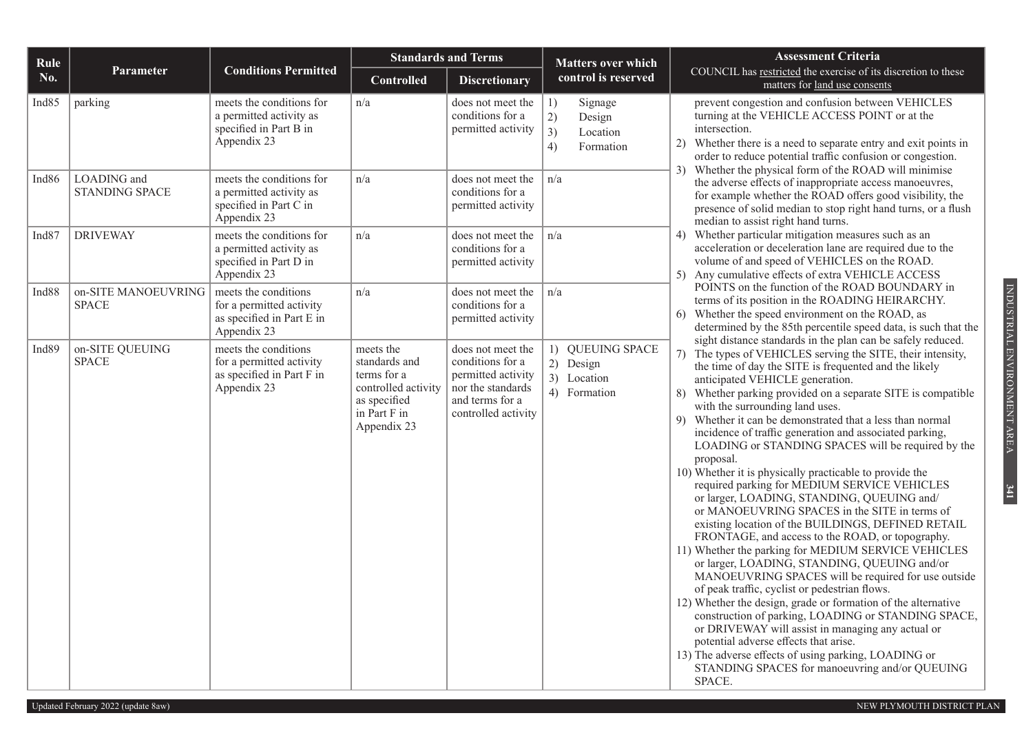| Rule No. | Parameter | Conditions Permitted | Standards and Terms | | Matters over which control is reserved | Assessment Criteria COUNCIL has restricted the exercise of its discretion to these matters for land use consents |
|---|---|---|---|---|---|---|
| | | | Controlled | Discretionary | | |
| Ind85 | parking | meets the conditions for a permitted activity as specified in Part B in Appendix 23 | n/a | does not meet the conditions for a permitted activity | 1) Signage<br>2) Design<br>3) Location<br>4) Formation | prevent congestion and confusion between VEHICLES turning at the VEHICLE ACCESS POINT or at the intersection.<br>2) Whether there is a need to separate entry and exit points in order to reduce potential traffic confusion or congestion.<br>3) Whether the physical form of the ROAD will minimise the adverse effects of inappropriate access manoeuvres, for example whether the ROAD offers good visibility, the presence of solid median to stop right hand turns, or a flush median to assist right hand turns.<br>4) Whether particular mitigation measures such as an acceleration or deceleration lane are required due to the volume of and speed of VEHICLES on the ROAD.<br>5) Any cumulative effects of extra VEHICLE ACCESS POINTS on the function of the ROAD BOUNDARY in terms of its position in the ROADING HEIRARCHY.<br>6) Whether the speed environment on the ROAD, as determined by the 85th percentile speed data, is such that the sight distance standards in the plan can be safely reduced.<br>7) The types of VEHICLES serving the SITE, their intensity, the time of day the SITE is frequented and the likely anticipated VEHICLE generation.<br>8) Whether parking provided on a separate SITE is compatible with the surrounding land uses.<br>9) Whether it can be demonstrated that a less than normal incidence of traffic generation and associated parking, LOADING or STANDING SPACES will be required by the proposal.<br>10) Whether it is physically practicable to provide the required parking for MEDIUM SERVICE VEHICLES or larger, LOADING, STANDING, QUEUING and/or MANOEUVRING SPACES in the SITE in terms of existing location of the BUILDINGS, DEFINED RETAIL FRONTAGE, and access to the ROAD, or topography.<br>11) Whether the parking for MEDIUM SERVICE VEHICLES or larger, LOADING, STANDING, QUEUING and/or MANOEUVRING SPACES will be required for use outside of peak traffic, cyclist or pedestrian flows.<br>12) Whether the design, grade or formation of the alternative construction of parking, LOADING or STANDING SPACE, or DRIVEWAY will assist in managing any actual or potential adverse effects that arise.<br>13) The adverse effects of using parking, LOADING or STANDING SPACES for manoeuvring and/or QUEUING SPACE. |
| Ind86 | LOADING and STANDING SPACE | meets the conditions for a permitted activity as specified in Part C in Appendix 23 | n/a | does not meet the conditions for a permitted activity | n/a | |
| Ind87 | DRIVEWAY | meets the conditions for a permitted activity as specified in Part D in Appendix 23 | n/a | does not meet the conditions for a permitted activity | n/a | |
| Ind88 | on-SITE MANOEUVRING SPACE | meets the conditions for a permitted activity as specified in Part E in Appendix 23 | n/a | does not meet the conditions for a permitted activity | n/a | |
| Ind89 | on-SITE QUEUING SPACE | meets the conditions for a permitted activity as specified in Part F in Appendix 23 | meets the standards and terms for a controlled activity as specified in Part F in Appendix 23 | does not meet the conditions for a permitted activity nor the standards and terms for a controlled activity | 1) QUEUING SPACE<br>2) Design<br>3) Location<br>4) Formation | |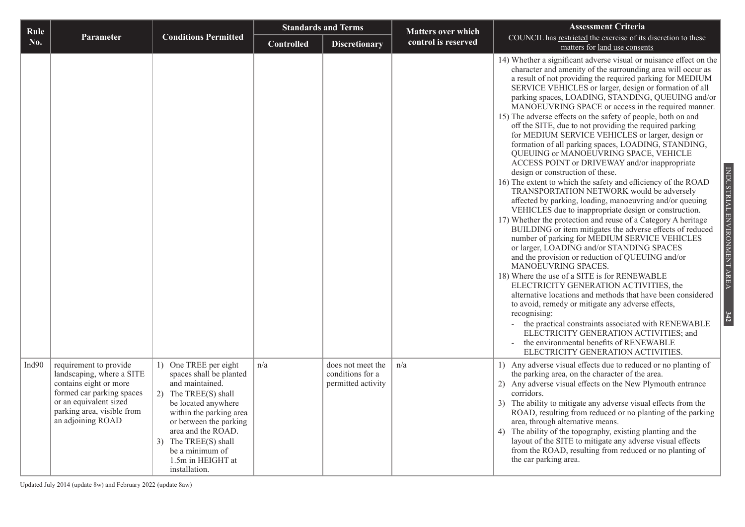| Rule No. | Parameter | Conditions Permitted | Standards and Terms | | Matters over which control is reserved | Assessment Criteria COUNCIL has restricted the exercise of its discretion to these matters for land use consents |
|---|---|---|---|---|---|---|
| | | | Controlled | Discretionary | | |
| | | | | | | 14) Whether a significant adverse visual or nuisance effect on the character and amenity of the surrounding area will occur as a result of not providing the required parking for MEDIUM SERVICE VEHICLES or larger, design or formation of all parking spaces, LOADING, STANDING, QUEUING and/or MANOEUVRING SPACE or access in the required manner.<br>15) The adverse effects on the safety of people, both on and off the SITE, due to not providing the required parking for MEDIUM SERVICE VEHICLES or larger, design or formation of all parking spaces, LOADING, STANDING, QUEUING or MANOEUVRING SPACE, VEHICLE ACCESS POINT or DRIVEWAY and/or inappropriate design or construction of these.<br>16) The extent to which the safety and efficiency of the ROAD TRANSPORTATION NETWORK would be adversely affected by parking, loading, manoeuvring and/or queuing VEHICLES due to inappropriate design or construction.<br>17) Whether the protection and reuse of a Category A heritage BUILDING or item mitigates the adverse effects of reduced number of parking for MEDIUM SERVICE VEHICLES or larger, LOADING and/or STANDING SPACES and the provision or reduction of QUEUING and/or MANOEUVRING SPACES.<br>18) Where the use of a SITE is for RENEWABLE ELECTRICITY GENERATION ACTIVITIES, the alternative locations and methods that have been considered to avoid, remedy or mitigate any adverse effects, recognising:<br>- the practical constraints associated with RENEWABLE ELECTRICITY GENERATION ACTIVITIES; and<br>- the environmental benefits of RENEWABLE ELECTRICITY GENERATION ACTIVITIES. |
| Ind90 | requirement to provide landscaping, where a SITE contains eight or more formed car parking spaces or an equivalent sized parking area, visible from an adjoining ROAD | 1) One TREE per eight spaces shall be planted and maintained.<br>2) The TREE(S) shall be located anywhere within the parking area or between the parking area and the ROAD.<br>3) The TREE(S) shall be a minimum of 1.5m in HEIGHT at installation. | n/a | does not meet the conditions for a permitted activity | n/a | 1) Any adverse visual effects due to reduced or no planting of the parking area, on the character of the area.<br>2) Any adverse visual effects on the New Plymouth entrance corridors.<br>3) The ability to mitigate any adverse visual effects from the ROAD, resulting from reduced or no planting of the parking area, through alternative means.<br>4) The ability of the topography, existing planting and the layout of the SITE to mitigate any adverse visual effects from the ROAD, resulting from reduced or no planting of the car parking area. |

Updated July 2014 (update 8w) and February 2022 (update 8aw)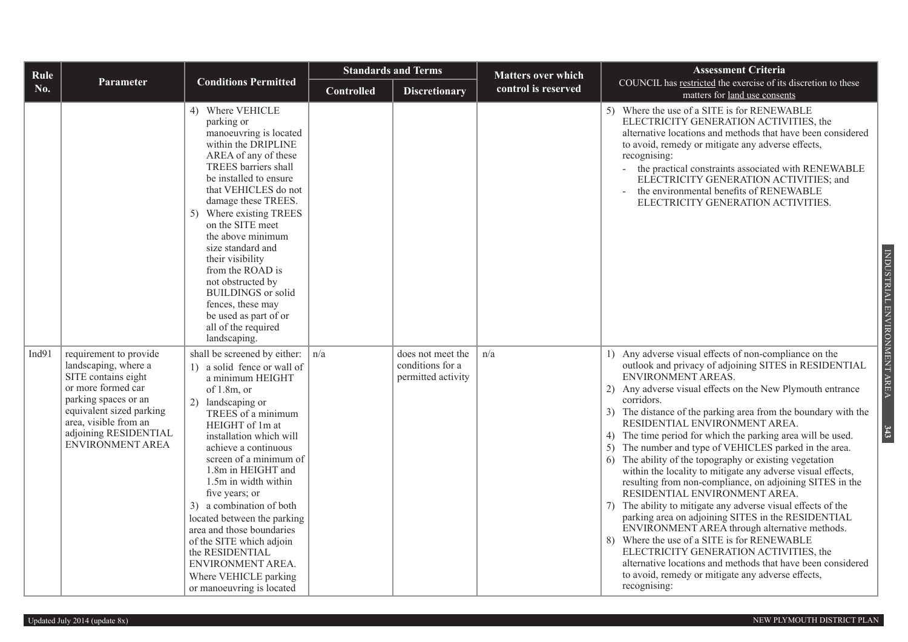| Rule No. | Parameter | Conditions Permitted | Standards and Terms | | Matters over which control is reserved | Assessment Criteria COUNCIL has restricted the exercise of its discretion to these matters for land use consents |
|---|---|---|---|---|---|---|
| | | | Controlled | Discretionary | | |
| | | 4) Where VEHICLE parking or manoeuvring is located within the DRIPLINE AREA of any of these TREES barriers shall be installed to ensure that VEHICLES do not damage these TREES. 5) Where existing TREES on the SITE meet the above minimum size standard and their visibility from the ROAD is not obstructed by BUILDINGS or solid fences, these may be used as part of or all of the required landscaping. | | | | 5) Where the use of a SITE is for RENEWABLE ELECTRICITY GENERATION ACTIVITIES, the alternative locations and methods that have been considered to avoid, remedy or mitigate any adverse effects, recognising: - the practical constraints associated with RENEWABLE ELECTRICITY GENERATION ACTIVITIES; and - the environmental benefits of RENEWABLE ELECTRICITY GENERATION ACTIVITIES. |
| Ind91 | requirement to provide landscaping, where a SITE contains eight or more formed car parking spaces or an equivalent sized parking area, visible from an adjoining RESIDENTIAL ENVIRONMENT AREA | shall be screened by either: 1) a solid fence or wall of a minimum HEIGHT of 1.8m, or 2) landscaping or TREES of a minimum HEIGHT of 1m at installation which will achieve a continuous screen of a minimum of 1.8m in HEIGHT and 1.5m in width within five years; or 3) a combination of both located between the parking area and those boundaries of the SITE which adjoin the RESIDENTIAL ENVIRONMENT AREA. Where VEHICLE parking or manoeuvring is located | n/a | does not meet the conditions for a permitted activity | n/a | 1) Any adverse visual effects of non-compliance on the outlook and privacy of adjoining SITES in RESIDENTIAL ENVIRONMENT AREAS. 2) Any adverse visual effects on the New Plymouth entrance corridors. 3) The distance of the parking area from the boundary with the RESIDENTIAL ENVIRONMENT AREA. 4) The time period for which the parking area will be used. 5) The number and type of VEHICLES parked in the area. 6) The ability of the topography or existing vegetation within the locality to mitigate any adverse visual effects, resulting from non-compliance, on adjoining SITES in the RESIDENTIAL ENVIRONMENT AREA. 7) The ability to mitigate any adverse visual effects of the parking area on adjoining SITES in the RESIDENTIAL ENVIRONMENT AREA through alternative methods. 8) Where the use of a SITE is for RENEWABLE ELECTRICITY GENERATION ACTIVITIES, the alternative locations and methods that have been considered to avoid, remedy or mitigate any adverse effects, recognising: |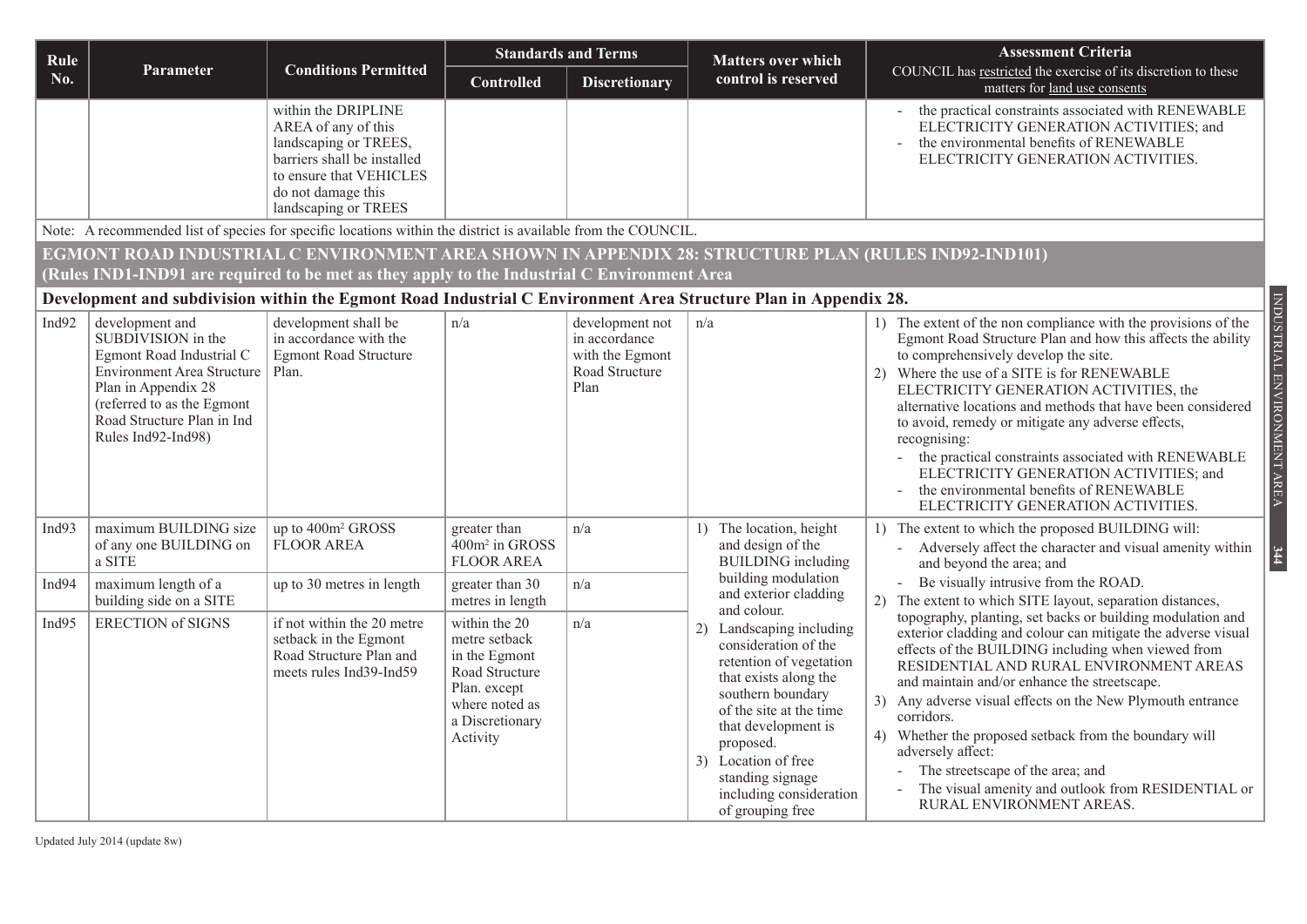| Rule No. | Parameter | Conditions Permitted | Standards and Terms | | Matters over which control is reserved | Assessment Criteria COUNCIL has restricted the exercise of its discretion to these matters for land use consents |
|---|---|---|---|---|---|---|
| | | | Controlled | Discretionary | | |
| | | within the DRIPLINE AREA of any of this landscaping or TREES, barriers shall be installed to ensure that VEHICLES do not damage this landscaping or TREES | | | | - the practical constraints associated with RENEWABLE ELECTRICITY GENERATION ACTIVITIES; and<br>- the environmental benefits of RENEWABLE ELECTRICITY GENERATION ACTIVITIES. |
| Note: A recommended list of species for specific locations within the district is available from the COUNCIL. | | | | | | |
| **EGMONT ROAD INDUSTRIAL C ENVIRONMENT AREA SHOWN IN APPENDIX 28: STRUCTURE PLAN (RULES IND92-IND101) (Rules IND1-IND91 are required to be met as they apply to the Industrial C Environment Area** | | | | | | |
| **Development and subdivision within the Egmont Road Industrial C Environment Area Structure Plan in Appendix 28.** | | | | | | |
| Ind92 | development and SUBDIVISION in the Egmont Road Industrial C Environment Area Structure Plan in Appendix 28 (referred to as the Egmont Road Structure Plan in Ind Rules Ind92-Ind98) | development shall be in accordance with the Egmont Road Structure Plan. | n/a | development not in accordance with the Egmont Road Structure Plan | n/a | 1) The extent of the non compliance with the provisions of the Egmont Road Structure Plan and how this affects the ability to comprehensively develop the site.<br>2) Where the use of a SITE is for RENEWABLE ELECTRICITY GENERATION ACTIVITIES, the alternative locations and methods that have been considered to avoid, remedy or mitigate any adverse effects, recognising:<br>- the practical constraints associated with RENEWABLE ELECTRICITY GENERATION ACTIVITIES; and<br>- the environmental benefits of RENEWABLE ELECTRICITY GENERATION ACTIVITIES. |
| Ind93 | maximum BUILDING size of any one BUILDING on a SITE | up to 400m² GROSS FLOOR AREA | greater than 400m² in GROSS FLOOR AREA | n/a | 1) The location, height and design of the BUILDING including building modulation and exterior cladding and colour.<br>2) Landscaping including consideration of the retention of vegetation that exists along the southern boundary of the site at the time that development is proposed.<br>3) Location of free standing signage including consideration of grouping free | 1) The extent to which the proposed BUILDING will:<br>- Adversely affect the character and visual amenity within and beyond the area; and<br>- Be visually intrusive from the ROAD.<br>2) The extent to which SITE layout, separation distances, topography, planting, set backs or building modulation and exterior cladding and colour can mitigate the adverse visual effects of the BUILDING including when viewed from RESIDENTIAL AND RURAL ENVIRONMENT AREAS and maintain and/or enhance the streetscape.<br>3) Any adverse visual effects on the New Plymouth entrance corridors.<br>4) Whether the proposed setback from the boundary will adversely affect:<br>- The streetscape of the area; and<br>- The visual amenity and outlook from RESIDENTIAL or RURAL ENVIRONMENT AREAS. |
| Ind94 | maximum length of a building side on a SITE | up to 30 metres in length | greater than 30 metres in length | n/a | | |
| Ind95 | ERECTION of SIGNS | if not within the 20 metre setback in the Egmont Road Structure Plan and meets rules Ind39-Ind59 | within the 20 metre setback in the Egmont Road Structure Plan. except where noted as a Discretionary Activity | n/a | | |

Updated July 2014 (update 8w)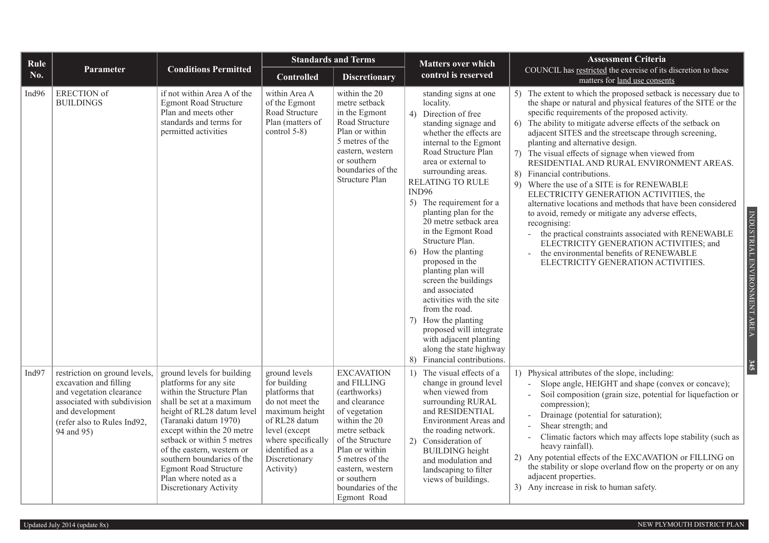| Rule No. | Parameter | Conditions Permitted | Standards and Terms | | Matters over which control is reserved | Assessment Criteria COUNCIL has restricted the exercise of its discretion to these matters for land use consents |
|---|---|---|---|---|---|---|
| | | | Controlled | Discretionary | | |
| Ind96 | ERECTION of BUILDINGS | if not within Area A of the Egmont Road Structure Plan and meets other standards and terms for permitted activities | within Area A of the Egmont Road Structure Plan (matters of control 5-8) | within the 20 metre setback in the Egmont Road Structure Plan or within 5 metres of the eastern, western or southern boundaries of the Structure Plan | standing signs at one locality.<br>4) Direction of free standing signage and whether the effects are internal to the Egmont Road Structure Plan area or external to surrounding areas.<br>RELATING TO RULE IND96<br>5) The requirement for a planting plan for the 20 metre setback area in the Egmont Road Structure Plan.<br>6) How the planting proposed in the planting plan will screen the buildings and associated activities with the site from the road.<br>7) How the planting proposed will integrate with adjacent planting along the state highway<br>8) Financial contributions. | 5) The extent to which the proposed setback is necessary due to the shape or natural and physical features of the SITE or the specific requirements of the proposed activity.<br>6) The ability to mitigate adverse effects of the setback on adjacent SITES and the streetscape through screening, planting and alternative design.<br>7) The visual effects of signage when viewed from RESIDENTIAL AND RURAL ENVIRONMENT AREAS.<br>8) Financial contributions.<br>9) Where the use of a SITE is for RENEWABLE ELECTRICITY GENERATION ACTIVITIES, the alternative locations and methods that have been considered to avoid, remedy or mitigate any adverse effects, recognising:<br>- the practical constraints associated with RENEWABLE ELECTRICITY GENERATION ACTIVITIES; and<br>- the environmental benefits of RENEWABLE ELECTRICITY GENERATION ACTIVITIES. |
| Ind97 | restriction on ground levels, excavation and filling and vegetation clearance associated with subdivision and development (refer also to Rules Ind92, 94 and 95) | ground levels for building platforms for any site within the Structure Plan shall be set at a maximum height of RL28 datum level (Taranaki datum 1970) except within the 20 metre setback or within 5 metres of the eastern, western or southern boundaries of the Egmont Road Structure Plan where noted as a Discretionary Activity | ground levels for building platforms that do not meet the maximum height of RL28 datum level (except where specifically identified as a Discretionary Activity) | EXCAVATION and FILLING (earthworks) and clearance of vegetation within the 20 metre setback of the Structure Plan or within 5 metres of the eastern, western or southern boundaries of the Egmont Road | 1) The visual effects of a change in ground level when viewed from surrounding RURAL and RESIDENTIAL Environment Areas and the roading network.<br>2) Consideration of BUILDING height and modulation and landscaping to filter views of buildings. | 1) Physical attributes of the slope, including:<br>- Slope angle, HEIGHT and shape (convex or concave);<br>- Soil composition (grain size, potential for liquefaction or compression);<br>- Drainage (potential for saturation);<br>- Shear strength; and<br>- Climatic factors which may affects lope stability (such as heavy rainfall).<br>2) Any potential effects of the EXCAVATION or FILLING on the stability or slope overland flow on the property or on any adjacent properties.<br>3) Any increase in risk to human safety. |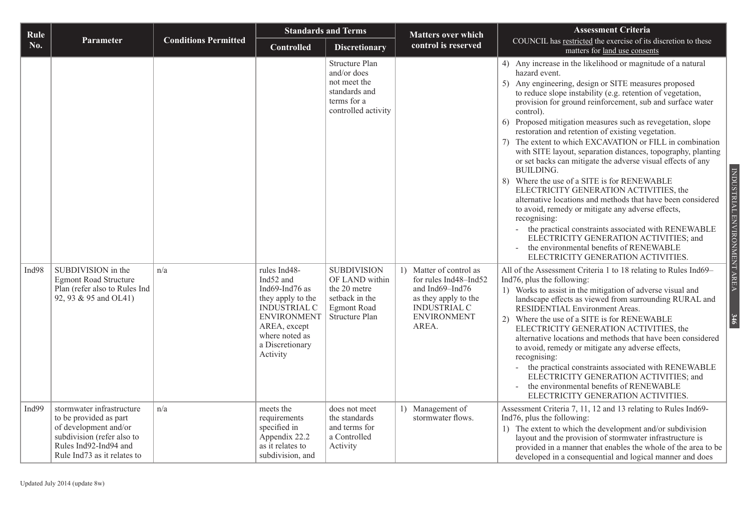| Rule No. | Parameter | Conditions Permitted | Standards and Terms | | Matters over which control is reserved | Assessment Criteria |
|---|---|---|---|---|---|---|
| | | | Controlled | Discretionary | | COUNCIL has restricted the exercise of its discretion to these matters for land use consents |
| | | | | Structure Plan and/or does not meet the standards and terms for a controlled activity | | 4) Any increase in the likelihood or magnitude of a natural hazard event.<br>5) Any engineering, design or SITE measures proposed to reduce slope instability (e.g. retention of vegetation, provision for ground reinforcement, sub and surface water control).<br>6) Proposed mitigation measures such as revegetation, slope restoration and retention of existing vegetation.<br>7) The extent to which EXCAVATION or FILL in combination with SITE layout, separation distances, topography, planting or set backs can mitigate the adverse visual effects of any BUILDING.<br>8) Where the use of a SITE is for RENEWABLE ELECTRICITY GENERATION ACTIVITIES, the alternative locations and methods that have been considered to avoid, remedy or mitigate any adverse effects, recognising:<br>- the practical constraints associated with RENEWABLE ELECTRICITY GENERATION ACTIVITIES; and<br>- the environmental benefits of RENEWABLE ELECTRICITY GENERATION ACTIVITIES. |
| Ind98 | SUBDIVISION in the Egmont Road Structure Plan (refer also to Rules Ind 92, 93 & 95 and OL41) | n/a | rules Ind48-Ind52 and Ind69-Ind76 as they apply to the INDUSTRIAL C ENVIRONMENT AREA, except where noted as a Discretionary Activity | SUBDIVISION OF LAND within the 20 metre setback in the Egmont Road Structure Plan | 1) Matter of control as for rules Ind48–Ind52 and Ind69–Ind76 as they apply to the INDUSTRIAL C ENVIRONMENT AREA. | All of the Assessment Criteria 1 to 18 relating to Rules Ind69–Ind76, plus the following:<br>1) Works to assist in the mitigation of adverse visual and landscape effects as viewed from surrounding RURAL and RESIDENTIAL Environment Areas.<br>2) Where the use of a SITE is for RENEWABLE ELECTRICITY GENERATION ACTIVITIES, the alternative locations and methods that have been considered to avoid, remedy or mitigate any adverse effects, recognising:<br>- the practical constraints associated with RENEWABLE ELECTRICITY GENERATION ACTIVITIES; and<br>- the environmental benefits of RENEWABLE ELECTRICITY GENERATION ACTIVITIES. |
| Ind99 | stormwater infrastructure to be provided as part of development and/or subdivision (refer also to Rules Ind92-Ind94 and Rule Ind73 as it relates to | n/a | meets the requirements specified in Appendix 22.2 as it relates to subdivision, and | does not meet the standards and terms for a Controlled Activity | 1) Management of stormwater flows. | Assessment Criteria 7, 11, 12 and 13 relating to Rules Ind69-Ind76, plus the following:<br>1) The extent to which the development and/or subdivision layout and the provision of stormwater infrastructure is provided in a manner that enables the whole of the area to be developed in a consequential and logical manner and does |

Updated July 2014 (update 8w)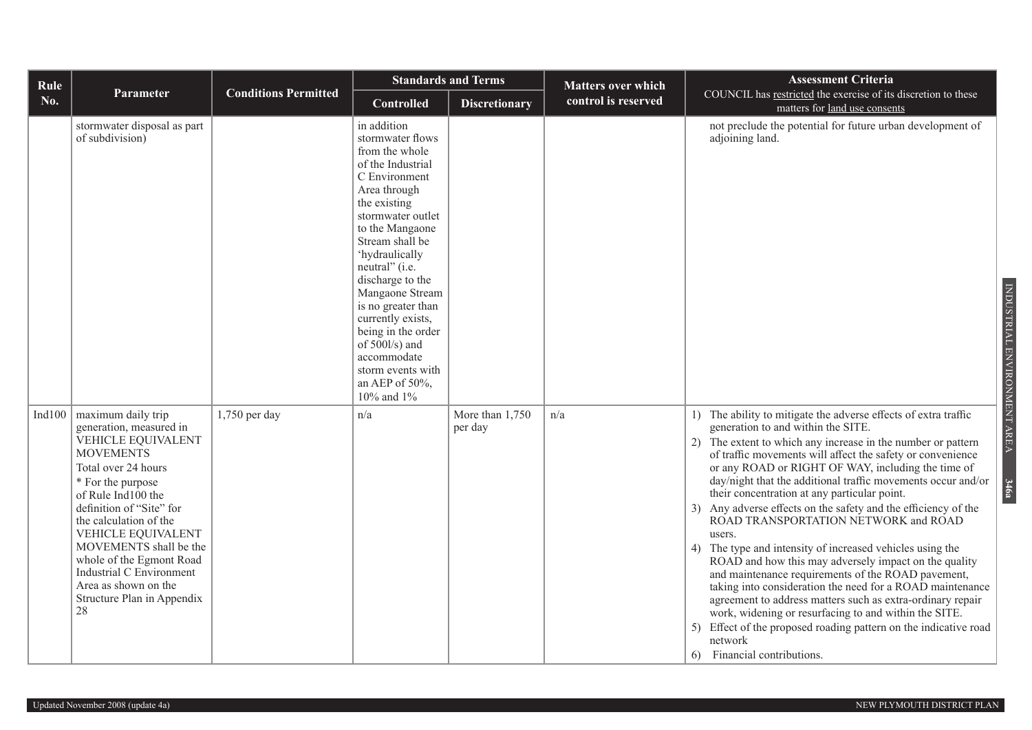| Rule No. | Parameter | Conditions Permitted | Standards and Terms | | Matters over which control is reserved | Assessment Criteria COUNCIL has restricted the exercise of its discretion to these matters for land use consents |
|---|---|---|---|---|---|---|
| | | | Controlled | Discretionary | | |
| | stormwater disposal as part of subdivision) | | in addition stormwater flows from the whole of the Industrial C Environment Area through the existing stormwater outlet to the Mangaone Stream shall be 'hydraulically neutral" (i.e. discharge to the Mangaone Stream is no greater than currently exists, being in the order of 500l/s) and accommodate storm events with an AEP of 50%, 10% and 1% | | | not preclude the potential for future urban development of adjoining land. |
| Ind100 | maximum daily trip generation, measured in VEHICLE EQUIVALENT MOVEMENTS Total over 24 hours * For the purpose of Rule Ind100 the definition of "Site" for the calculation of the VEHICLE EQUIVALENT MOVEMENTS shall be the whole of the Egmont Road Industrial C Environment Area as shown on the Structure Plan in Appendix 28 | 1,750 per day | n/a | More than 1,750 per day | n/a | 1) The ability to mitigate the adverse effects of extra traffic generation to and within the SITE. 2) The extent to which any increase in the number or pattern of traffic movements will affect the safety or convenience or any ROAD or RIGHT OF WAY, including the time of day/night that the additional traffic movements occur and/or their concentration at any particular point. 3) Any adverse effects on the safety and the efficiency of the ROAD TRANSPORTATION NETWORK and ROAD users. 4) The type and intensity of increased vehicles using the ROAD and how this may adversely impact on the quality and maintenance requirements of the ROAD pavement, taking into consideration the need for a ROAD maintenance agreement to address matters such as extra-ordinary repair work, widening or resurfacing to and within the SITE. 5) Effect of the proposed roading pattern on the indicative road network 6) Financial contributions. |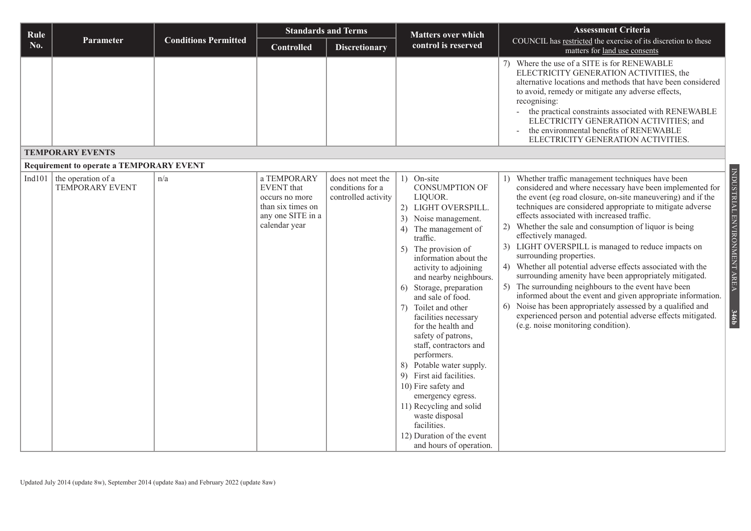| Rule No. | Parameter | Conditions Permitted | Standards and Terms | | Matters over which control is reserved | Assessment Criteria COUNCIL has restricted the exercise of its discretion to these matters for land use consents |
|---|---|---|---|---|---|---|
| | | | Controlled | Discretionary | | |
| | | | | | | 7) Where the use of a SITE is for RENEWABLE ELECTRICITY GENERATION ACTIVITIES, the alternative locations and methods that have been considered to avoid, remedy or mitigate any adverse effects, recognising:<br>- the practical constraints associated with RENEWABLE ELECTRICITY GENERATION ACTIVITIES; and<br>- the environmental benefits of RENEWABLE ELECTRICITY GENERATION ACTIVITIES. |
| **TEMPORARY EVENTS** | | | | | | |
| **Requirement to operate a TEMPORARY EVENT** | | | | | | |
| Ind101 | the operation of a TEMPORARY EVENT | n/a | a TEMPORARY EVENT that occurs no more than six times on any one SITE in a calendar year | does not meet the conditions for a controlled activity | 1) On-site CONSUMPTION OF LIQUOR.<br>2) LIGHT OVERSPILL.<br>3) Noise management.<br>4) The management of traffic.<br>5) The provision of information about the activity to adjoining and nearby neighbours.<br>6) Storage, preparation and sale of food.<br>7) Toilet and other facilities necessary for the health and safety of patrons, staff, contractors and performers.<br>8) Potable water supply.<br>9) First aid facilities.<br>10) Fire safety and emergency egress.<br>11) Recycling and solid waste disposal facilities.<br>12) Duration of the event and hours of operation. | 1) Whether traffic management techniques have been considered and where necessary have been implemented for the event (eg road closure, on-site maneuvering) and if the techniques are considered appropriate to mitigate adverse effects associated with increased traffic.<br>2) Whether the sale and consumption of liquor is being effectively managed.<br>3) LIGHT OVERSPILL is managed to reduce impacts on surrounding properties.<br>4) Whether all potential adverse effects associated with the surrounding amenity have been appropriately mitigated.<br>5) The surrounding neighbours to the event have been informed about the event and given appropriate information.<br>6) Noise has been appropriately assessed by a qualified and experienced person and potential adverse effects mitigated. (e.g. noise monitoring condition). |

Updated July 2014 (update 8w), September 2014 (update 8aa) and February 2022 (update 8aw)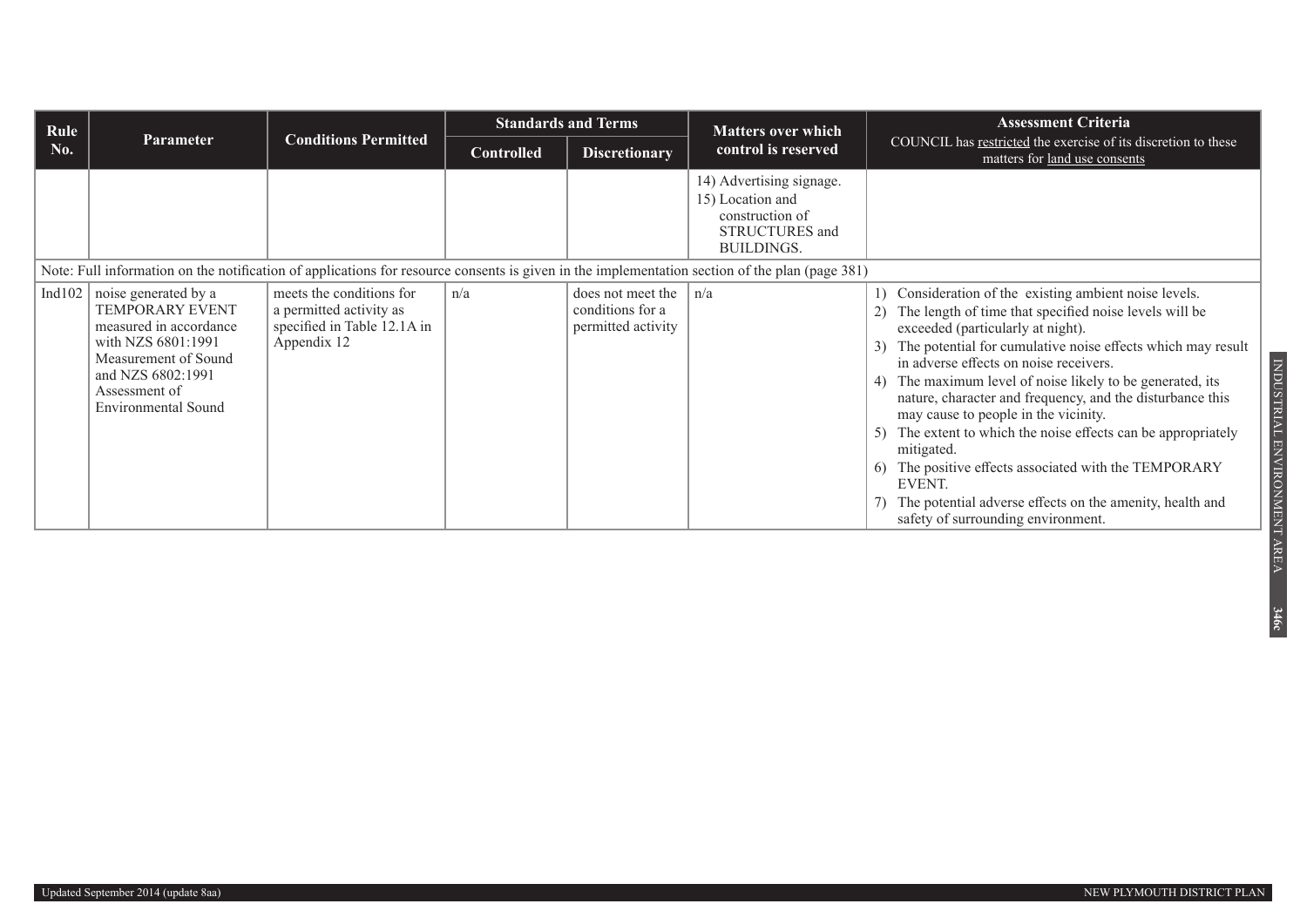| Rule No. | Parameter | Conditions Permitted | Standards and Terms | | Matters over which control is reserved | Assessment Criteria COUNCIL has restricted the exercise of its discretion to these matters for land use consents |
|---|---|---|---|---|---|---|
| | | | Controlled | Discretionary | | |
| | | | | | 14) Advertising signage.<br>15) Location and construction of STRUCTURES and BUILDINGS. | |
| Note: Full information on the notification of applications for resource consents is given in the implementation section of the plan (page 381) | | | | | | |
| Ind102 | noise generated by a TEMPORARY EVENT measured in accordance with NZS 6801:1991 Measurement of Sound and NZS 6802:1991 Assessment of Environmental Sound | meets the conditions for a permitted activity as specified in Table 12.1A in Appendix 12 | n/a | does not meet the conditions for a permitted activity | n/a | 1) Consideration of the existing ambient noise levels.<br>2) The length of time that specified noise levels will be exceeded (particularly at night).<br>3) The potential for cumulative noise effects which may result in adverse effects on noise receivers.<br>4) The maximum level of noise likely to be generated, its nature, character and frequency, and the disturbance this may cause to people in the vicinity.<br>5) The extent to which the noise effects can be appropriately mitigated.<br>6) The positive effects associated with the TEMPORARY EVENT.<br>7) The potential adverse effects on the amenity, health and safety of surrounding environment. |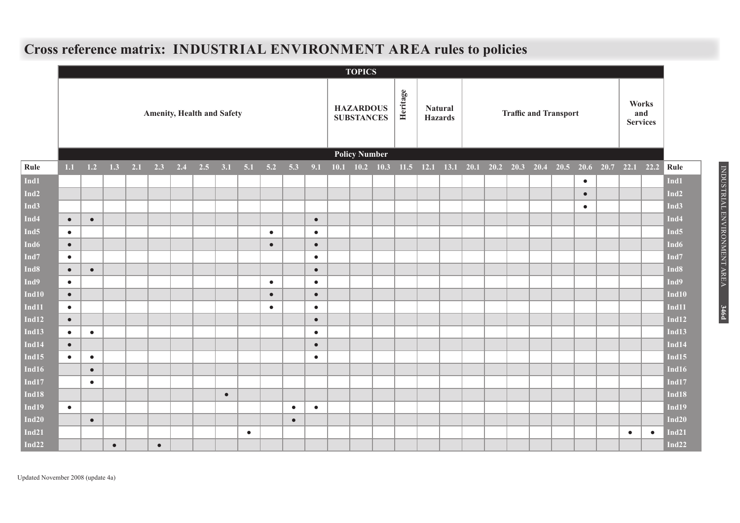# Cross reference matrix: INDUSTRIAL ENVIRONMENT AREA rules to policies

| | TOPICS | | | | | | | | | | | | | | | | | | | | | | | | | | | |
|---|---|---|---|---|---|---|---|---|---|---|---|---|---|---|---|---|---|---|---|---|---|---|---|---|---|---|---|---|
| | Amenity, Health and Safety | | | | | | | | | | | | HAZARDOUS SUBSTANCES | | | Heritage | Natural Hazards | | Traffic and Transport | | | | | | | Works and Services | | |
| | Policy Number | | | | | | | | | | | | | | | | | | | | | | | | | | | |
| **Rule** | **1.1** | **1.2** | **1.3** | **2.1** | **2.3** | **2.4** | **2.5** | **3.1** | **5.1** | **5.2** | **5.3** | **9.1** | **10.1** | **10.2** | **10.3** | **11.5** | **12.1** | **13.1** | **20.1** | **20.2** | **20.3** | **20.4** | **20.5** | **20.6** | **20.7** | **22.1** | **22.2** | **Rule** |
| Ind1 | | | | | | | | | | | | | | | | | | | | | | | | ● | | | | Ind1 |
| Ind2 | | | | | | | | | | | | | | | | | | | | | | | | ● | | | | Ind2 |
| Ind3 | | | | | | | | | | | | | | | | | | | | | | | | ● | | | | Ind3 |
| Ind4 | ● | ● | | | | | | | | | | ● | | | | | | | | | | | | | | | | Ind4 |
| Ind5 | ● | | | | | | | | | ● | | ● | | | | | | | | | | | | | | | | Ind5 |
| Ind6 | ● | | | | | | | | | ● | | ● | | | | | | | | | | | | | | | | Ind6 |
| Ind7 | ● | | | | | | | | | | | ● | | | | | | | | | | | | | | | | Ind7 |
| Ind8 | ● | ● | | | | | | | | | | ● | | | | | | | | | | | | | | | | Ind8 |
| Ind9 | ● | | | | | | | | | ● | | ● | | | | | | | | | | | | | | | | Ind9 |
| Ind10 | ● | | | | | | | | | ● | | ● | | | | | | | | | | | | | | | | Ind10 |
| Ind11 | ● | | | | | | | | | ● | | ● | | | | | | | | | | | | | | | | Ind11 |
| Ind12 | ● | | | | | | | | | | | ● | | | | | | | | | | | | | | | | Ind12 |
| Ind13 | ● | ● | | | | | | | | | | ● | | | | | | | | | | | | | | | | Ind13 |
| Ind14 | ● | | | | | | | | | | | ● | | | | | | | | | | | | | | | | Ind14 |
| Ind15 | ● | ● | | | | | | | | | | ● | | | | | | | | | | | | | | | | Ind15 |
| Ind16 | | ● | | | | | | | | | | | | | | | | | | | | | | | | | | Ind16 |
| Ind17 | | ● | | | | | | | | | | | | | | | | | | | | | | | | | | Ind17 |
| Ind18 | | | | | | | | ● | | | | | | | | | | | | | | | | | | | | Ind18 |
| Ind19 | ● | | | | | | | | | | ● | ● | | | | | | | | | | | | | | | | Ind19 |
| Ind20 | | ● | | | | | | | | | ● | | | | | | | | | | | | | | | | | Ind20 |
| Ind21 | | | | | | | | | ● | | | | | | | | | | | | | | | | | ● | ● | Ind21 |
| Ind22 | | | ● | | ● | | | | | | | | | | | | | | | | | | | | | | | Ind22 |

Updated November 2008 (update 4a)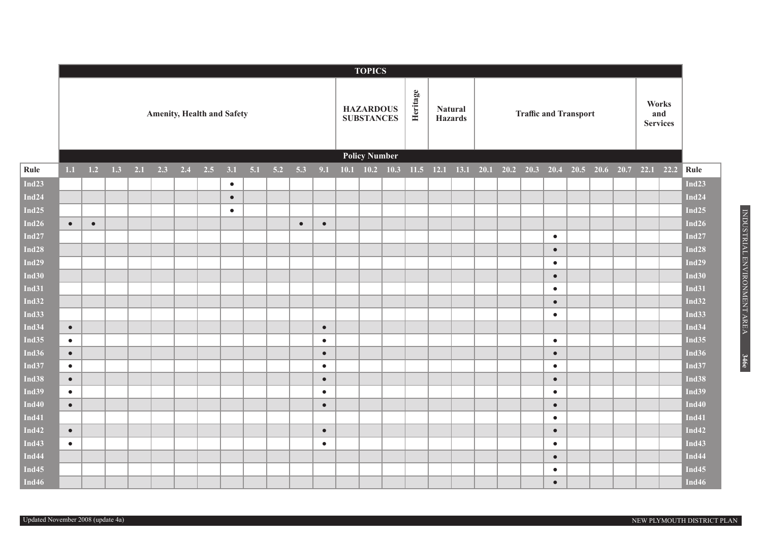| Rule | TOPICS | | | | | | | | | | | | | | | | | | | | | | | | | | | Rule |
|---|---|---|---|---|---|---|---|---|---|---|---|---|---|---|---|---|---|---|---|---|---|---|---|---|---|---|---|---|
| | Amenity, Health and Safety | | | | | | | | | | | | HAZARDOUS SUBSTANCES | | | Heritage | Natural Hazards | | Traffic and Transport | | | | | | | Works and Services | | |
| | Policy Number | | | | | | | | | | | | | | | | | | | | | | | | | | | |
| Rule | 1.1 | 1.2 | 1.3 | 2.1 | 2.3 | 2.4 | 2.5 | 3.1 | 5.1 | 5.2 | 5.3 | 9.1 | 10.1 | 10.2 | 10.3 | 11.5 | 12.1 | 13.1 | 20.1 | 20.2 | 20.3 | 20.4 | 20.5 | 20.6 | 20.7 | 22.1 | 22.2 | Rule |
| Ind23 | | | | | | | | • | | | | | | | | | | | | | | | | | | | | Ind23 |
| Ind24 | | | | | | | | • | | | | | | | | | | | | | | | | | | | | Ind24 |
| Ind25 | | | | | | | | • | | | | | | | | | | | | | | | | | | | | Ind25 |
| Ind26 | • | • | | | | | | | | | • | • | | | | | | | | | | | | | | | | Ind26 |
| Ind27 | | | | | | | | | | | | | | | | | | | | | | • | | | | | | Ind27 |
| Ind28 | | | | | | | | | | | | | | | | | | | | | | • | | | | | | Ind28 |
| Ind29 | | | | | | | | | | | | | | | | | | | | | | • | | | | | | Ind29 |
| Ind30 | | | | | | | | | | | | | | | | | | | | | | • | | | | | | Ind30 |
| Ind31 | | | | | | | | | | | | | | | | | | | | | | • | | | | | | Ind31 |
| Ind32 | | | | | | | | | | | | | | | | | | | | | | • | | | | | | Ind32 |
| Ind33 | | | | | | | | | | | | | | | | | | | | | | • | | | | | | Ind33 |
| Ind34 | • | | | | | | | | | | | • | | | | | | | | | | | | | | | | Ind34 |
| Ind35 | • | | | | | | | | | | | • | | | | | | | | | | • | | | | | | Ind35 |
| Ind36 | • | | | | | | | | | | | • | | | | | | | | | | • | | | | | | Ind36 |
| Ind37 | • | | | | | | | | | | | • | | | | | | | | | | • | | | | | | Ind37 |
| Ind38 | • | | | | | | | | | | | • | | | | | | | | | | • | | | | | | Ind38 |
| Ind39 | • | | | | | | | | | | | • | | | | | | | | | | • | | | | | | Ind39 |
| Ind40 | • | | | | | | | | | | | • | | | | | | | | | | • | | | | | | Ind40 |
| Ind41 | | | | | | | | | | | | | | | | | | | | | | • | | | | | | Ind41 |
| Ind42 | • | | | | | | | | | | | • | | | | | | | | | | • | | | | | | Ind42 |
| Ind43 | • | | | | | | | | | | | • | | | | | | | | | | • | | | | | | Ind43 |
| Ind44 | | | | | | | | | | | | | | | | | | | | | | • | | | | | | Ind44 |
| Ind45 | | | | | | | | | | | | | | | | | | | | | | • | | | | | | Ind45 |
| Ind46 | | | | | | | | | | | | | | | | | | | | | | • | | | | | | Ind46 |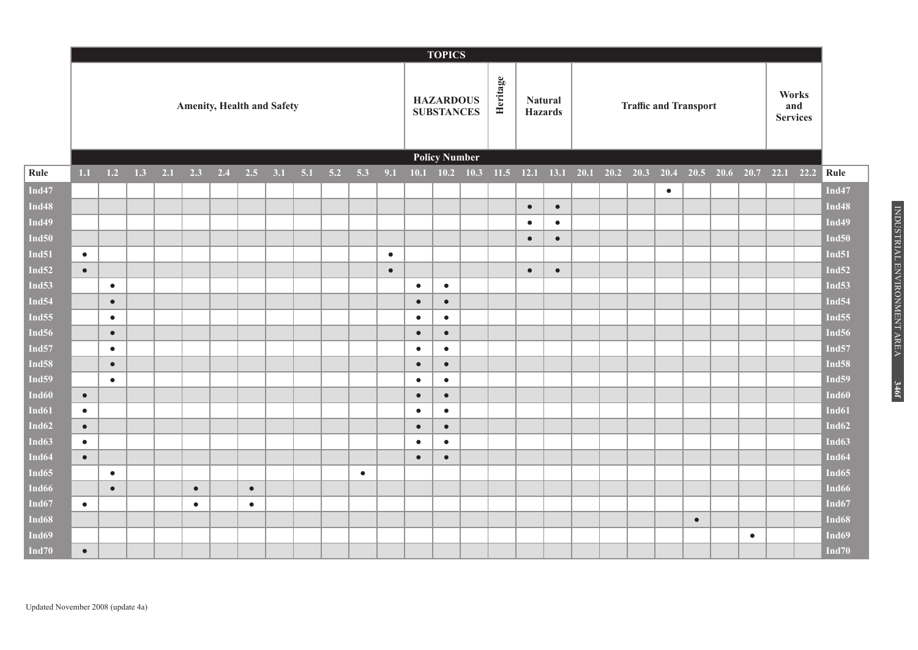**TOPICS**

| | Amenity, Health and Safety | | | | | | | | | | | | HAZARDOUS SUBSTANCES | | | Heritage | Natural Hazards | | Traffic and Transport | | | | | | | Works and Services | | |
|---|---|---|---|---|---|---|---|---|---|---|---|---|---|---|---|---|---|---|---|---|---|---|---|---|---|---|---|---|
| | **Policy Number** | | | | | | | | | | | | | | | | | | | | | | | | | | | |
| **Rule** | 1.1 | 1.2 | 1.3 | 2.1 | 2.3 | 2.4 | 2.5 | 3.1 | 5.1 | 5.2 | 5.3 | 9.1 | 10.1 | 10.2 | 10.3 | 11.5 | 12.1 | 13.1 | 20.1 | 20.2 | 20.3 | 20.4 | 20.5 | 20.6 | 20.7 | 22.1 | 22.2 | **Rule** |
| Ind47 | | | | | | | | | | | | | | | | | | | | | | ● | | | | | | Ind47 |
| Ind48 | | | | | | | | | | | | | | | | | ● | ● | | | | | | | | | | Ind48 |
| Ind49 | | | | | | | | | | | | | | | | | ● | ● | | | | | | | | | | Ind49 |
| Ind50 | | | | | | | | | | | | | | | | | ● | ● | | | | | | | | | | Ind50 |
| Ind51 | ● | | | | | | | | | | | ● | | | | | | | | | | | | | | | | Ind51 |
| Ind52 | ● | | | | | | | | | | | ● | | | | | ● | ● | | | | | | | | | | Ind52 |
| Ind53 | | ● | | | | | | | | | | | ● | ● | | | | | | | | | | | | | | Ind53 |
| Ind54 | | ● | | | | | | | | | | | ● | ● | | | | | | | | | | | | | | Ind54 |
| Ind55 | | ● | | | | | | | | | | | ● | ● | | | | | | | | | | | | | | Ind55 |
| Ind56 | | ● | | | | | | | | | | | ● | ● | | | | | | | | | | | | | | Ind56 |
| Ind57 | | ● | | | | | | | | | | | ● | ● | | | | | | | | | | | | | | Ind57 |
| Ind58 | | ● | | | | | | | | | | | ● | ● | | | | | | | | | | | | | | Ind58 |
| Ind59 | | ● | | | | | | | | | | | ● | ● | | | | | | | | | | | | | | Ind59 |
| Ind60 | ● | | | | | | | | | | | | ● | ● | | | | | | | | | | | | | | Ind60 |
| Ind61 | ● | | | | | | | | | | | | ● | ● | | | | | | | | | | | | | | Ind61 |
| Ind62 | ● | | | | | | | | | | | | ● | ● | | | | | | | | | | | | | | Ind62 |
| Ind63 | ● | | | | | | | | | | | | ● | ● | | | | | | | | | | | | | | Ind63 |
| Ind64 | ● | | | | | | | | | | | | ● | ● | | | | | | | | | | | | | | Ind64 |
| Ind65 | | ● | | | | | | | | | ● | | | | | | | | | | | | | | | | | Ind65 |
| Ind66 | | ● | | | ● | | ● | | | | | | | | | | | | | | | | | | | | | Ind66 |
| Ind67 | ● | | | | ● | | ● | | | | | | | | | | | | | | | | | | | | | Ind67 |
| Ind68 | | | | | | | | | | | | | | | | | | | | | | | ● | | | | | Ind68 |
| Ind69 | | | | | | | | | | | | | | | | | | | | | | | | | ● | | | Ind69 |
| Ind70 | ● | | | | | | | | | | | | | | | | | | | | | | | | | | | Ind70 |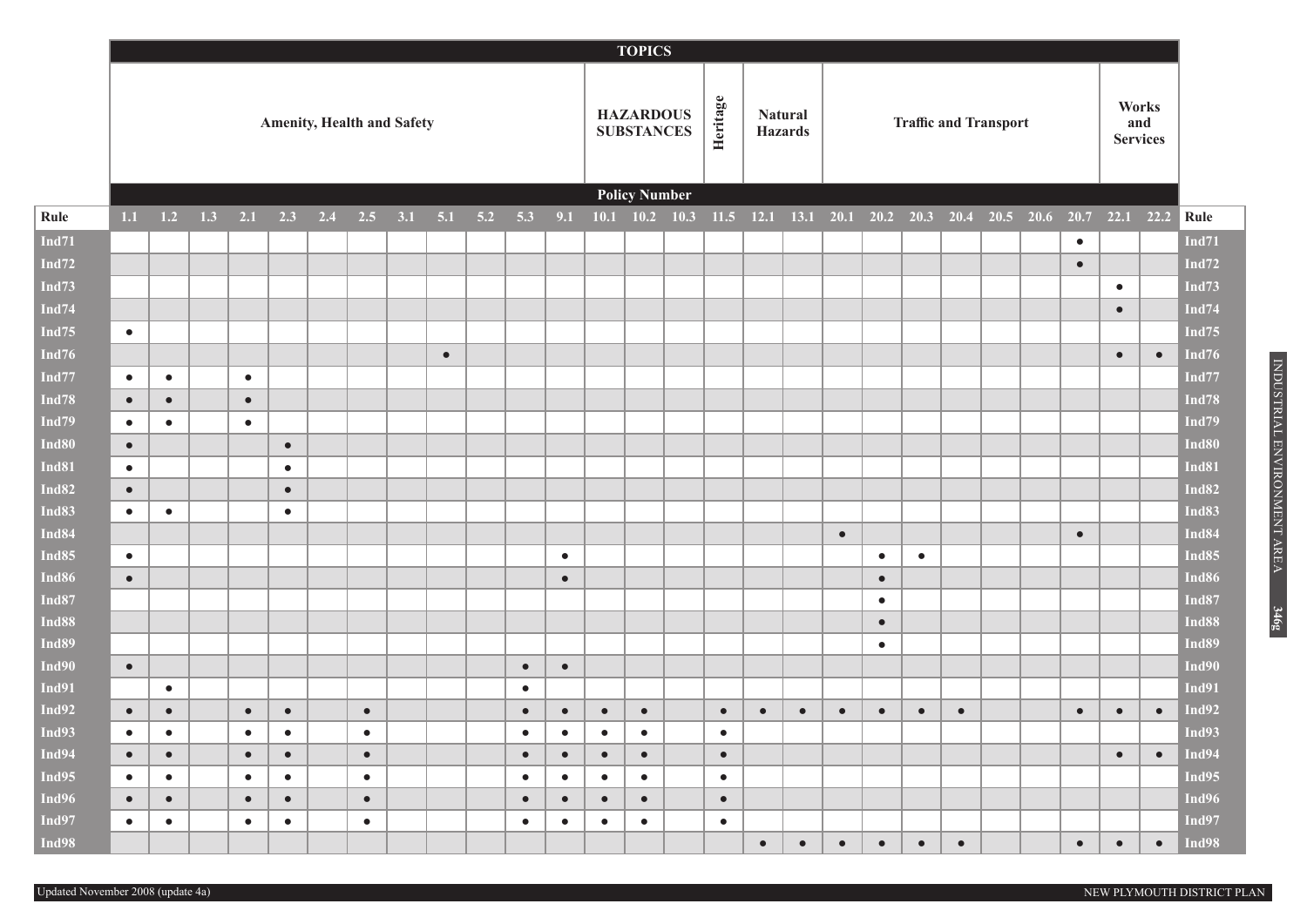| | TOPICS | | | | | | | | | | | | | | | | | | | | | | | | | | | |
|---|---|---|---|---|---|---|---|---|---|---|---|---|---|---|---|---|---|---|---|---|---|---|---|---|---|---|---|---|
| | Amenity, Health and Safety | | | | | | | | | | | | HAZARDOUS SUBSTANCES | | | Heritage | Natural Hazards | | Traffic and Transport | | | | | | | Works and Services | | |
| | Policy Number | | | | | | | | | | | | | | | | | | | | | | | | | | | |
| Rule | 1.1 | 1.2 | 1.3 | 2.1 | 2.3 | 2.4 | 2.5 | 3.1 | 5.1 | 5.2 | 5.3 | 9.1 | 10.1 | 10.2 | 10.3 | 11.5 | 12.1 | 13.1 | 20.1 | 20.2 | 20.3 | 20.4 | 20.5 | 20.6 | 20.7 | 22.1 | 22.2 | Rule |
| Ind71 | | | | | | | | | | | | | | | | | | | | | | | | | ● | | | Ind71 |
| Ind72 | | | | | | | | | | | | | | | | | | | | | | | | | ● | | | Ind72 |
| Ind73 | | | | | | | | | | | | | | | | | | | | | | | | | | ● | | Ind73 |
| Ind74 | | | | | | | | | | | | | | | | | | | | | | | | | | ● | | Ind74 |
| Ind75 | ● | | | | | | | | | | | | | | | | | | | | | | | | | | | Ind75 |
| Ind76 | | | | | | | | | ● | | | | | | | | | | | | | | | | | ● | ● | Ind76 |
| Ind77 | ● | ● | | ● | | | | | | | | | | | | | | | | | | | | | | | | Ind77 |
| Ind78 | ● | ● | | ● | | | | | | | | | | | | | | | | | | | | | | | | Ind78 |
| Ind79 | ● | ● | | ● | | | | | | | | | | | | | | | | | | | | | | | | Ind79 |
| Ind80 | ● | | | | ● | | | | | | | | | | | | | | | | | | | | | | | Ind80 |
| Ind81 | ● | | | | ● | | | | | | | | | | | | | | | | | | | | | | | Ind81 |
| Ind82 | ● | | | | ● | | | | | | | | | | | | | | | | | | | | | | | Ind82 |
| Ind83 | ● | ● | | | ● | | | | | | | | | | | | | | | | | | | | | | | Ind83 |
| Ind84 | | | | | | | | | | | | | | | | | | | ● | | | | | | ● | | | Ind84 |
| Ind85 | ● | | | | | | | | | | | ● | | | | | | | | ● | ● | | | | | | | Ind85 |
| Ind86 | ● | | | | | | | | | | | ● | | | | | | | | ● | | | | | | | | Ind86 |
| Ind87 | | | | | | | | | | | | | | | | | | | | ● | | | | | | | | Ind87 |
| Ind88 | | | | | | | | | | | | | | | | | | | | ● | | | | | | | | Ind88 |
| Ind89 | | | | | | | | | | | | | | | | | | | | ● | | | | | | | | Ind89 |
| Ind90 | ● | | | | | | | | | | ● | ● | | | | | | | | | | | | | | | | Ind90 |
| Ind91 | | ● | | | | | | | | | ● | | | | | | | | | | | | | | | | | Ind91 |
| Ind92 | ● | ● | | ● | ● | | ● | | | | ● | ● | ● | ● | | ● | ● | ● | ● | ● | ● | ● | | | ● | ● | ● | Ind92 |
| Ind93 | ● | ● | | ● | ● | | ● | | | | ● | ● | ● | ● | | ● | | | | | | | | | | | | Ind93 |
| Ind94 | ● | ● | | ● | ● | | ● | | | | ● | ● | ● | ● | | ● | | | | | | | | | | ● | ● | Ind94 |
| Ind95 | ● | ● | | ● | ● | | ● | | | | ● | ● | ● | ● | | ● | | | | | | | | | | | | Ind95 |
| Ind96 | ● | ● | | ● | ● | | ● | | | | ● | ● | ● | ● | | ● | | | | | | | | | | | | Ind96 |
| Ind97 | ● | ● | | ● | ● | | ● | | | | ● | ● | ● | ● | | ● | | | | | | | | | | | | Ind97 |
| Ind98 | | | | | | | | | | | | | | | | | ● | ● | ● | ● | ● | ● | | | ● | ● | ● | Ind98 |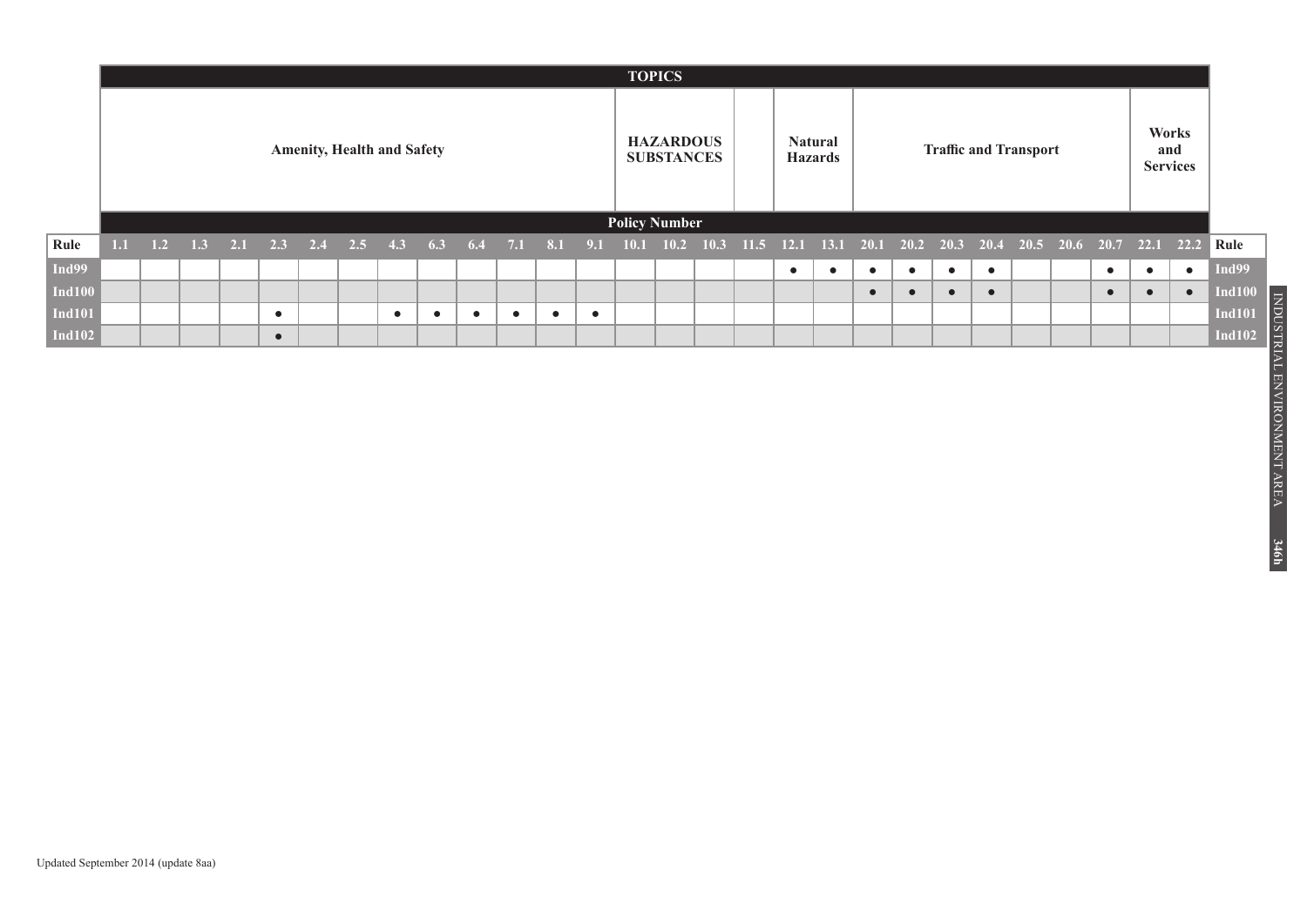| | TOPICS | | | | | | | | | | | | | | | | | | | | | | | | | | | | |
|---|---|---|---|---|---|---|---|---|---|---|---|---|---|---|---|---|---|---|---|---|---|---|---|---|---|---|---|---|---|
| | Amenity, Health and Safety | | | | | | | | | | | | | HAZARDOUS SUBSTANCES | | | | Natural Hazards | | Traffic and Transport | | | | | | | Works and Services | | |
| | Policy Number | | | | | | | | | | | | | | | | | | | | | | | | | | | | |
| Rule | 1.1 | 1.2 | 1.3 | 2.1 | 2.3 | 2.4 | 2.5 | 4.3 | 6.3 | 6.4 | 7.1 | 8.1 | 9.1 | 10.1 | 10.2 | 10.3 | 11.5 | 12.1 | 13.1 | 20.1 | 20.2 | 20.3 | 20.4 | 20.5 | 20.6 | 20.7 | 22.1 | 22.2 | Rule |
| Ind99 | | | | | | | | | | | | | | | | | | ● | ● | ● | ● | ● | ● | | | ● | ● | ● | Ind99 |
| Ind100 | | | | | | | | | | | | | | | | | | | | ● | ● | ● | ● | | | ● | ● | ● | Ind100 |
| Ind101 | | | | | ● | | | ● | ● | ● | ● | ● | ● | | | | | | | | | | | | | | | | Ind101 |
| Ind102 | | | | | ● | | | | | | | | | | | | | | | | | | | | | | | | Ind102 |